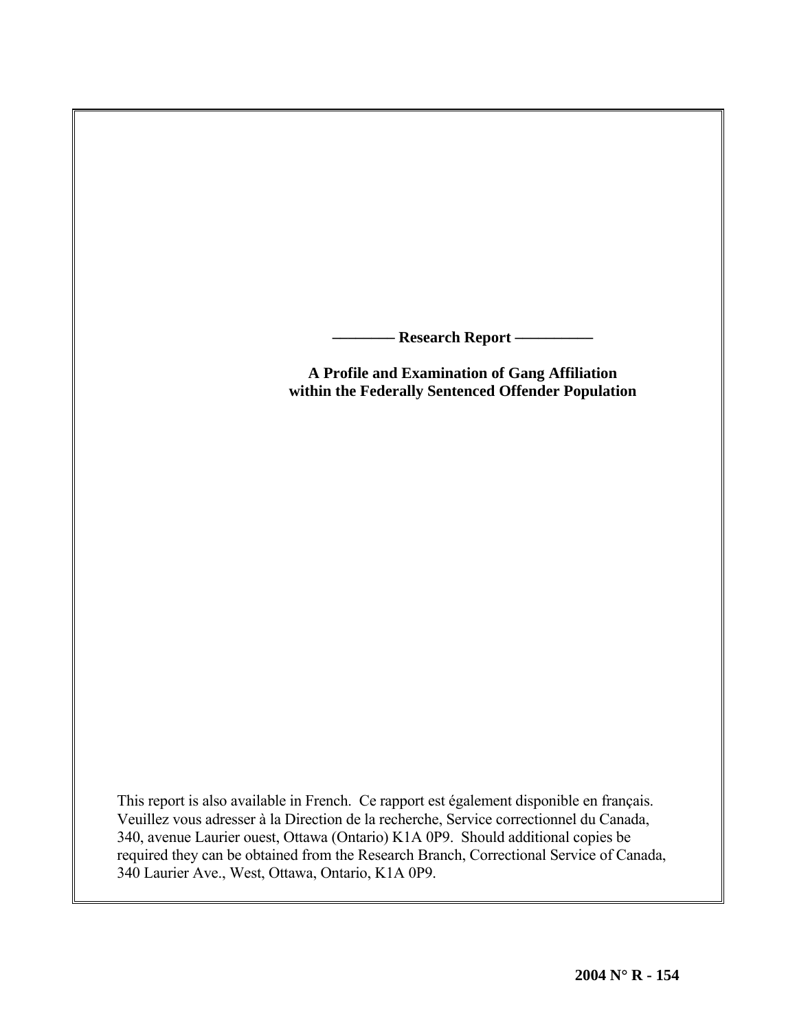**———— Research Report —————**

# A Profile and Examination of Gang Affiliation within the Federally Sentenced Offender Population

This report is also available in French. Ce rapport est également disponible en français. Veuillez vous adresser à la Direction de la recherche, Service correctionnel du Canada, 340, avenue Laurier ouest, Ottawa (Ontario) K1A 0P9. Should additional copies be required they can be obtained from the Research Branch, Correctional Service of Canada, 340 Laurier Ave., West, Ottawa, Ontario, K1A 0P9.

**2004 N° R - 154**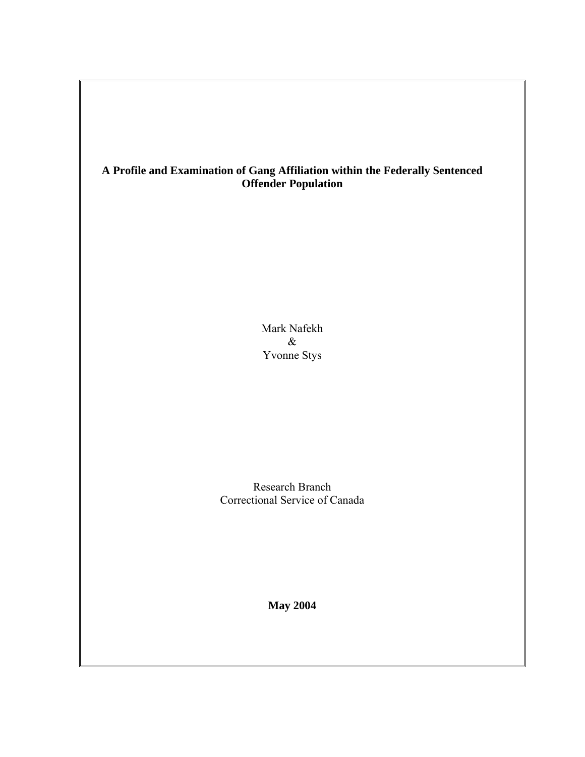**A Profile and Examination of Gang Affiliation within the Federally Sentenced Offender Population**

Mark Nafekh
&
Yvonne Stys

Research Branch
Correctional Service of Canada

**May 2004**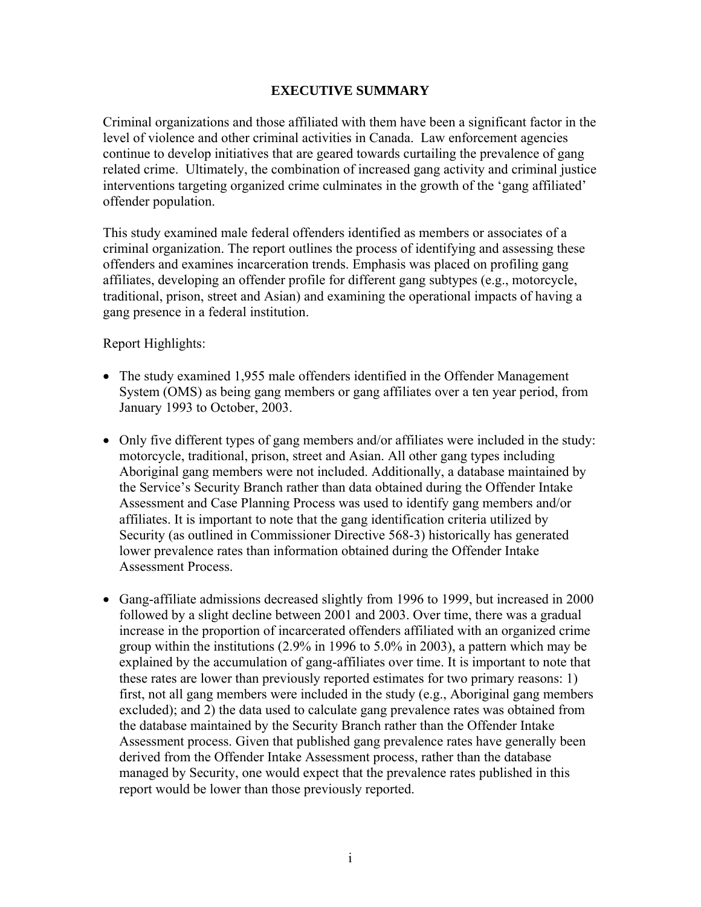## EXECUTIVE SUMMARY

Criminal organizations and those affiliated with them have been a significant factor in the level of violence and other criminal activities in Canada. Law enforcement agencies continue to develop initiatives that are geared towards curtailing the prevalence of gang related crime. Ultimately, the combination of increased gang activity and criminal justice interventions targeting organized crime culminates in the growth of the 'gang affiliated' offender population.

This study examined male federal offenders identified as members or associates of a criminal organization. The report outlines the process of identifying and assessing these offenders and examines incarceration trends. Emphasis was placed on profiling gang affiliates, developing an offender profile for different gang subtypes (e.g., motorcycle, traditional, prison, street and Asian) and examining the operational impacts of having a gang presence in a federal institution.

Report Highlights:

- The study examined 1,955 male offenders identified in the Offender Management System (OMS) as being gang members or gang affiliates over a ten year period, from January 1993 to October, 2003.
- Only five different types of gang members and/or affiliates were included in the study: motorcycle, traditional, prison, street and Asian. All other gang types including Aboriginal gang members were not included. Additionally, a database maintained by the Service's Security Branch rather than data obtained during the Offender Intake Assessment and Case Planning Process was used to identify gang members and/or affiliates. It is important to note that the gang identification criteria utilized by Security (as outlined in Commissioner Directive 568-3) historically has generated lower prevalence rates than information obtained during the Offender Intake Assessment Process.
- Gang-affiliate admissions decreased slightly from 1996 to 1999, but increased in 2000 followed by a slight decline between 2001 and 2003. Over time, there was a gradual increase in the proportion of incarcerated offenders affiliated with an organized crime group within the institutions (2.9% in 1996 to 5.0% in 2003), a pattern which may be explained by the accumulation of gang-affiliates over time. It is important to note that these rates are lower than previously reported estimates for two primary reasons: 1) first, not all gang members were included in the study (e.g., Aboriginal gang members excluded); and 2) the data used to calculate gang prevalence rates was obtained from the database maintained by the Security Branch rather than the Offender Intake Assessment process. Given that published gang prevalence rates have generally been derived from the Offender Intake Assessment process, rather than the database managed by Security, one would expect that the prevalence rates published in this report would be lower than those previously reported.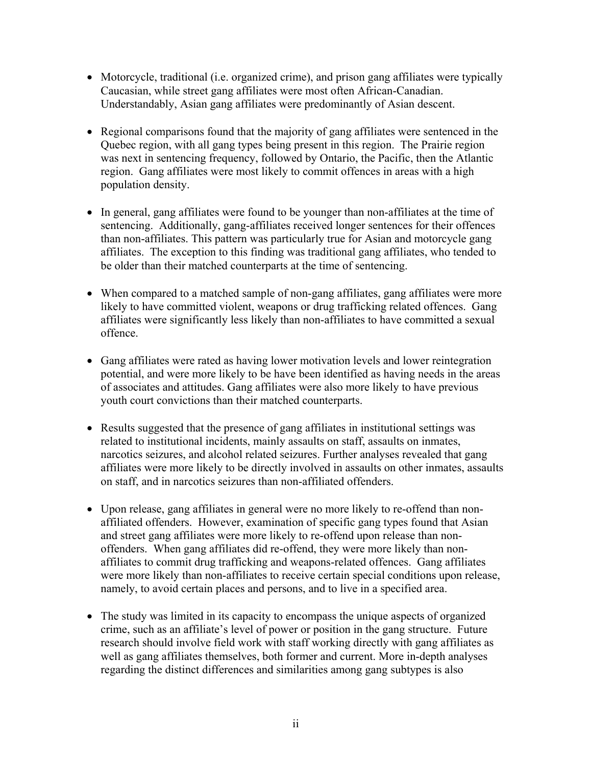- Motorcycle, traditional (i.e. organized crime), and prison gang affiliates were typically Caucasian, while street gang affiliates were most often African-Canadian. Understandably, Asian gang affiliates were predominantly of Asian descent.

- Regional comparisons found that the majority of gang affiliates were sentenced in the Quebec region, with all gang types being present in this region. The Prairie region was next in sentencing frequency, followed by Ontario, the Pacific, then the Atlantic region. Gang affiliates were most likely to commit offences in areas with a high population density.

- In general, gang affiliates were found to be younger than non-affiliates at the time of sentencing. Additionally, gang-affiliates received longer sentences for their offences than non-affiliates. This pattern was particularly true for Asian and motorcycle gang affiliates. The exception to this finding was traditional gang affiliates, who tended to be older than their matched counterparts at the time of sentencing.

- When compared to a matched sample of non-gang affiliates, gang affiliates were more likely to have committed violent, weapons or drug trafficking related offences. Gang affiliates were significantly less likely than non-affiliates to have committed a sexual offence.

- Gang affiliates were rated as having lower motivation levels and lower reintegration potential, and were more likely to be have been identified as having needs in the areas of associates and attitudes. Gang affiliates were also more likely to have previous youth court convictions than their matched counterparts.

- Results suggested that the presence of gang affiliates in institutional settings was related to institutional incidents, mainly assaults on staff, assaults on inmates, narcotics seizures, and alcohol related seizures. Further analyses revealed that gang affiliates were more likely to be directly involved in assaults on other inmates, assaults on staff, and in narcotics seizures than non-affiliated offenders.

- Upon release, gang affiliates in general were no more likely to re-offend than non-affiliated offenders. However, examination of specific gang types found that Asian and street gang affiliates were more likely to re-offend upon release than non-offenders. When gang affiliates did re-offend, they were more likely than non-affiliates to commit drug trafficking and weapons-related offences. Gang affiliates were more likely than non-affiliates to receive certain special conditions upon release, namely, to avoid certain places and persons, and to live in a specified area.

- The study was limited in its capacity to encompass the unique aspects of organized crime, such as an affiliate's level of power or position in the gang structure. Future research should involve field work with staff working directly with gang affiliates as well as gang affiliates themselves, both former and current. More in-depth analyses regarding the distinct differences and similarities among gang subtypes is also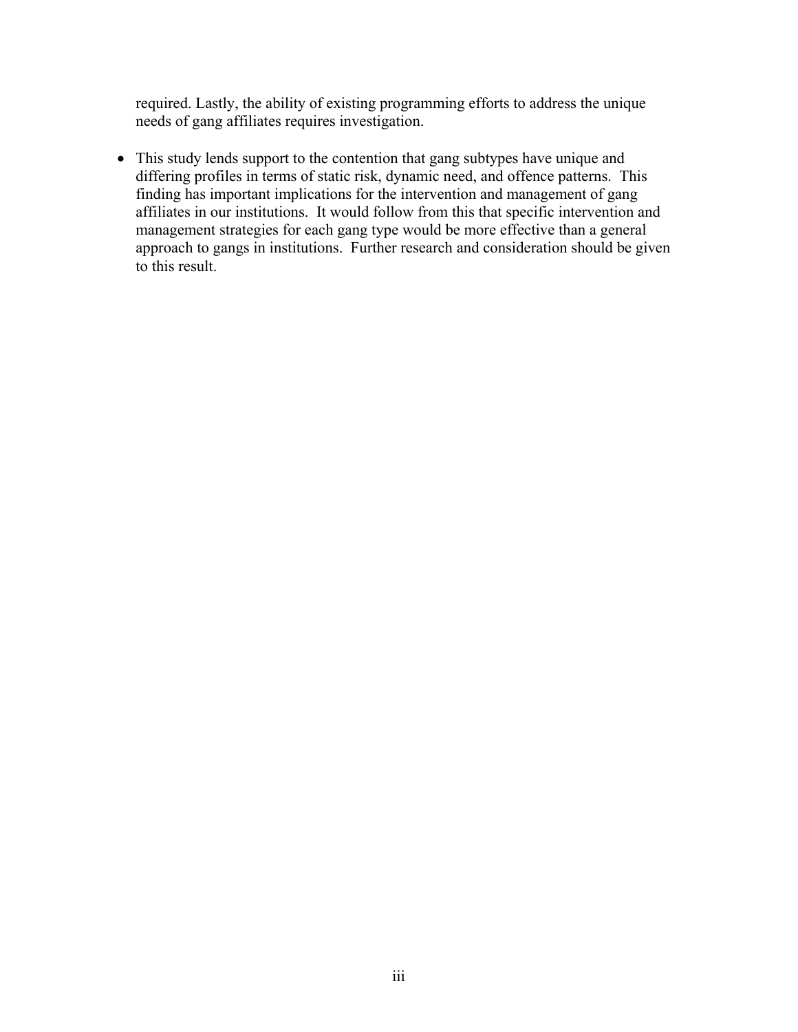required. Lastly, the ability of existing programming efforts to address the unique needs of gang affiliates requires investigation.

- This study lends support to the contention that gang subtypes have unique and differing profiles in terms of static risk, dynamic need, and offence patterns. This finding has important implications for the intervention and management of gang affiliates in our institutions. It would follow from this that specific intervention and management strategies for each gang type would be more effective than a general approach to gangs in institutions. Further research and consideration should be given to this result.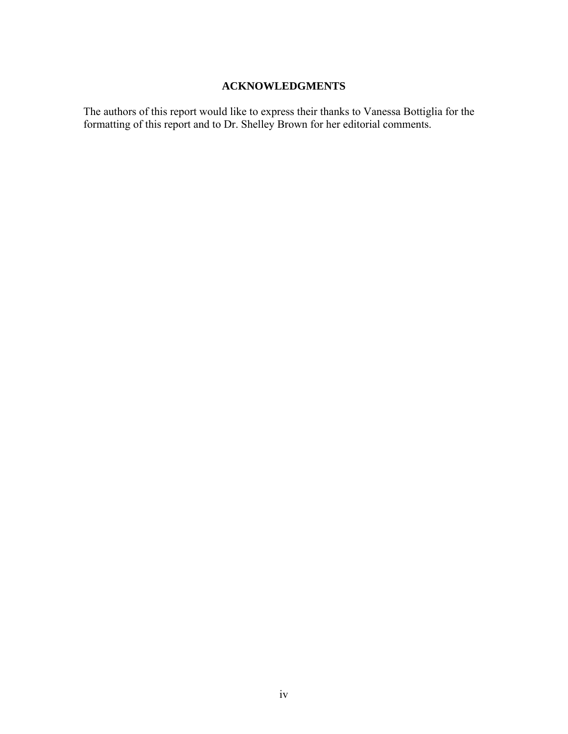## ACKNOWLEDGMENTS

The authors of this report would like to express their thanks to Vanessa Bottiglia for the formatting of this report and to Dr. Shelley Brown for her editorial comments.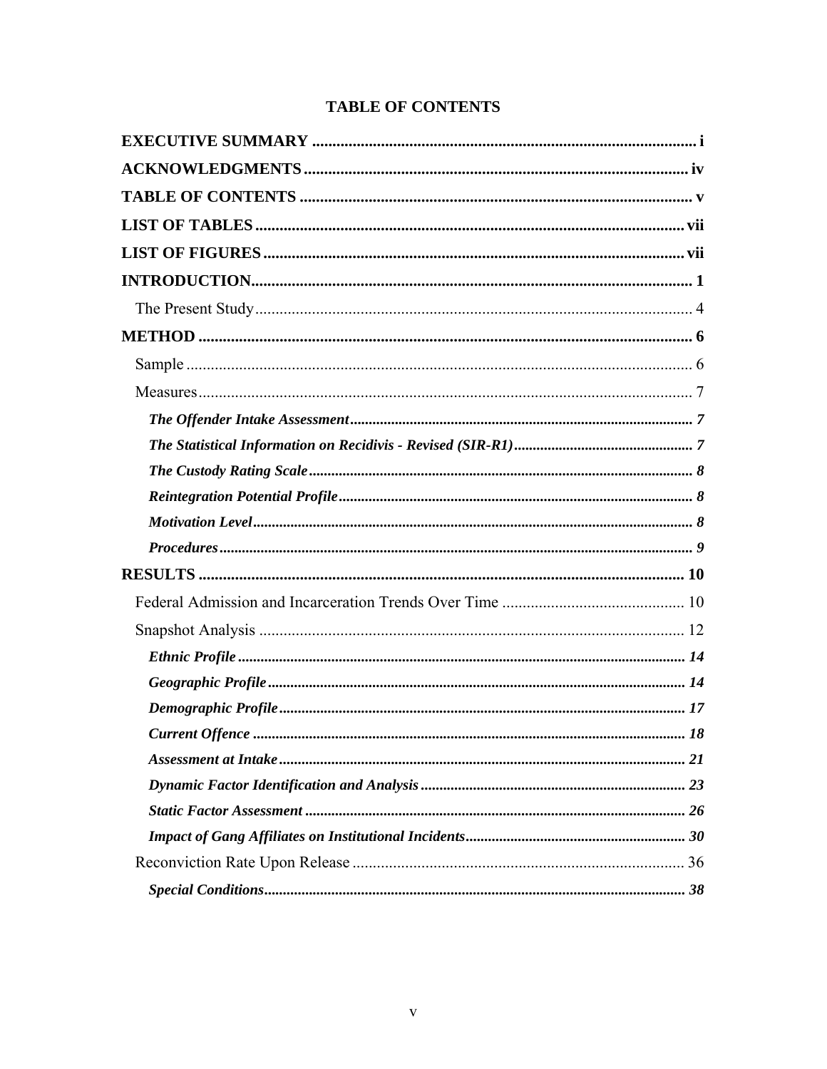# TABLE OF CONTENTS

**EXECUTIVE SUMMARY** .............................................................................................. i

**ACKNOWLEDGMENTS** ............................................................................................ iv

**TABLE OF CONTENTS** ............................................................................................. v

**LIST OF TABLES** ...................................................................................................... vii

**LIST OF FIGURES** .................................................................................................... vii

**INTRODUCTION** ........................................................................................................ 1

- The Present Study ........................................................................................................ 4

**METHOD** ...................................................................................................................... 6

- Sample ........................................................................................................................... 6
- Measures ........................................................................................................................ 7
  - ***The Offender Intake Assessment*** ........................................................................ 7
  - ***The Statistical Information on Recidivis - Revised (SIR-R1)*** .......................... 7
  - ***The Custody Rating Scale*** ................................................................................... 8
  - ***Reintegration Potential Profile*** ......................................................................... 8
  - ***Motivation Level*** ................................................................................................. 8
  - ***Procedures*** ........................................................................................................... 9

**RESULTS** ..................................................................................................................... 10

- Federal Admission and Incarceration Trends Over Time ........................................ 10
- Snapshot Analysis ........................................................................................................ 12
  - ***Ethnic Profile*** ...................................................................................................... 14
  - ***Geographic Profile*** ............................................................................................. 14
  - ***Demographic Profile*** .......................................................................................... 17
  - ***Current Offence*** ................................................................................................. 18
  - ***Assessment at Intake*** ......................................................................................... 21
  - ***Dynamic Factor Identification and Analysis*** .................................................. 23
  - ***Static Factor Assessment*** ................................................................................... 26
  - ***Impact of Gang Affiliates on Institutional Incidents*** ...................................... 30
- Reconviction Rate Upon Release ................................................................................ 36
  - ***Special Conditions*** .............................................................................................. 38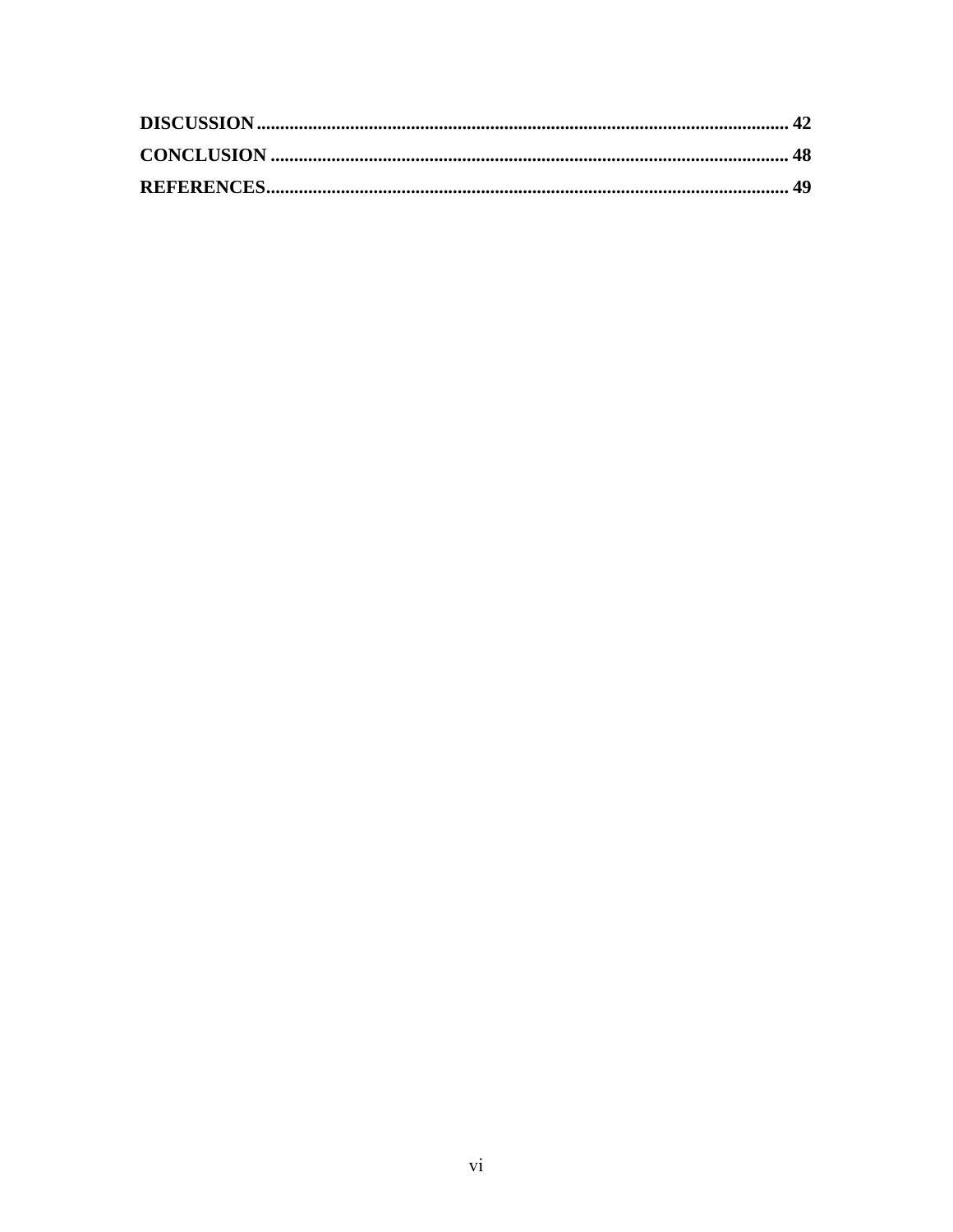**DISCUSSION** ........................................................................................................................ **42**

**CONCLUSION** ...................................................................................................................... **48**

**REFERENCES** ...................................................................................................................... **49**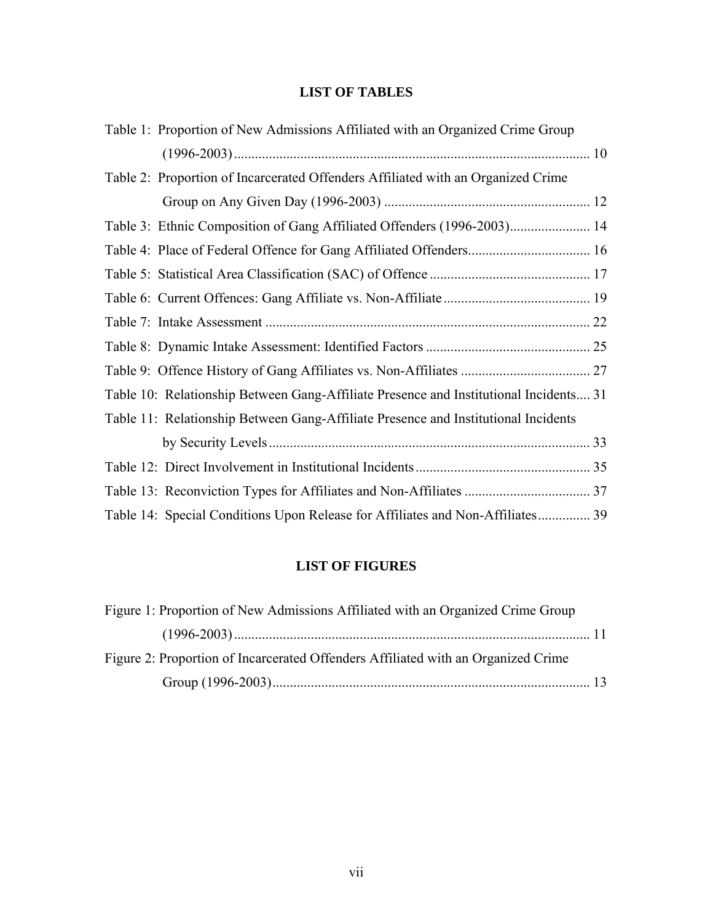## LIST OF TABLES

Table 1: Proportion of New Admissions Affiliated with an Organized Crime Group (1996-2003) ..... 10

Table 2: Proportion of Incarcerated Offenders Affiliated with an Organized Crime Group on Any Given Day (1996-2003) ..... 12

Table 3: Ethnic Composition of Gang Affiliated Offenders (1996-2003) ..... 14

Table 4: Place of Federal Offence for Gang Affiliated Offenders ..... 16

Table 5: Statistical Area Classification (SAC) of Offence ..... 17

Table 6: Current Offences: Gang Affiliate vs. Non-Affiliate ..... 19

Table 7: Intake Assessment ..... 22

Table 8: Dynamic Intake Assessment: Identified Factors ..... 25

Table 9: Offence History of Gang Affiliates vs. Non-Affiliates ..... 27

Table 10: Relationship Between Gang-Affiliate Presence and Institutional Incidents ..... 31

Table 11: Relationship Between Gang-Affiliate Presence and Institutional Incidents by Security Levels ..... 33

Table 12: Direct Involvement in Institutional Incidents ..... 35

Table 13: Reconviction Types for Affiliates and Non-Affiliates ..... 37

Table 14: Special Conditions Upon Release for Affiliates and Non-Affiliates ..... 39

## LIST OF FIGURES

Figure 1: Proportion of New Admissions Affiliated with an Organized Crime Group (1996-2003) ..... 11

Figure 2: Proportion of Incarcerated Offenders Affiliated with an Organized Crime Group (1996-2003) ..... 13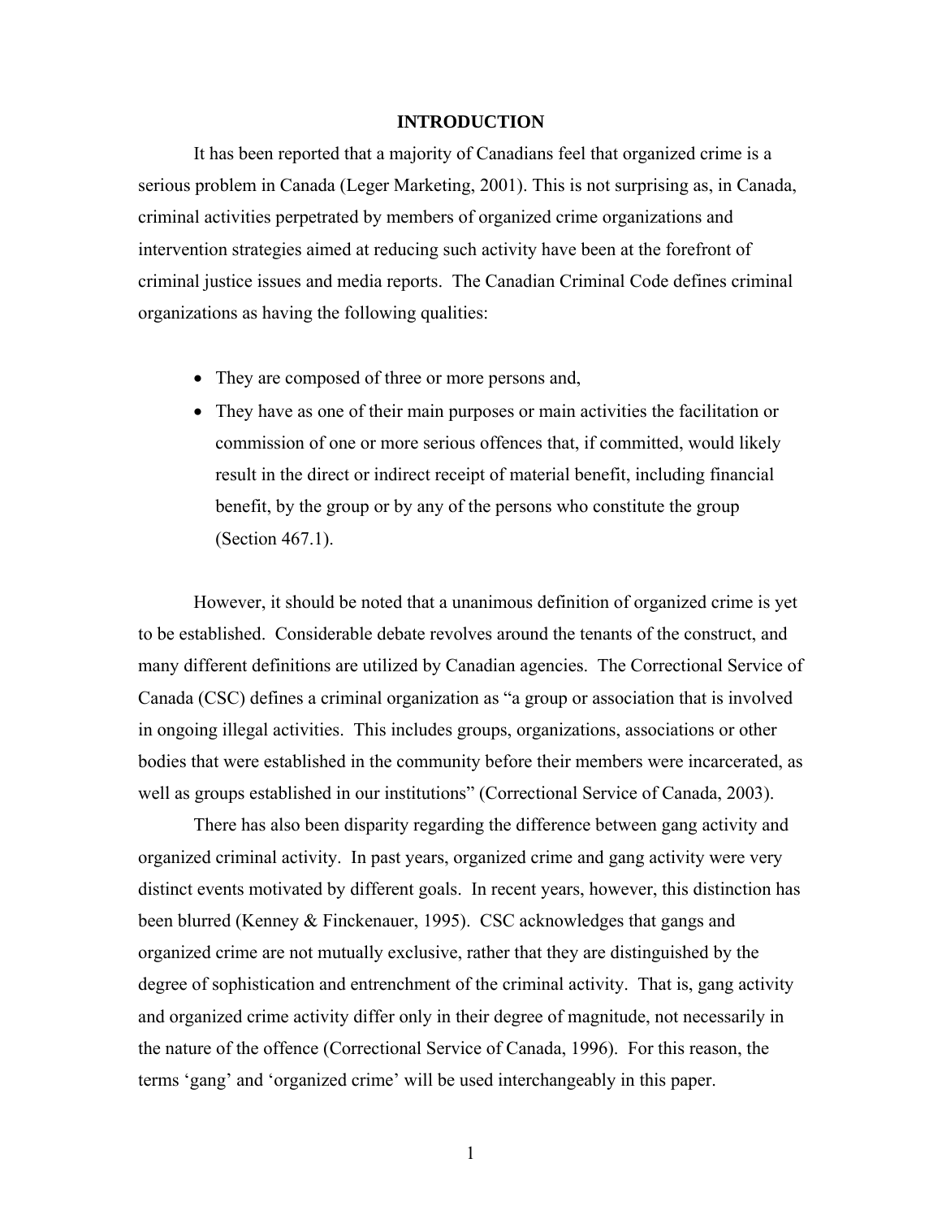# INTRODUCTION

It has been reported that a majority of Canadians feel that organized crime is a serious problem in Canada (Leger Marketing, 2001). This is not surprising as, in Canada, criminal activities perpetrated by members of organized crime organizations and intervention strategies aimed at reducing such activity have been at the forefront of criminal justice issues and media reports. The Canadian Criminal Code defines criminal organizations as having the following qualities:

- They are composed of three or more persons and,
- They have as one of their main purposes or main activities the facilitation or commission of one or more serious offences that, if committed, would likely result in the direct or indirect receipt of material benefit, including financial benefit, by the group or by any of the persons who constitute the group (Section 467.1).

However, it should be noted that a unanimous definition of organized crime is yet to be established. Considerable debate revolves around the tenants of the construct, and many different definitions are utilized by Canadian agencies. The Correctional Service of Canada (CSC) defines a criminal organization as "a group or association that is involved in ongoing illegal activities. This includes groups, organizations, associations or other bodies that were established in the community before their members were incarcerated, as well as groups established in our institutions" (Correctional Service of Canada, 2003).

There has also been disparity regarding the difference between gang activity and organized criminal activity. In past years, organized crime and gang activity were very distinct events motivated by different goals. In recent years, however, this distinction has been blurred (Kenney & Finckenauer, 1995). CSC acknowledges that gangs and organized crime are not mutually exclusive, rather that they are distinguished by the degree of sophistication and entrenchment of the criminal activity. That is, gang activity and organized crime activity differ only in their degree of magnitude, not necessarily in the nature of the offence (Correctional Service of Canada, 1996). For this reason, the terms 'gang' and 'organized crime' will be used interchangeably in this paper.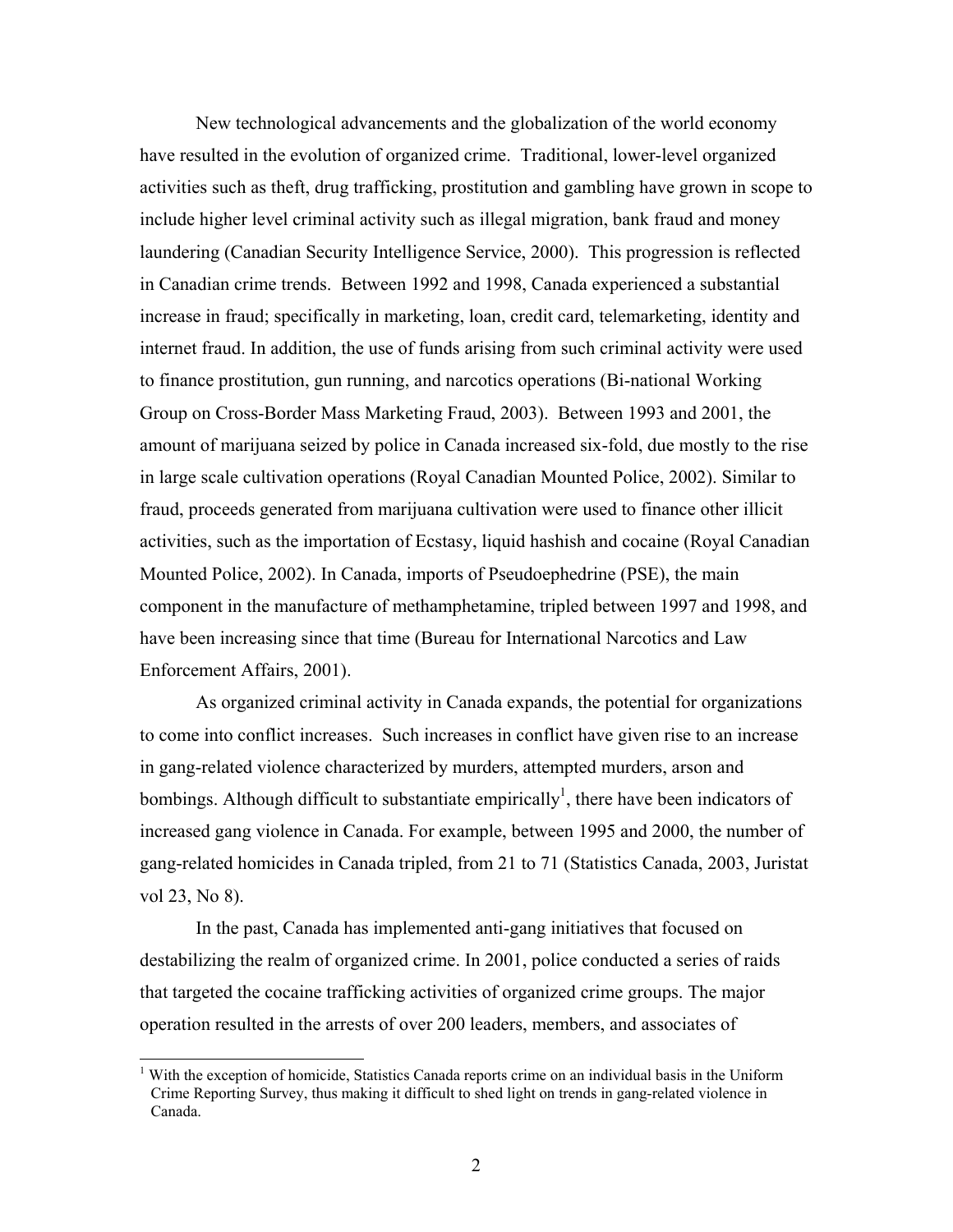New technological advancements and the globalization of the world economy have resulted in the evolution of organized crime. Traditional, lower-level organized activities such as theft, drug trafficking, prostitution and gambling have grown in scope to include higher level criminal activity such as illegal migration, bank fraud and money laundering (Canadian Security Intelligence Service, 2000). This progression is reflected in Canadian crime trends. Between 1992 and 1998, Canada experienced a substantial increase in fraud; specifically in marketing, loan, credit card, telemarketing, identity and internet fraud. In addition, the use of funds arising from such criminal activity were used to finance prostitution, gun running, and narcotics operations (Bi-national Working Group on Cross-Border Mass Marketing Fraud, 2003). Between 1993 and 2001, the amount of marijuana seized by police in Canada increased six-fold, due mostly to the rise in large scale cultivation operations (Royal Canadian Mounted Police, 2002). Similar to fraud, proceeds generated from marijuana cultivation were used to finance other illicit activities, such as the importation of Ecstasy, liquid hashish and cocaine (Royal Canadian Mounted Police, 2002). In Canada, imports of Pseudoephedrine (PSE), the main component in the manufacture of methamphetamine, tripled between 1997 and 1998, and have been increasing since that time (Bureau for International Narcotics and Law Enforcement Affairs, 2001).

As organized criminal activity in Canada expands, the potential for organizations to come into conflict increases. Such increases in conflict have given rise to an increase in gang-related violence characterized by murders, attempted murders, arson and bombings. Although difficult to substantiate empirically[1], there have been indicators of increased gang violence in Canada. For example, between 1995 and 2000, the number of gang-related homicides in Canada tripled, from 21 to 71 (Statistics Canada, 2003, Juristat vol 23, No 8).

In the past, Canada has implemented anti-gang initiatives that focused on destabilizing the realm of organized crime. In 2001, police conducted a series of raids that targeted the cocaine trafficking activities of organized crime groups. The major operation resulted in the arrests of over 200 leaders, members, and associates of

[1] With the exception of homicide, Statistics Canada reports crime on an individual basis in the Uniform Crime Reporting Survey, thus making it difficult to shed light on trends in gang-related violence in Canada.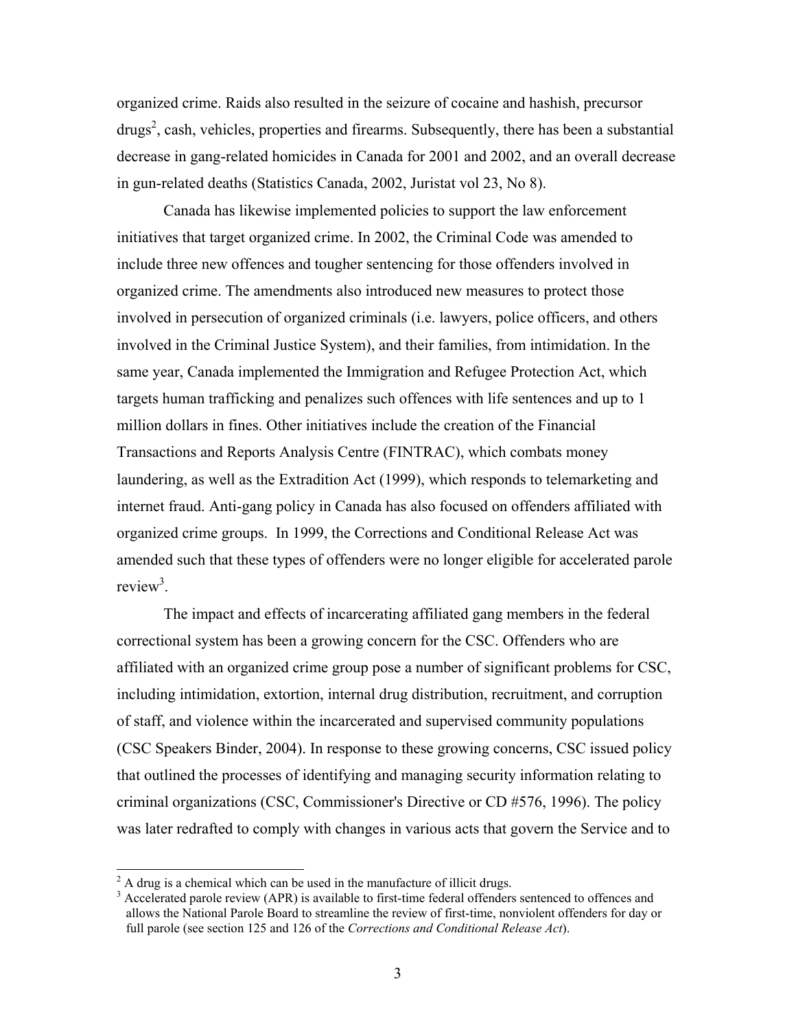organized crime. Raids also resulted in the seizure of cocaine and hashish, precursor drugs[2], cash, vehicles, properties and firearms. Subsequently, there has been a substantial decrease in gang-related homicides in Canada for 2001 and 2002, and an overall decrease in gun-related deaths (Statistics Canada, 2002, Juristat vol 23, No 8).

Canada has likewise implemented policies to support the law enforcement initiatives that target organized crime. In 2002, the Criminal Code was amended to include three new offences and tougher sentencing for those offenders involved in organized crime. The amendments also introduced new measures to protect those involved in persecution of organized criminals (i.e. lawyers, police officers, and others involved in the Criminal Justice System), and their families, from intimidation. In the same year, Canada implemented the Immigration and Refugee Protection Act, which targets human trafficking and penalizes such offences with life sentences and up to 1 million dollars in fines. Other initiatives include the creation of the Financial Transactions and Reports Analysis Centre (FINTRAC), which combats money laundering, as well as the Extradition Act (1999), which responds to telemarketing and internet fraud. Anti-gang policy in Canada has also focused on offenders affiliated with organized crime groups. In 1999, the Corrections and Conditional Release Act was amended such that these types of offenders were no longer eligible for accelerated parole review[3].

The impact and effects of incarcerating affiliated gang members in the federal correctional system has been a growing concern for the CSC. Offenders who are affiliated with an organized crime group pose a number of significant problems for CSC, including intimidation, extortion, internal drug distribution, recruitment, and corruption of staff, and violence within the incarcerated and supervised community populations (CSC Speakers Binder, 2004). In response to these growing concerns, CSC issued policy that outlined the processes of identifying and managing security information relating to criminal organizations (CSC, Commissioner's Directive or CD #576, 1996). The policy was later redrafted to comply with changes in various acts that govern the Service and to

---

[2] A drug is a chemical which can be used in the manufacture of illicit drugs.

[3] Accelerated parole review (APR) is available to first-time federal offenders sentenced to offences and allows the National Parole Board to streamline the review of first-time, nonviolent offenders for day or full parole (see section 125 and 126 of the *Corrections and Conditional Release Act*).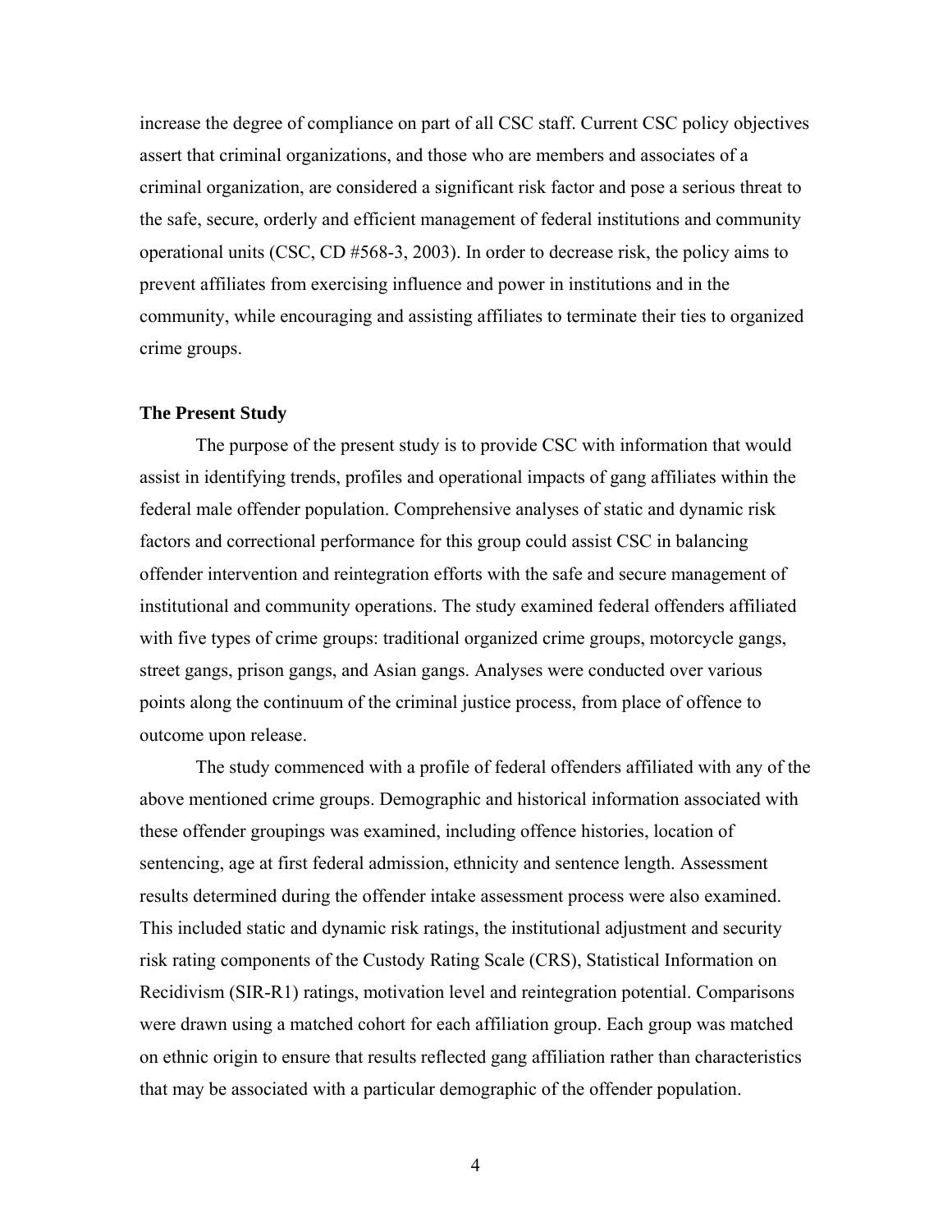increase the degree of compliance on part of all CSC staff. Current CSC policy objectives assert that criminal organizations, and those who are members and associates of a criminal organization, are considered a significant risk factor and pose a serious threat to the safe, secure, orderly and efficient management of federal institutions and community operational units (CSC, CD #568-3, 2003). In order to decrease risk, the policy aims to prevent affiliates from exercising influence and power in institutions and in the community, while encouraging and assisting affiliates to terminate their ties to organized crime groups.

### The Present Study

The purpose of the present study is to provide CSC with information that would assist in identifying trends, profiles and operational impacts of gang affiliates within the federal male offender population. Comprehensive analyses of static and dynamic risk factors and correctional performance for this group could assist CSC in balancing offender intervention and reintegration efforts with the safe and secure management of institutional and community operations. The study examined federal offenders affiliated with five types of crime groups: traditional organized crime groups, motorcycle gangs, street gangs, prison gangs, and Asian gangs. Analyses were conducted over various points along the continuum of the criminal justice process, from place of offence to outcome upon release.

The study commenced with a profile of federal offenders affiliated with any of the above mentioned crime groups. Demographic and historical information associated with these offender groupings was examined, including offence histories, location of sentencing, age at first federal admission, ethnicity and sentence length. Assessment results determined during the offender intake assessment process were also examined. This included static and dynamic risk ratings, the institutional adjustment and security risk rating components of the Custody Rating Scale (CRS), Statistical Information on Recidivism (SIR-R1) ratings, motivation level and reintegration potential. Comparisons were drawn using a matched cohort for each affiliation group. Each group was matched on ethnic origin to ensure that results reflected gang affiliation rather than characteristics that may be associated with a particular demographic of the offender population.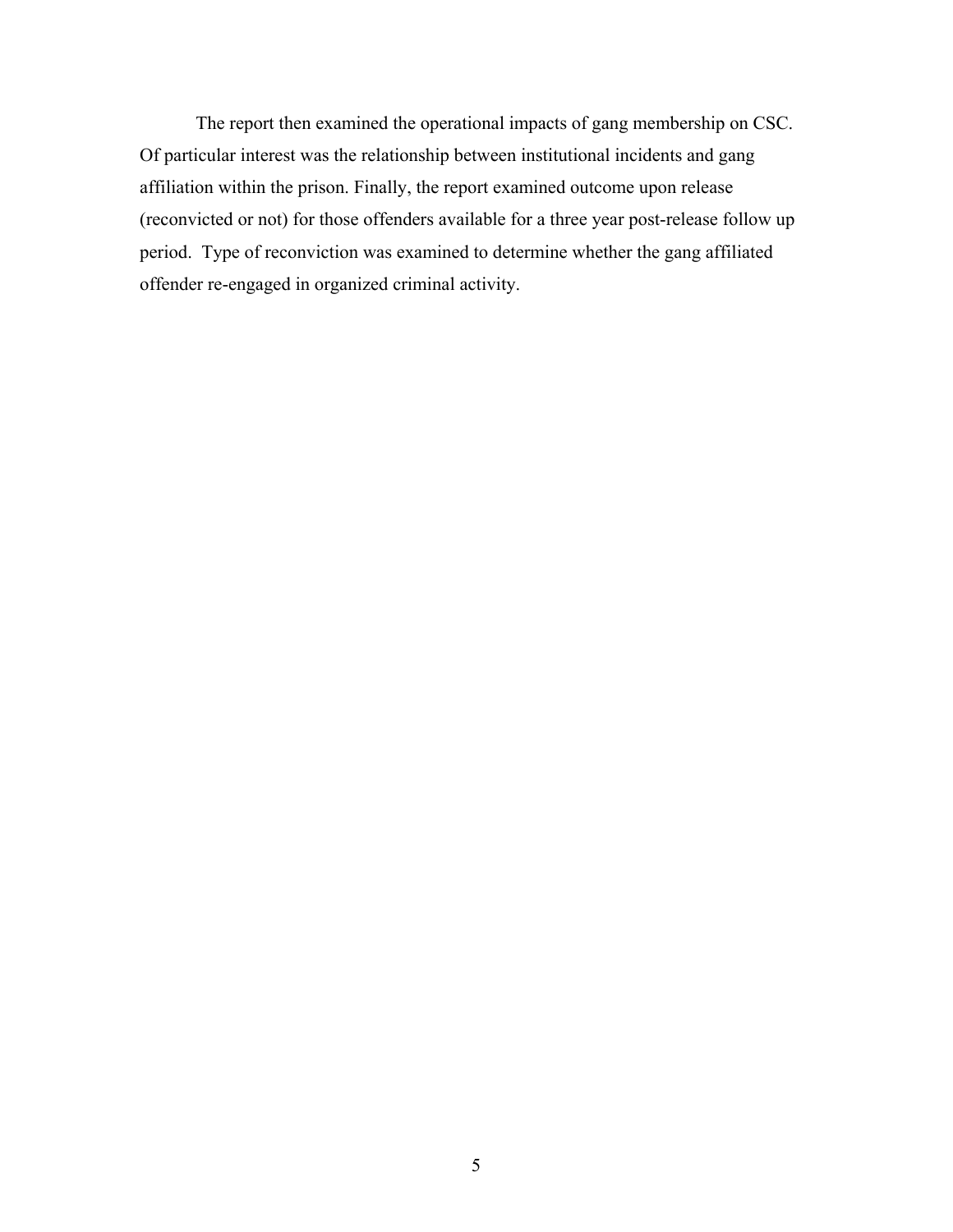The report then examined the operational impacts of gang membership on CSC. Of particular interest was the relationship between institutional incidents and gang affiliation within the prison. Finally, the report examined outcome upon release (reconvicted or not) for those offenders available for a three year post-release follow up period. Type of reconviction was examined to determine whether the gang affiliated offender re-engaged in organized criminal activity.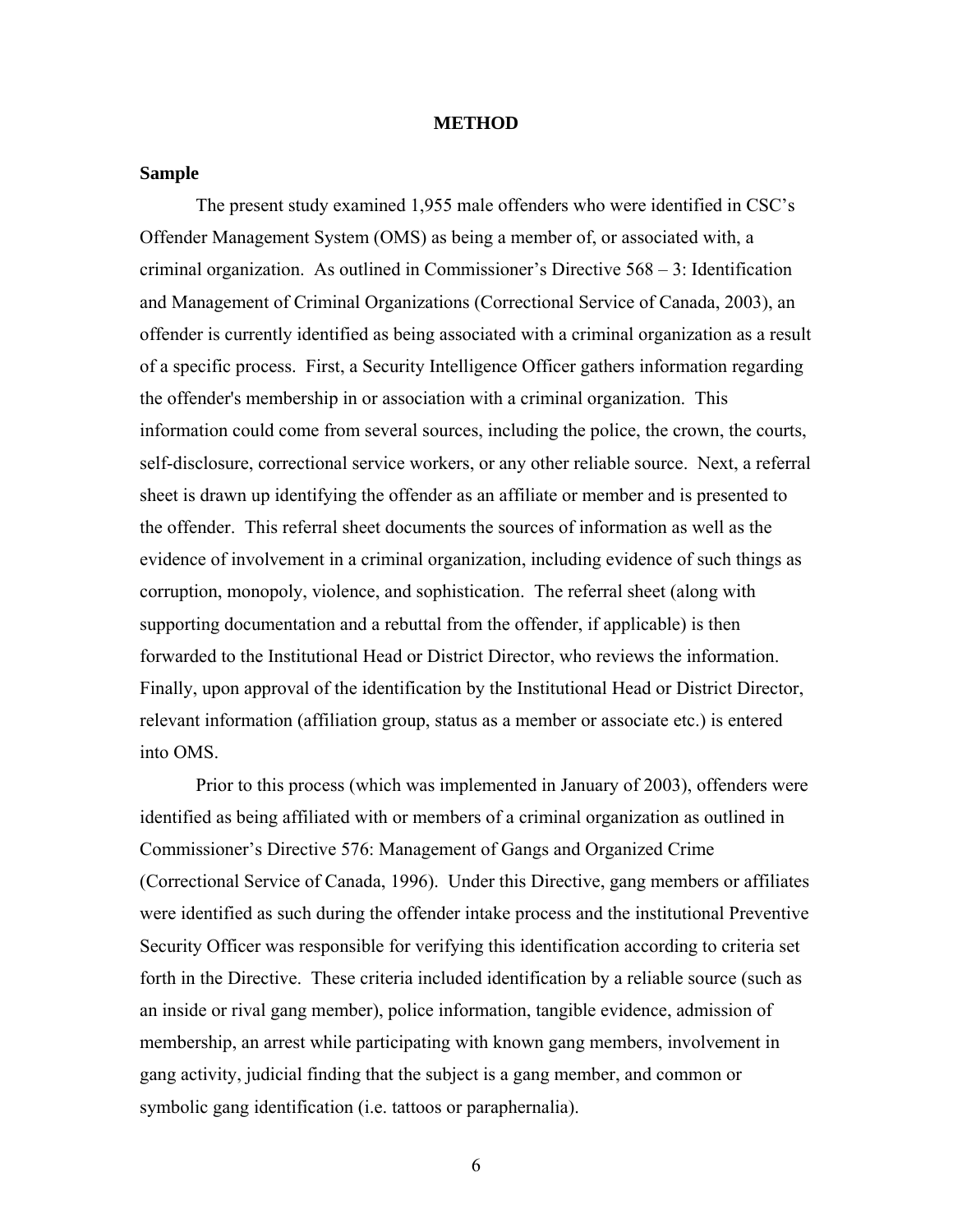# METHOD

## Sample

The present study examined 1,955 male offenders who were identified in CSC's Offender Management System (OMS) as being a member of, or associated with, a criminal organization. As outlined in Commissioner's Directive 568 – 3: Identification and Management of Criminal Organizations (Correctional Service of Canada, 2003), an offender is currently identified as being associated with a criminal organization as a result of a specific process. First, a Security Intelligence Officer gathers information regarding the offender's membership in or association with a criminal organization. This information could come from several sources, including the police, the crown, the courts, self-disclosure, correctional service workers, or any other reliable source. Next, a referral sheet is drawn up identifying the offender as an affiliate or member and is presented to the offender. This referral sheet documents the sources of information as well as the evidence of involvement in a criminal organization, including evidence of such things as corruption, monopoly, violence, and sophistication. The referral sheet (along with supporting documentation and a rebuttal from the offender, if applicable) is then forwarded to the Institutional Head or District Director, who reviews the information. Finally, upon approval of the identification by the Institutional Head or District Director, relevant information (affiliation group, status as a member or associate etc.) is entered into OMS.

Prior to this process (which was implemented in January of 2003), offenders were identified as being affiliated with or members of a criminal organization as outlined in Commissioner's Directive 576: Management of Gangs and Organized Crime (Correctional Service of Canada, 1996). Under this Directive, gang members or affiliates were identified as such during the offender intake process and the institutional Preventive Security Officer was responsible for verifying this identification according to criteria set forth in the Directive. These criteria included identification by a reliable source (such as an inside or rival gang member), police information, tangible evidence, admission of membership, an arrest while participating with known gang members, involvement in gang activity, judicial finding that the subject is a gang member, and common or symbolic gang identification (i.e. tattoos or paraphernalia).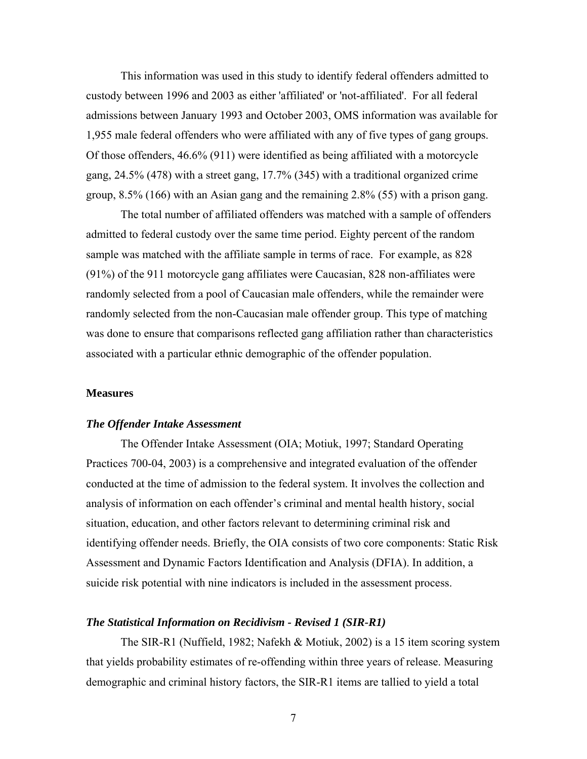This information was used in this study to identify federal offenders admitted to custody between 1996 and 2003 as either 'affiliated' or 'not-affiliated'. For all federal admissions between January 1993 and October 2003, OMS information was available for 1,955 male federal offenders who were affiliated with any of five types of gang groups. Of those offenders, 46.6% (911) were identified as being affiliated with a motorcycle gang, 24.5% (478) with a street gang, 17.7% (345) with a traditional organized crime group, 8.5% (166) with an Asian gang and the remaining 2.8% (55) with a prison gang.

The total number of affiliated offenders was matched with a sample of offenders admitted to federal custody over the same time period. Eighty percent of the random sample was matched with the affiliate sample in terms of race. For example, as 828 (91%) of the 911 motorcycle gang affiliates were Caucasian, 828 non-affiliates were randomly selected from a pool of Caucasian male offenders, while the remainder were randomly selected from the non-Caucasian male offender group. This type of matching was done to ensure that comparisons reflected gang affiliation rather than characteristics associated with a particular ethnic demographic of the offender population.

## Measures

### *The Offender Intake Assessment*

The Offender Intake Assessment (OIA; Motiuk, 1997; Standard Operating Practices 700-04, 2003) is a comprehensive and integrated evaluation of the offender conducted at the time of admission to the federal system. It involves the collection and analysis of information on each offender's criminal and mental health history, social situation, education, and other factors relevant to determining criminal risk and identifying offender needs. Briefly, the OIA consists of two core components: Static Risk Assessment and Dynamic Factors Identification and Analysis (DFIA). In addition, a suicide risk potential with nine indicators is included in the assessment process.

### *The Statistical Information on Recidivism - Revised 1 (SIR-R1)*

The SIR-R1 (Nuffield, 1982; Nafekh & Motiuk, 2002) is a 15 item scoring system that yields probability estimates of re-offending within three years of release. Measuring demographic and criminal history factors, the SIR-R1 items are tallied to yield a total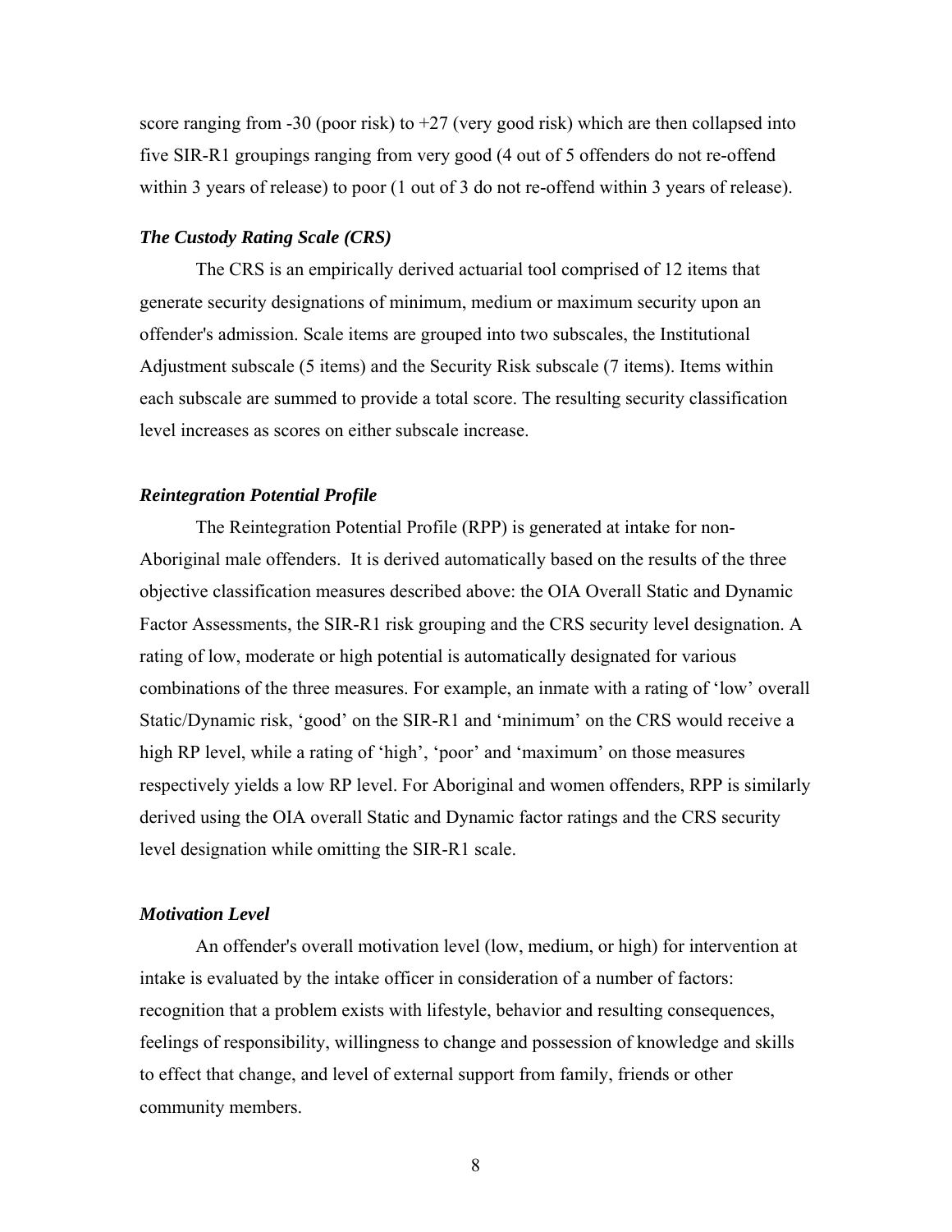score ranging from -30 (poor risk) to +27 (very good risk) which are then collapsed into five SIR-R1 groupings ranging from very good (4 out of 5 offenders do not re-offend within 3 years of release) to poor (1 out of 3 do not re-offend within 3 years of release).

### *The Custody Rating Scale (CRS)*

The CRS is an empirically derived actuarial tool comprised of 12 items that generate security designations of minimum, medium or maximum security upon an offender's admission. Scale items are grouped into two subscales, the Institutional Adjustment subscale (5 items) and the Security Risk subscale (7 items). Items within each subscale are summed to provide a total score. The resulting security classification level increases as scores on either subscale increase.

### *Reintegration Potential Profile*

The Reintegration Potential Profile (RPP) is generated at intake for non-Aboriginal male offenders. It is derived automatically based on the results of the three objective classification measures described above: the OIA Overall Static and Dynamic Factor Assessments, the SIR-R1 risk grouping and the CRS security level designation. A rating of low, moderate or high potential is automatically designated for various combinations of the three measures. For example, an inmate with a rating of 'low' overall Static/Dynamic risk, 'good' on the SIR-R1 and 'minimum' on the CRS would receive a high RP level, while a rating of 'high', 'poor' and 'maximum' on those measures respectively yields a low RP level. For Aboriginal and women offenders, RPP is similarly derived using the OIA overall Static and Dynamic factor ratings and the CRS security level designation while omitting the SIR-R1 scale.

### *Motivation Level*

An offender's overall motivation level (low, medium, or high) for intervention at intake is evaluated by the intake officer in consideration of a number of factors: recognition that a problem exists with lifestyle, behavior and resulting consequences, feelings of responsibility, willingness to change and possession of knowledge and skills to effect that change, and level of external support from family, friends or other community members.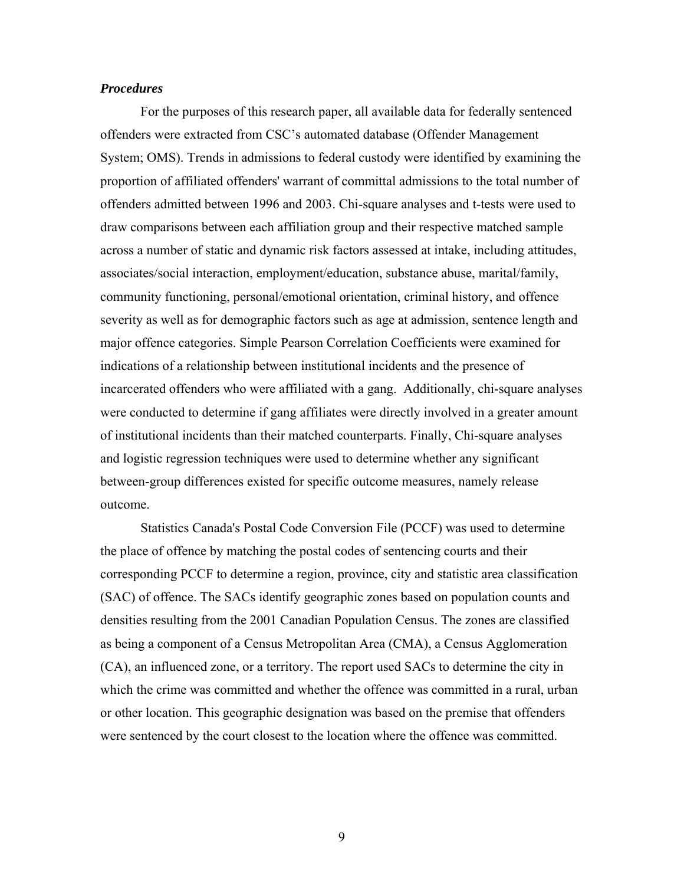### *Procedures*

For the purposes of this research paper, all available data for federally sentenced offenders were extracted from CSC's automated database (Offender Management System; OMS). Trends in admissions to federal custody were identified by examining the proportion of affiliated offenders' warrant of committal admissions to the total number of offenders admitted between 1996 and 2003. Chi-square analyses and t-tests were used to draw comparisons between each affiliation group and their respective matched sample across a number of static and dynamic risk factors assessed at intake, including attitudes, associates/social interaction, employment/education, substance abuse, marital/family, community functioning, personal/emotional orientation, criminal history, and offence severity as well as for demographic factors such as age at admission, sentence length and major offence categories. Simple Pearson Correlation Coefficients were examined for indications of a relationship between institutional incidents and the presence of incarcerated offenders who were affiliated with a gang. Additionally, chi-square analyses were conducted to determine if gang affiliates were directly involved in a greater amount of institutional incidents than their matched counterparts. Finally, Chi-square analyses and logistic regression techniques were used to determine whether any significant between-group differences existed for specific outcome measures, namely release outcome.

Statistics Canada's Postal Code Conversion File (PCCF) was used to determine the place of offence by matching the postal codes of sentencing courts and their corresponding PCCF to determine a region, province, city and statistic area classification (SAC) of offence. The SACs identify geographic zones based on population counts and densities resulting from the 2001 Canadian Population Census. The zones are classified as being a component of a Census Metropolitan Area (CMA), a Census Agglomeration (CA), an influenced zone, or a territory. The report used SACs to determine the city in which the crime was committed and whether the offence was committed in a rural, urban or other location. This geographic designation was based on the premise that offenders were sentenced by the court closest to the location where the offence was committed.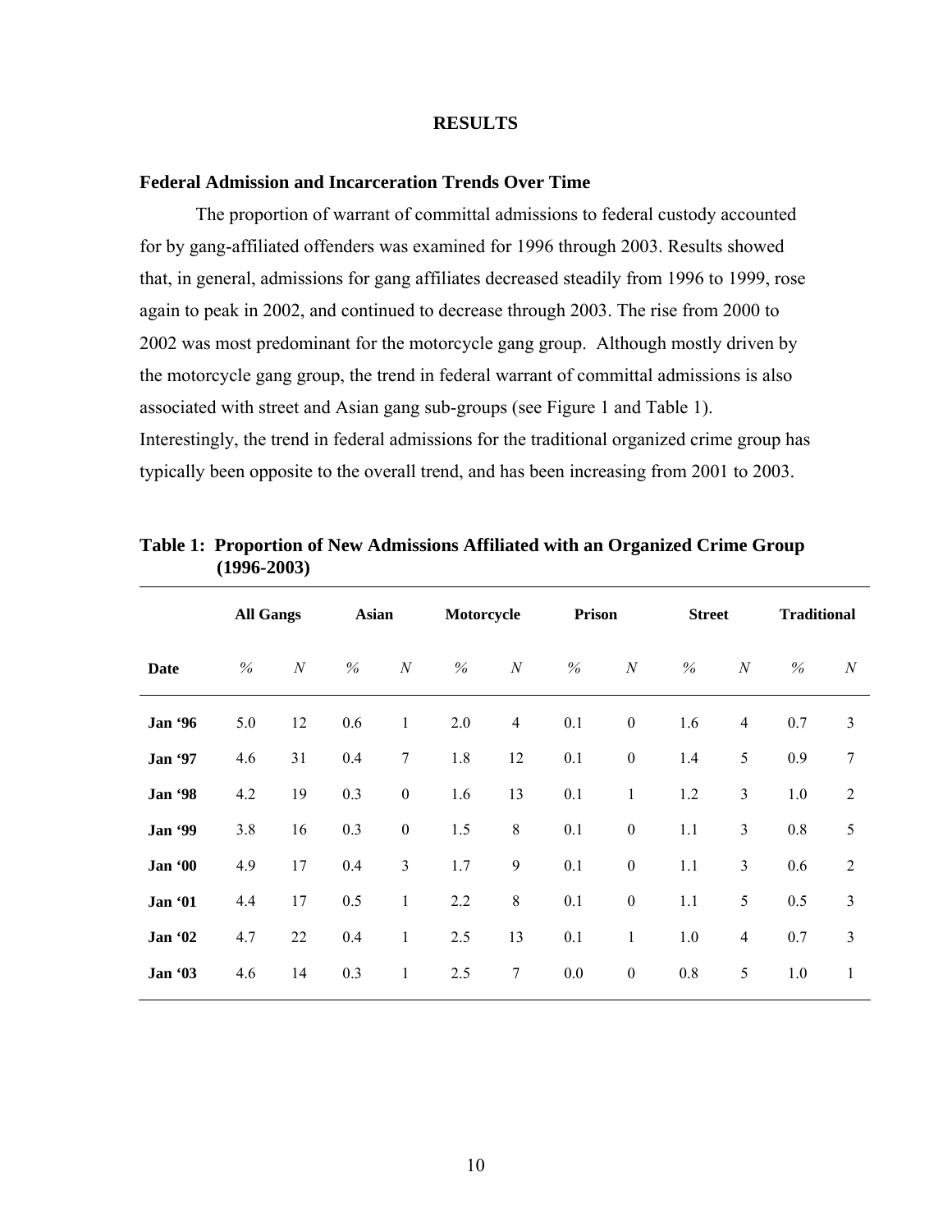## RESULTS

### Federal Admission and Incarceration Trends Over Time

The proportion of warrant of committal admissions to federal custody accounted for by gang-affiliated offenders was examined for 1996 through 2003. Results showed that, in general, admissions for gang affiliates decreased steadily from 1996 to 1999, rose again to peak in 2002, and continued to decrease through 2003. The rise from 2000 to 2002 was most predominant for the motorcycle gang group. Although mostly driven by the motorcycle gang group, the trend in federal warrant of committal admissions is also associated with street and Asian gang sub-groups (see Figure 1 and Table 1). Interestingly, the trend in federal admissions for the traditional organized crime group has typically been opposite to the overall trend, and has been increasing from 2001 to 2003.

**Table 1: Proportion of New Admissions Affiliated with an Organized Crime Group (1996-2003)**

| | **All Gangs** | | **Asian** | | **Motorcycle** | | **Prison** | | **Street** | | **Traditional** | |
|---|---|---|---|---|---|---|---|---|---|---|---|---|
| **Date** | *%* | *N* | *%* | *N* | *%* | *N* | *%* | *N* | *%* | *N* | *%* | *N* |
| **Jan '96** | 5.0 | 12 | 0.6 | 1 | 2.0 | 4 | 0.1 | 0 | 1.6 | 4 | 0.7 | 3 |
| **Jan '97** | 4.6 | 31 | 0.4 | 7 | 1.8 | 12 | 0.1 | 0 | 1.4 | 5 | 0.9 | 7 |
| **Jan '98** | 4.2 | 19 | 0.3 | 0 | 1.6 | 13 | 0.1 | 1 | 1.2 | 3 | 1.0 | 2 |
| **Jan '99** | 3.8 | 16 | 0.3 | 0 | 1.5 | 8 | 0.1 | 0 | 1.1 | 3 | 0.8 | 5 |
| **Jan '00** | 4.9 | 17 | 0.4 | 3 | 1.7 | 9 | 0.1 | 0 | 1.1 | 3 | 0.6 | 2 |
| **Jan '01** | 4.4 | 17 | 0.5 | 1 | 2.2 | 8 | 0.1 | 0 | 1.1 | 5 | 0.5 | 3 |
| **Jan '02** | 4.7 | 22 | 0.4 | 1 | 2.5 | 13 | 0.1 | 1 | 1.0 | 4 | 0.7 | 3 |
| **Jan '03** | 4.6 | 14 | 0.3 | 1 | 2.5 | 7 | 0.0 | 0 | 0.8 | 5 | 1.0 | 1 |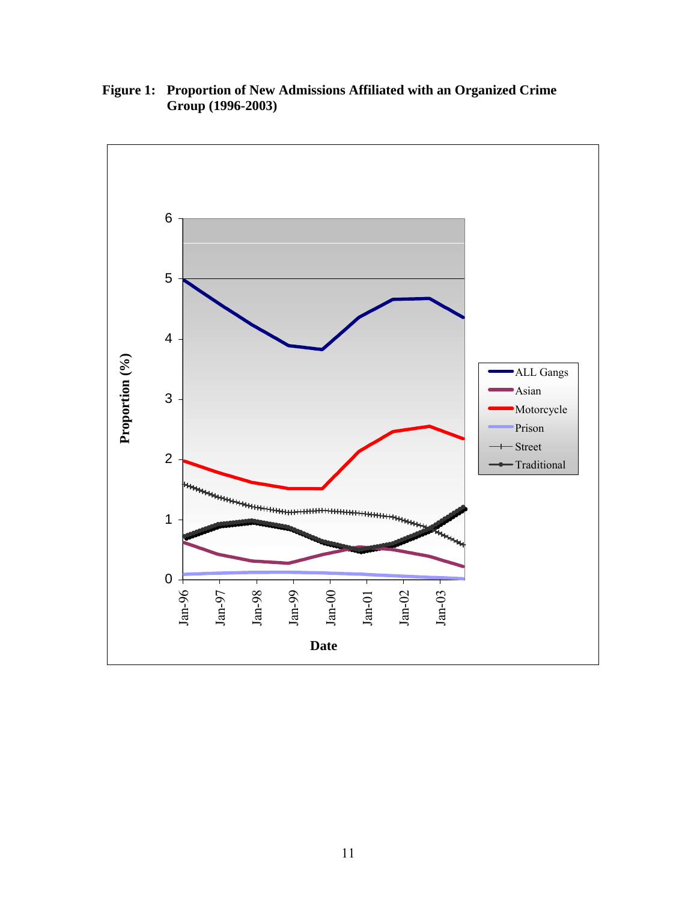**Figure 1: Proportion of New Admissions Affiliated with an Organized Crime Group (1996-2003)**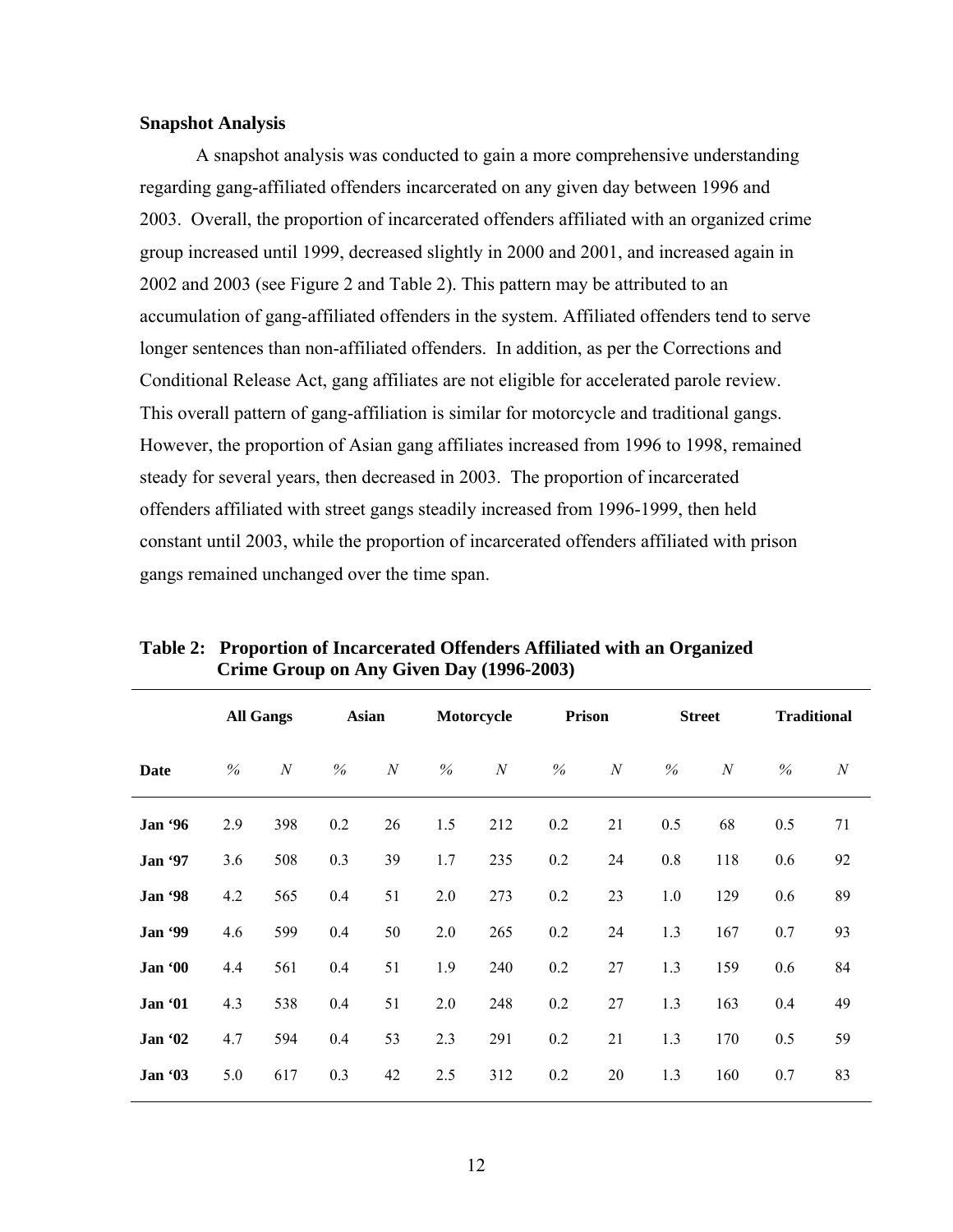### Snapshot Analysis

A snapshot analysis was conducted to gain a more comprehensive understanding regarding gang-affiliated offenders incarcerated on any given day between 1996 and 2003. Overall, the proportion of incarcerated offenders affiliated with an organized crime group increased until 1999, decreased slightly in 2000 and 2001, and increased again in 2002 and 2003 (see Figure 2 and Table 2). This pattern may be attributed to an accumulation of gang-affiliated offenders in the system. Affiliated offenders tend to serve longer sentences than non-affiliated offenders. In addition, as per the Corrections and Conditional Release Act, gang affiliates are not eligible for accelerated parole review. This overall pattern of gang-affiliation is similar for motorcycle and traditional gangs. However, the proportion of Asian gang affiliates increased from 1996 to 1998, remained steady for several years, then decreased in 2003. The proportion of incarcerated offenders affiliated with street gangs steadily increased from 1996-1999, then held constant until 2003, while the proportion of incarcerated offenders affiliated with prison gangs remained unchanged over the time span.

**Table 2: Proportion of Incarcerated Offenders Affiliated with an Organized Crime Group on Any Given Day (1996-2003)**

| | All Gangs | | Asian | | Motorcycle | | Prison | | Street | | Traditional | |
|---|---|---|---|---|---|---|---|---|---|---|---|---|
| **Date** | *%* | *N* | *%* | *N* | *%* | *N* | *%* | *N* | *%* | *N* | *%* | *N* |
| **Jan '96** | 2.9 | 398 | 0.2 | 26 | 1.5 | 212 | 0.2 | 21 | 0.5 | 68 | 0.5 | 71 |
| **Jan '97** | 3.6 | 508 | 0.3 | 39 | 1.7 | 235 | 0.2 | 24 | 0.8 | 118 | 0.6 | 92 |
| **Jan '98** | 4.2 | 565 | 0.4 | 51 | 2.0 | 273 | 0.2 | 23 | 1.0 | 129 | 0.6 | 89 |
| **Jan '99** | 4.6 | 599 | 0.4 | 50 | 2.0 | 265 | 0.2 | 24 | 1.3 | 167 | 0.7 | 93 |
| **Jan '00** | 4.4 | 561 | 0.4 | 51 | 1.9 | 240 | 0.2 | 27 | 1.3 | 159 | 0.6 | 84 |
| **Jan '01** | 4.3 | 538 | 0.4 | 51 | 2.0 | 248 | 0.2 | 27 | 1.3 | 163 | 0.4 | 49 |
| **Jan '02** | 4.7 | 594 | 0.4 | 53 | 2.3 | 291 | 0.2 | 21 | 1.3 | 170 | 0.5 | 59 |
| **Jan '03** | 5.0 | 617 | 0.3 | 42 | 2.5 | 312 | 0.2 | 20 | 1.3 | 160 | 0.7 | 83 |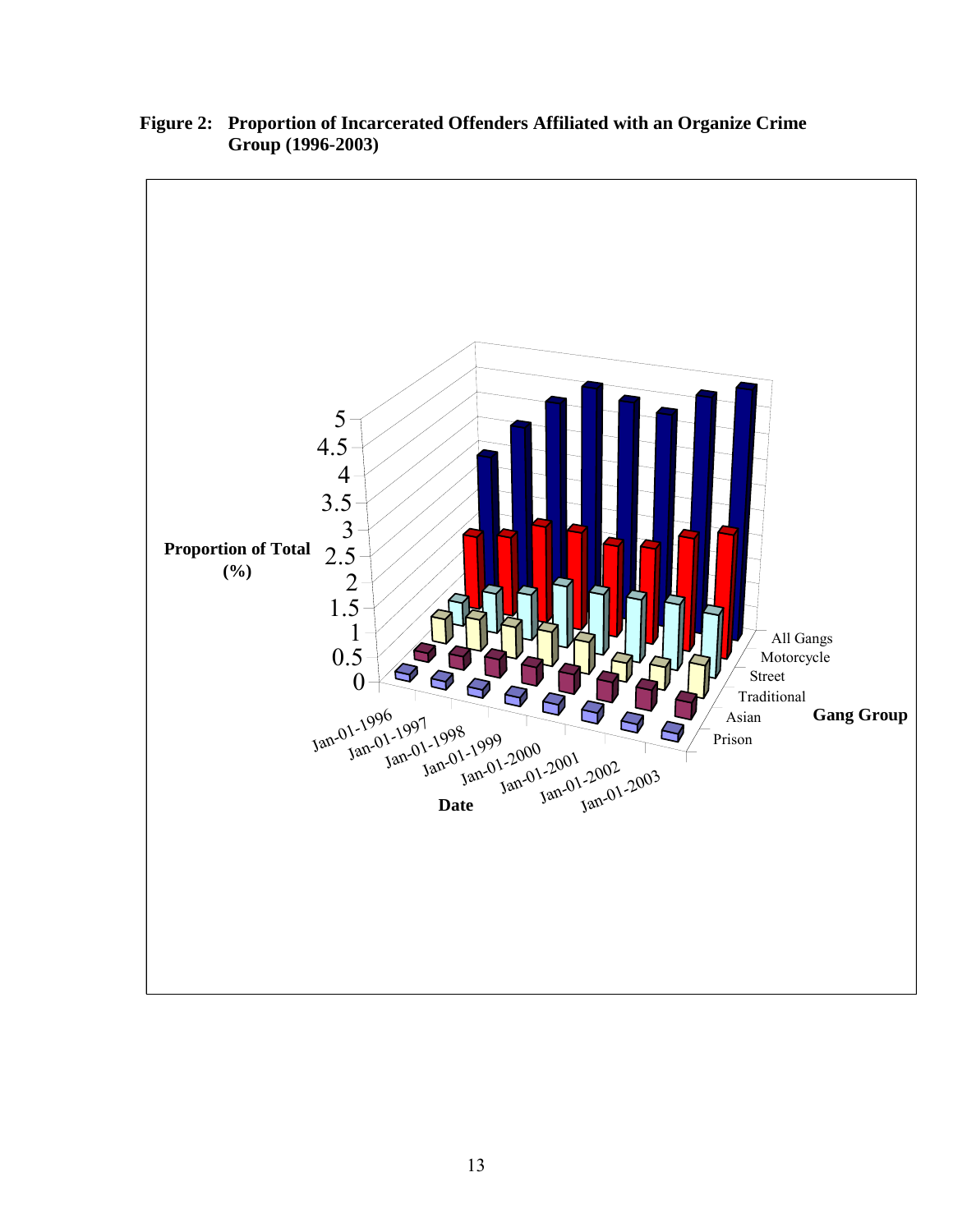**Figure 2: Proportion of Incarcerated Offenders Affiliated with an Organize Crime Group (1996-2003)**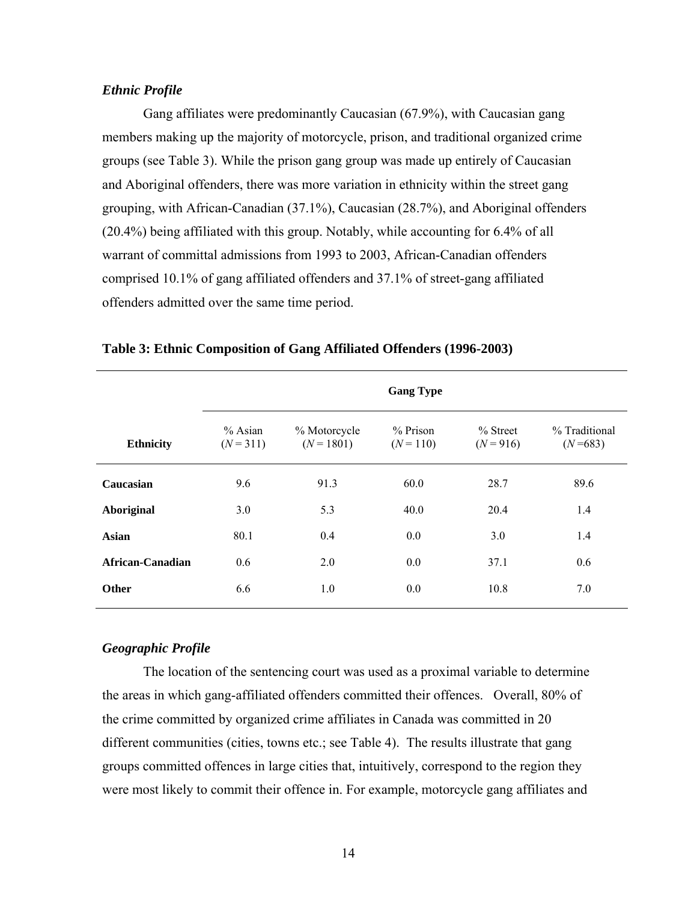### *Ethnic Profile*

Gang affiliates were predominantly Caucasian (67.9%), with Caucasian gang members making up the majority of motorcycle, prison, and traditional organized crime groups (see Table 3). While the prison gang group was made up entirely of Caucasian and Aboriginal offenders, there was more variation in ethnicity within the street gang grouping, with African-Canadian (37.1%), Caucasian (28.7%), and Aboriginal offenders (20.4%) being affiliated with this group. Notably, while accounting for 6.4% of all warrant of committal admissions from 1993 to 2003, African-Canadian offenders comprised 10.1% of gang affiliated offenders and 37.1% of street-gang affiliated offenders admitted over the same time period.

**Table 3: Ethnic Composition of Gang Affiliated Offenders (1996-2003)**

| | Gang Type | | | | |
|---|---|---|---|---|---|
| **Ethnicity** | % Asian ($N$ = 311) | % Motorcycle ($N$ = 1801) | % Prison ($N$ = 110) | % Street ($N$ = 916) | % Traditional ($N$ =683) |
| **Caucasian** | 9.6 | 91.3 | 60.0 | 28.7 | 89.6 |
| **Aboriginal** | 3.0 | 5.3 | 40.0 | 20.4 | 1.4 |
| **Asian** | 80.1 | 0.4 | 0.0 | 3.0 | 1.4 |
| **African-Canadian** | 0.6 | 2.0 | 0.0 | 37.1 | 0.6 |
| **Other** | 6.6 | 1.0 | 0.0 | 10.8 | 7.0 |

### *Geographic Profile*

The location of the sentencing court was used as a proximal variable to determine the areas in which gang-affiliated offenders committed their offences. Overall, 80% of the crime committed by organized crime affiliates in Canada was committed in 20 different communities (cities, towns etc.; see Table 4). The results illustrate that gang groups committed offences in large cities that, intuitively, correspond to the region they were most likely to commit their offence in. For example, motorcycle gang affiliates and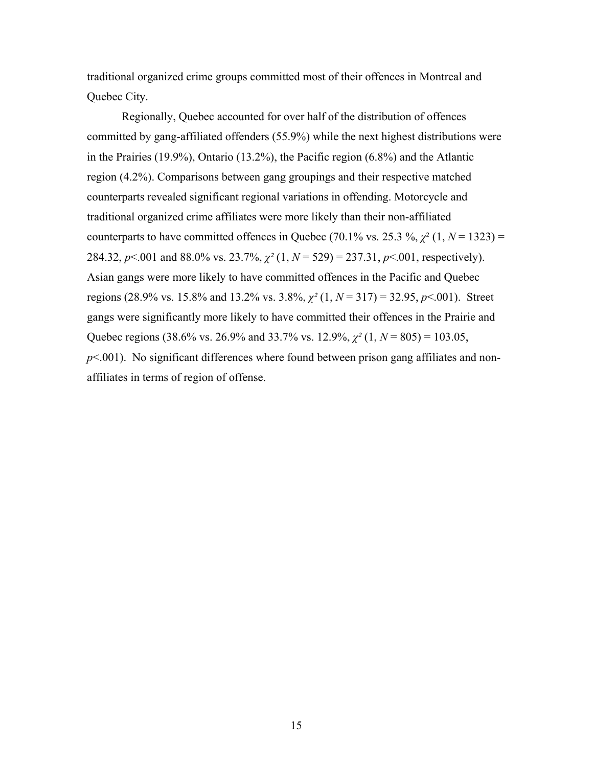traditional organized crime groups committed most of their offences in Montreal and Quebec City.

Regionally, Quebec accounted for over half of the distribution of offences committed by gang-affiliated offenders (55.9%) while the next highest distributions were in the Prairies (19.9%), Ontario (13.2%), the Pacific region (6.8%) and the Atlantic region (4.2%). Comparisons between gang groupings and their respective matched counterparts revealed significant regional variations in offending. Motorcycle and traditional organized crime affiliates were more likely than their non-affiliated counterparts to have committed offences in Quebec (70.1% vs. 25.3 %, $\chi^2$ (1, $N$ = 1323) = 284.32, $p$<.001 and 88.0% vs. 23.7%, $\chi^2$ (1, $N$ = 529) = 237.31, $p$<.001, respectively). Asian gangs were more likely to have committed offences in the Pacific and Quebec regions (28.9% vs. 15.8% and 13.2% vs. 3.8%, $\chi^2$ (1, $N$ = 317) = 32.95, $p$<.001). Street gangs were significantly more likely to have committed their offences in the Prairie and Quebec regions (38.6% vs. 26.9% and 33.7% vs. 12.9%, $\chi^2$ (1, $N$ = 805) = 103.05, $p$<.001). No significant differences where found between prison gang affiliates and non-affiliates in terms of region of offense.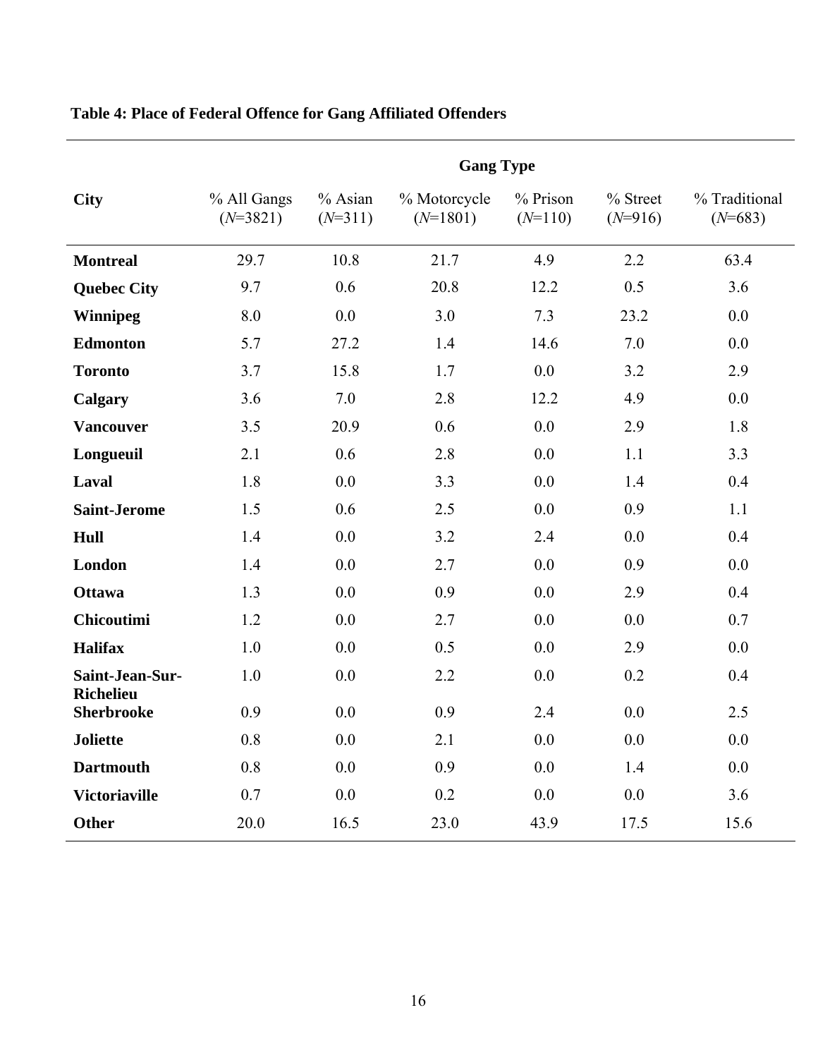**Table 4: Place of Federal Offence for Gang Affiliated Offenders**

| City | | Gang Type | | | | |
|---|---|---|---|---|---|---|
| | % All Gangs (*N*=3821) | % Asian (*N*=311) | % Motorcycle (*N*=1801) | % Prison (*N*=110) | % Street (*N*=916) | % Traditional (*N*=683) |
| **Montreal** | 29.7 | 10.8 | 21.7 | 4.9 | 2.2 | 63.4 |
| **Quebec City** | 9.7 | 0.6 | 20.8 | 12.2 | 0.5 | 3.6 |
| **Winnipeg** | 8.0 | 0.0 | 3.0 | 7.3 | 23.2 | 0.0 |
| **Edmonton** | 5.7 | 27.2 | 1.4 | 14.6 | 7.0 | 0.0 |
| **Toronto** | 3.7 | 15.8 | 1.7 | 0.0 | 3.2 | 2.9 |
| **Calgary** | 3.6 | 7.0 | 2.8 | 12.2 | 4.9 | 0.0 |
| **Vancouver** | 3.5 | 20.9 | 0.6 | 0.0 | 2.9 | 1.8 |
| **Longueuil** | 2.1 | 0.6 | 2.8 | 0.0 | 1.1 | 3.3 |
| **Laval** | 1.8 | 0.0 | 3.3 | 0.0 | 1.4 | 0.4 |
| **Saint-Jerome** | 1.5 | 0.6 | 2.5 | 0.0 | 0.9 | 1.1 |
| **Hull** | 1.4 | 0.0 | 3.2 | 2.4 | 0.0 | 0.4 |
| **London** | 1.4 | 0.0 | 2.7 | 0.0 | 0.9 | 0.0 |
| **Ottawa** | 1.3 | 0.0 | 0.9 | 0.0 | 2.9 | 0.4 |
| **Chicoutimi** | 1.2 | 0.0 | 2.7 | 0.0 | 0.0 | 0.7 |
| **Halifax** | 1.0 | 0.0 | 0.5 | 0.0 | 2.9 | 0.0 |
| **Saint-Jean-Sur-Richelieu** | 1.0 | 0.0 | 2.2 | 0.0 | 0.2 | 0.4 |
| **Sherbrooke** | 0.9 | 0.0 | 0.9 | 2.4 | 0.0 | 2.5 |
| **Joliette** | 0.8 | 0.0 | 2.1 | 0.0 | 0.0 | 0.0 |
| **Dartmouth** | 0.8 | 0.0 | 0.9 | 0.0 | 1.4 | 0.0 |
| **Victoriaville** | 0.7 | 0.0 | 0.2 | 0.0 | 0.0 | 3.6 |
| **Other** | 20.0 | 16.5 | 23.0 | 43.9 | 17.5 | 15.6 |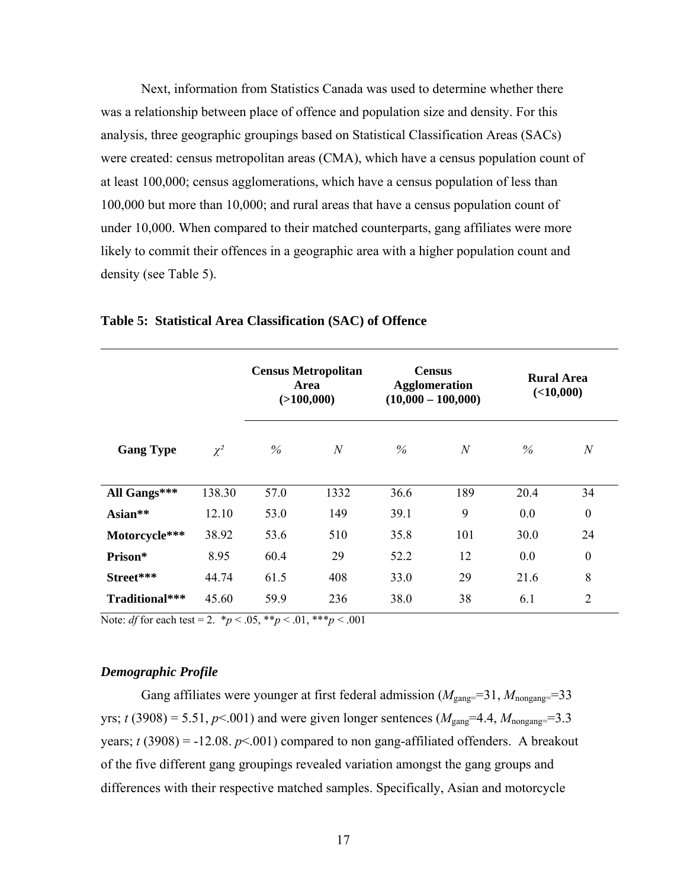Next, information from Statistics Canada was used to determine whether there was a relationship between place of offence and population size and density. For this analysis, three geographic groupings based on Statistical Classification Areas (SACs) were created: census metropolitan areas (CMA), which have a census population count of at least 100,000; census agglomerations, which have a census population of less than 100,000 but more than 10,000; and rural areas that have a census population count of under 10,000. When compared to their matched counterparts, gang affiliates were more likely to commit their offences in a geographic area with a higher population count and density (see Table 5).

**Table 5: Statistical Area Classification (SAC) of Offence**

| | | Census Metropolitan Area (>100,000) | | Census Agglomeration (10,000 – 100,000) | | Rural Area (<10,000) | |
|---|---|---|---|---|---|---|---|
| **Gang Type** | $\chi^2$ | *%* | *N* | *%* | *N* | *%* | *N* |
| **All Gangs*** ** | 138.30 | 57.0 | 1332 | 36.6 | 189 | 20.4 | 34 |
| **Asian** ** | 12.10 | 53.0 | 149 | 39.1 | 9 | 0.0 | 0 |
| **Motorcycle*** ** | 38.92 | 53.6 | 510 | 35.8 | 101 | 30.0 | 24 |
| **Prison*** | 8.95 | 60.4 | 29 | 52.2 | 12 | 0.0 | 0 |
| **Street*** ** | 44.74 | 61.5 | 408 | 33.0 | 29 | 21.6 | 8 |
| **Traditional*** ** | 45.60 | 59.9 | 236 | 38.0 | 38 | 6.1 | 2 |

Note: *df* for each test = 2. *$p < .05$, **$p < .01$, ***$p < .001$

### *Demographic Profile*

Gang affiliates were younger at first federal admission ($M_{gang=}$=31, $M_{nongang=}$=33 yrs; $t$ (3908) = 5.51, $p$<.001) and were given longer sentences ($M_{gang}$=4.4, $M_{nongang=}$=3.3 years; $t$ (3908) = -12.08. $p$<.001) compared to non gang-affiliated offenders. A breakout of the five different gang groupings revealed variation amongst the gang groups and differences with their respective matched samples. Specifically, Asian and motorcycle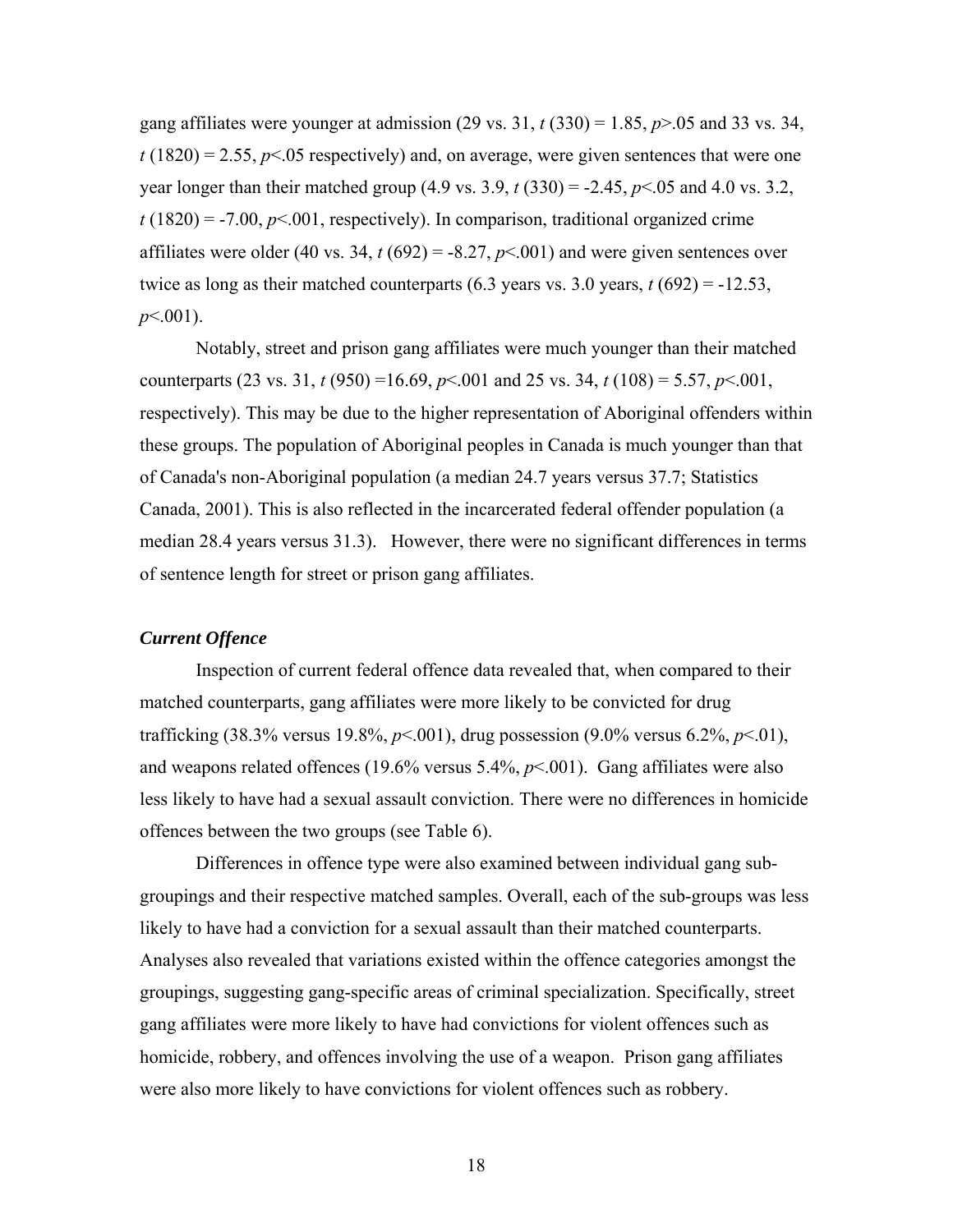gang affiliates were younger at admission (29 vs. 31, $t$ (330) = 1.85, $p$>.05 and 33 vs. 34, $t$ (1820) = 2.55, $p$<.05 respectively) and, on average, were given sentences that were one year longer than their matched group (4.9 vs. 3.9, $t$ (330) = -2.45, $p$<.05 and 4.0 vs. 3.2, $t$ (1820) = -7.00, $p$<.001, respectively). In comparison, traditional organized crime affiliates were older (40 vs. 34, $t$ (692) = -8.27, $p$<.001) and were given sentences over twice as long as their matched counterparts (6.3 years vs. 3.0 years, $t$ (692) = -12.53, $p$<.001).

Notably, street and prison gang affiliates were much younger than their matched counterparts (23 vs. 31, $t$ (950) =16.69, $p$<.001 and 25 vs. 34, $t$ (108) = 5.57, $p$<.001, respectively). This may be due to the higher representation of Aboriginal offenders within these groups. The population of Aboriginal peoples in Canada is much younger than that of Canada's non-Aboriginal population (a median 24.7 years versus 37.7; Statistics Canada, 2001). This is also reflected in the incarcerated federal offender population (a median 28.4 years versus 31.3). However, there were no significant differences in terms of sentence length for street or prison gang affiliates.

### *Current Offence*

Inspection of current federal offence data revealed that, when compared to their matched counterparts, gang affiliates were more likely to be convicted for drug trafficking (38.3% versus 19.8%, $p$<.001), drug possession (9.0% versus 6.2%, $p$<.01), and weapons related offences (19.6% versus 5.4%, $p$<.001). Gang affiliates were also less likely to have had a sexual assault conviction. There were no differences in homicide offences between the two groups (see Table 6).

Differences in offence type were also examined between individual gang sub-groupings and their respective matched samples. Overall, each of the sub-groups was less likely to have had a conviction for a sexual assault than their matched counterparts. Analyses also revealed that variations existed within the offence categories amongst the groupings, suggesting gang-specific areas of criminal specialization. Specifically, street gang affiliates were more likely to have had convictions for violent offences such as homicide, robbery, and offences involving the use of a weapon. Prison gang affiliates were also more likely to have convictions for violent offences such as robbery.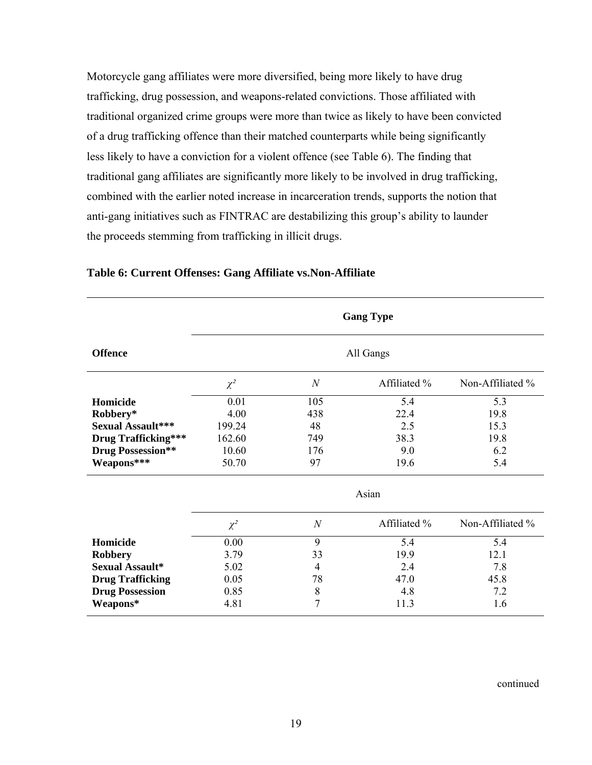Motorcycle gang affiliates were more diversified, being more likely to have drug trafficking, drug possession, and weapons-related convictions. Those affiliated with traditional organized crime groups were more than twice as likely to have been convicted of a drug trafficking offence than their matched counterparts while being significantly less likely to have a conviction for a violent offence (see Table 6). The finding that traditional gang affiliates are significantly more likely to be involved in drug trafficking, combined with the earlier noted increase in incarceration trends, supports the notion that anti-gang initiatives such as FINTRAC are destabilizing this group's ability to launder the proceeds stemming from trafficking in illicit drugs.

**Table 6: Current Offenses: Gang Affiliate vs.Non-Affiliate**

| **Offence** | **Gang Type** | | | |
|---|---|---|---|---|
| | All Gangs | | | |
| | $\chi^2$ | *N* | Affiliated % | Non-Affiliated % |
| **Homicide** | 0.01 | 105 | 5.4 | 5.3 |
| **Robbery*** | 4.00 | 438 | 22.4 | 19.8 |
| **Sexual Assault***** | 199.24 | 48 | 2.5 | 15.3 |
| **Drug Trafficking***** | 162.60 | 749 | 38.3 | 19.8 |
| **Drug Possession**** | 10.60 | 176 | 9.0 | 6.2 |
| **Weapons***** | 50.70 | 97 | 19.6 | 5.4 |
| | Asian | | | |
| | $\chi^2$ | *N* | Affiliated % | Non-Affiliated % |
| **Homicide** | 0.00 | 9 | 5.4 | 5.4 |
| **Robbery** | 3.79 | 33 | 19.9 | 12.1 |
| **Sexual Assault*** | 5.02 | 4 | 2.4 | 7.8 |
| **Drug Trafficking** | 0.05 | 78 | 47.0 | 45.8 |
| **Drug Possession** | 0.85 | 8 | 4.8 | 7.2 |
| **Weapons*** | 4.81 | 7 | 11.3 | 1.6 |

continued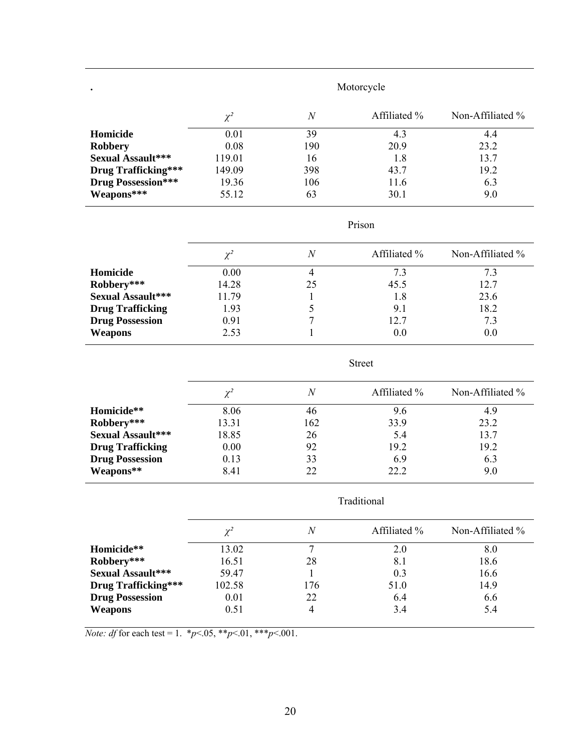| . | Motorcycle | | | |
|---|---|---|---|---|
| | $\chi^2$ | *N* | Affiliated % | Non-Affiliated % |
| **Homicide** | 0.01 | 39 | 4.3 | 4.4 |
| **Robbery** | 0.08 | 190 | 20.9 | 23.2 |
| **Sexual Assault*** ** | 119.01 | 16 | 1.8 | 13.7 |
| **Drug Trafficking*** ** | 149.09 | 398 | 43.7 | 19.2 |
| **Drug Possession*** ** | 19.36 | 106 | 11.6 | 6.3 |
| **Weapons*** ** | 55.12 | 63 | 30.1 | 9.0 |

| | Prison | | | |
|---|---|---|---|---|
| | $\chi^2$ | *N* | Affiliated % | Non-Affiliated % |
| **Homicide** | 0.00 | 4 | 7.3 | 7.3 |
| **Robbery*** ** | 14.28 | 25 | 45.5 | 12.7 |
| **Sexual Assault*** ** | 11.79 | 1 | 1.8 | 23.6 |
| **Drug Trafficking** | 1.93 | 5 | 9.1 | 18.2 |
| **Drug Possession** | 0.91 | 7 | 12.7 | 7.3 |
| **Weapons** | 2.53 | 1 | 0.0 | 0.0 |

| | Street | | | |
|---|---|---|---|---|
| | $\chi^2$ | *N* | Affiliated % | Non-Affiliated % |
| **Homicide** ** | 8.06 | 46 | 9.6 | 4.9 |
| **Robbery*** ** | 13.31 | 162 | 33.9 | 23.2 |
| **Sexual Assault*** ** | 18.85 | 26 | 5.4 | 13.7 |
| **Drug Trafficking** | 0.00 | 92 | 19.2 | 19.2 |
| **Drug Possession** | 0.13 | 33 | 6.9 | 6.3 |
| **Weapons** ** | 8.41 | 22 | 22.2 | 9.0 |

| | Traditional | | | |
|---|---|---|---|---|
| | $\chi^2$ | *N* | Affiliated % | Non-Affiliated % |
| **Homicide** ** | 13.02 | 7 | 2.0 | 8.0 |
| **Robbery*** ** | 16.51 | 28 | 8.1 | 18.6 |
| **Sexual Assault*** ** | 59.47 | 1 | 0.3 | 16.6 |
| **Drug Trafficking*** ** | 102.58 | 176 | 51.0 | 14.9 |
| **Drug Possession** | 0.01 | 22 | 6.4 | 6.6 |
| **Weapons** | 0.51 | 4 | 3.4 | 5.4 |

*Note: df* for each test = 1. $^*p<.05$, $^{**}p<.01$, $^{***}p<.001$.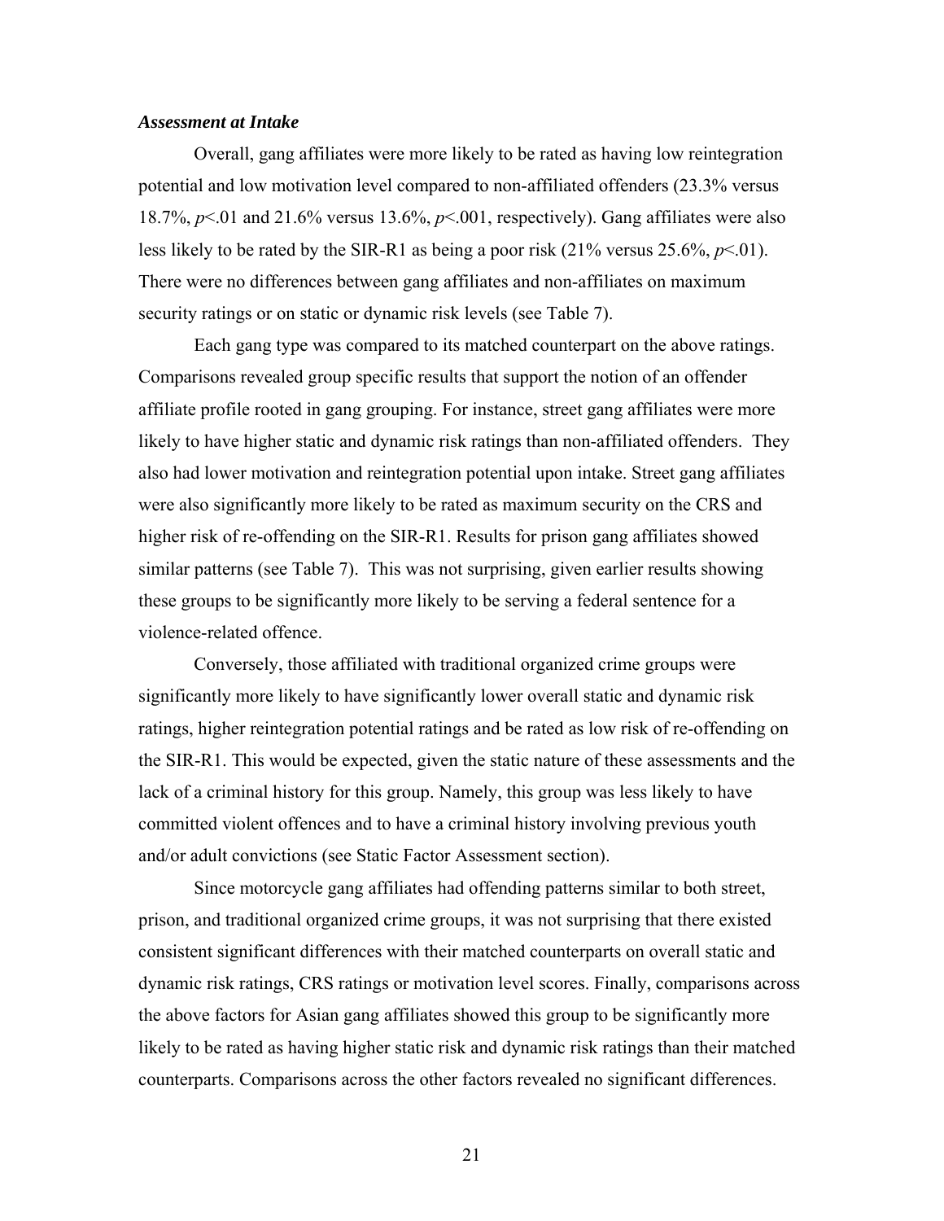### *Assessment at Intake*

Overall, gang affiliates were more likely to be rated as having low reintegration potential and low motivation level compared to non-affiliated offenders (23.3% versus 18.7%, $p<.01$ and 21.6% versus 13.6%, $p<.001$, respectively). Gang affiliates were also less likely to be rated by the SIR-R1 as being a poor risk (21% versus 25.6%, $p<.01$). There were no differences between gang affiliates and non-affiliates on maximum security ratings or on static or dynamic risk levels (see Table 7).

Each gang type was compared to its matched counterpart on the above ratings. Comparisons revealed group specific results that support the notion of an offender affiliate profile rooted in gang grouping. For instance, street gang affiliates were more likely to have higher static and dynamic risk ratings than non-affiliated offenders. They also had lower motivation and reintegration potential upon intake. Street gang affiliates were also significantly more likely to be rated as maximum security on the CRS and higher risk of re-offending on the SIR-R1. Results for prison gang affiliates showed similar patterns (see Table 7). This was not surprising, given earlier results showing these groups to be significantly more likely to be serving a federal sentence for a violence-related offence.

Conversely, those affiliated with traditional organized crime groups were significantly more likely to have significantly lower overall static and dynamic risk ratings, higher reintegration potential ratings and be rated as low risk of re-offending on the SIR-R1. This would be expected, given the static nature of these assessments and the lack of a criminal history for this group. Namely, this group was less likely to have committed violent offences and to have a criminal history involving previous youth and/or adult convictions (see Static Factor Assessment section).

Since motorcycle gang affiliates had offending patterns similar to both street, prison, and traditional organized crime groups, it was not surprising that there existed consistent significant differences with their matched counterparts on overall static and dynamic risk ratings, CRS ratings or motivation level scores. Finally, comparisons across the above factors for Asian gang affiliates showed this group to be significantly more likely to be rated as having higher static risk and dynamic risk ratings than their matched counterparts. Comparisons across the other factors revealed no significant differences.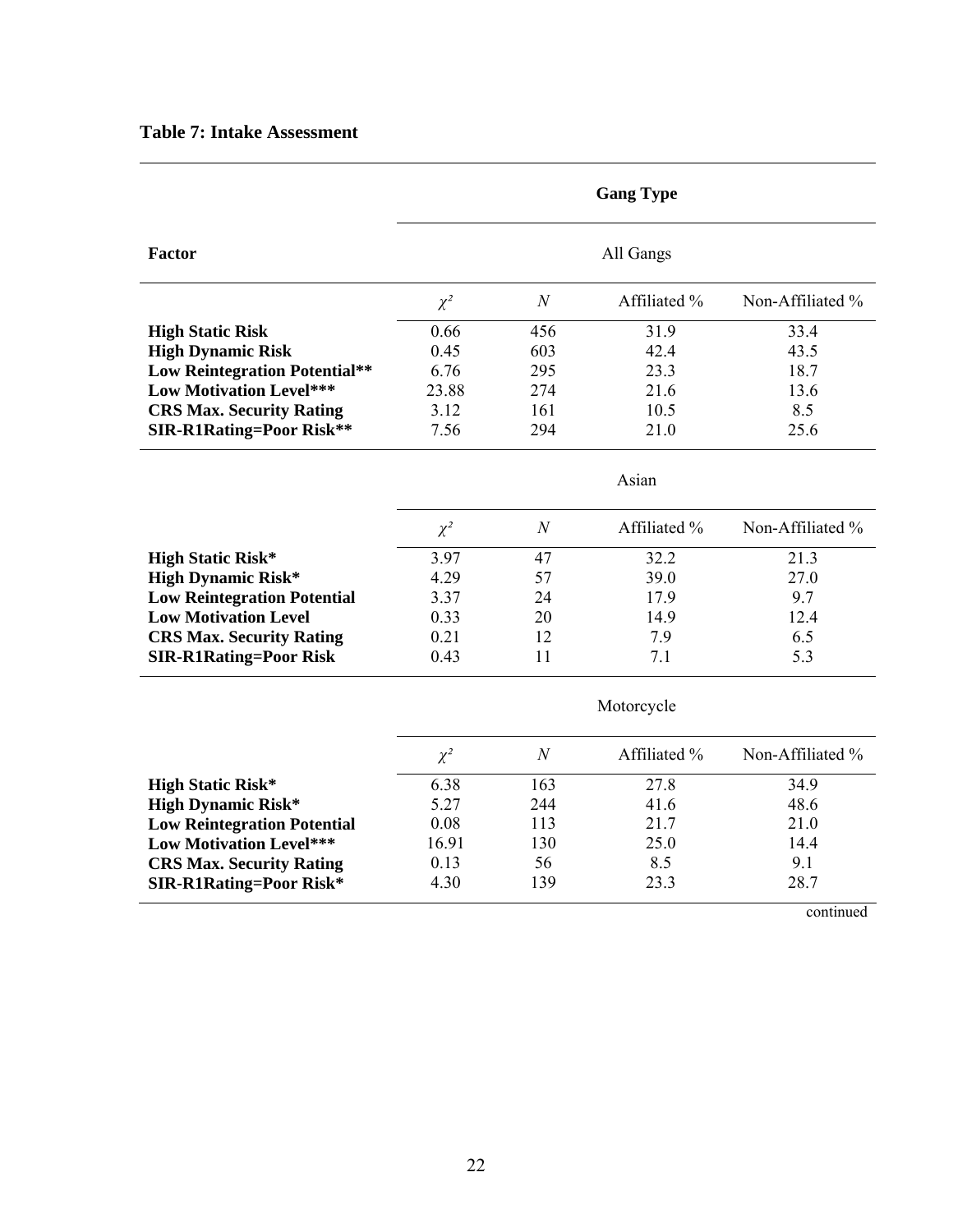**Table 7: Intake Assessment**

| Factor | Gang Type | | | |
|---|---|---|---|---|
| | All Gangs | | | |
| | $\chi^2$ | $N$ | Affiliated % | Non-Affiliated % |
| **High Static Risk** | 0.66 | 456 | 31.9 | 33.4 |
| **High Dynamic Risk** | 0.45 | 603 | 42.4 | 43.5 |
| **Low Reintegration Potential**** | 6.76 | 295 | 23.3 | 18.7 |
| **Low Motivation Level***** | 23.88 | 274 | 21.6 | 13.6 |
| **CRS Max. Security Rating** | 3.12 | 161 | 10.5 | 8.5 |
| **SIR-R1Rating=Poor Risk**** | 7.56 | 294 | 21.0 | 25.6 |
| | Asian | | | |
| | $\chi^2$ | $N$ | Affiliated % | Non-Affiliated % |
| **High Static Risk*** | 3.97 | 47 | 32.2 | 21.3 |
| **High Dynamic Risk*** | 4.29 | 57 | 39.0 | 27.0 |
| **Low Reintegration Potential** | 3.37 | 24 | 17.9 | 9.7 |
| **Low Motivation Level** | 0.33 | 20 | 14.9 | 12.4 |
| **CRS Max. Security Rating** | 0.21 | 12 | 7.9 | 6.5 |
| **SIR-R1Rating=Poor Risk** | 0.43 | 11 | 7.1 | 5.3 |
| | Motorcycle | | | |
| | $\chi^2$ | $N$ | Affiliated % | Non-Affiliated % |
| **High Static Risk*** | 6.38 | 163 | 27.8 | 34.9 |
| **High Dynamic Risk*** | 5.27 | 244 | 41.6 | 48.6 |
| **Low Reintegration Potential** | 0.08 | 113 | 21.7 | 21.0 |
| **Low Motivation Level***** | 16.91 | 130 | 25.0 | 14.4 |
| **CRS Max. Security Rating** | 0.13 | 56 | 8.5 | 9.1 |
| **SIR-R1Rating=Poor Risk*** | 4.30 | 139 | 23.3 | 28.7 |

continued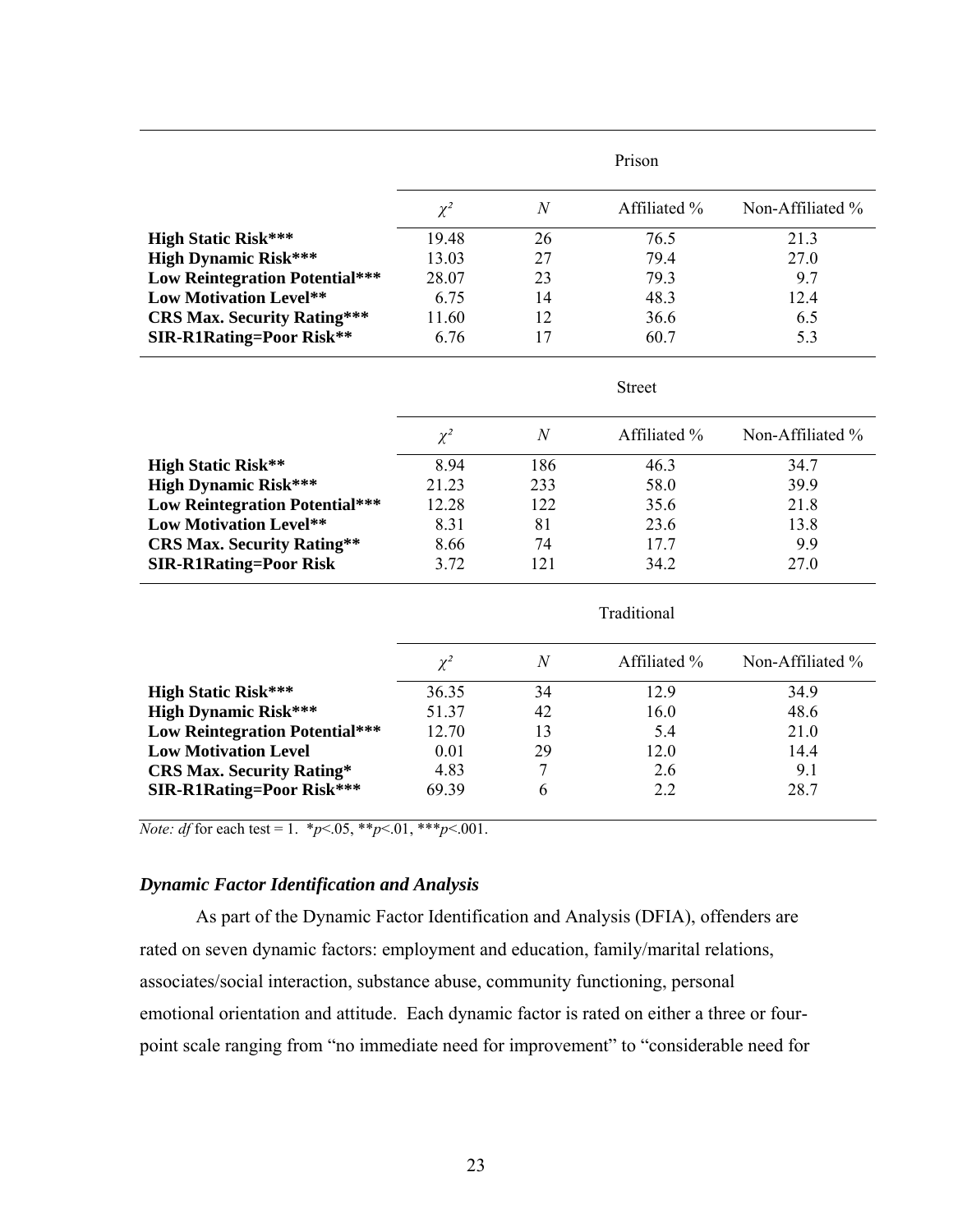| | Prison | | | |
|---|---|---|---|---|
| | $\chi^2$ | $N$ | Affiliated % | Non-Affiliated % |
| **High Static Risk*** ** | 19.48 | 26 | 76.5 | 21.3 |
| **High Dynamic Risk*** ** | 13.03 | 27 | 79.4 | 27.0 |
| **Low Reintegration Potential*** ** | 28.07 | 23 | 79.3 | 9.7 |
| **Low Motivation Level** ** | 6.75 | 14 | 48.3 | 12.4 |
| **CRS Max. Security Rating*** ** | 11.60 | 12 | 36.6 | 6.5 |
| **SIR-R1Rating=Poor Risk** ** | 6.76 | 17 | 60.7 | 5.3 |
| | Street | | | |
| | $\chi^2$ | $N$ | Affiliated % | Non-Affiliated % |
| **High Static Risk** ** | 8.94 | 186 | 46.3 | 34.7 |
| **High Dynamic Risk*** ** | 21.23 | 233 | 58.0 | 39.9 |
| **Low Reintegration Potential*** ** | 12.28 | 122 | 35.6 | 21.8 |
| **Low Motivation Level** ** | 8.31 | 81 | 23.6 | 13.8 |
| **CRS Max. Security Rating** ** | 8.66 | 74 | 17.7 | 9.9 |
| **SIR-R1Rating=Poor Risk** | 3.72 | 121 | 34.2 | 27.0 |
| | Traditional | | | |
| | $\chi^2$ | $N$ | Affiliated % | Non-Affiliated % |
| **High Static Risk*** ** | 36.35 | 34 | 12.9 | 34.9 |
| **High Dynamic Risk*** ** | 51.37 | 42 | 16.0 | 48.6 |
| **Low Reintegration Potential*** ** | 12.70 | 13 | 5.4 | 21.0 |
| **Low Motivation Level** | 0.01 | 29 | 12.0 | 14.4 |
| **CRS Max. Security Rating*** | 4.83 | 7 | 2.6 | 9.1 |
| **SIR-R1Rating=Poor Risk*** ** | 69.39 | 6 | 2.2 | 28.7 |

*Note: df* for each test = 1. \**p*<.05, \*\**p*<.01, \*\*\**p*<.001.

### *Dynamic Factor Identification and Analysis*

As part of the Dynamic Factor Identification and Analysis (DFIA), offenders are rated on seven dynamic factors: employment and education, family/marital relations, associates/social interaction, substance abuse, community functioning, personal emotional orientation and attitude. Each dynamic factor is rated on either a three or four-point scale ranging from "no immediate need for improvement" to "considerable need for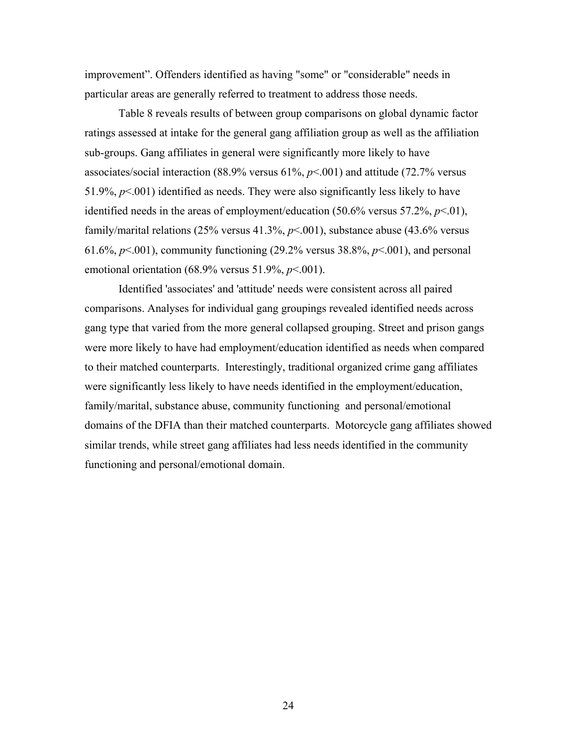improvement". Offenders identified as having "some" or "considerable" needs in particular areas are generally referred to treatment to address those needs.

Table 8 reveals results of between group comparisons on global dynamic factor ratings assessed at intake for the general gang affiliation group as well as the affiliation sub-groups. Gang affiliates in general were significantly more likely to have associates/social interaction (88.9% versus 61%, $p<.001$) and attitude (72.7% versus 51.9%, $p<.001$) identified as needs. They were also significantly less likely to have identified needs in the areas of employment/education (50.6% versus 57.2%, $p<.01$), family/marital relations (25% versus 41.3%, $p<.001$), substance abuse (43.6% versus 61.6%, $p<.001$), community functioning (29.2% versus 38.8%, $p<.001$), and personal emotional orientation (68.9% versus 51.9%, $p<.001$).

Identified 'associates' and 'attitude' needs were consistent across all paired comparisons. Analyses for individual gang groupings revealed identified needs across gang type that varied from the more general collapsed grouping. Street and prison gangs were more likely to have had employment/education identified as needs when compared to their matched counterparts. Interestingly, traditional organized crime gang affiliates were significantly less likely to have needs identified in the employment/education, family/marital, substance abuse, community functioning and personal/emotional domains of the DFIA than their matched counterparts. Motorcycle gang affiliates showed similar trends, while street gang affiliates had less needs identified in the community functioning and personal/emotional domain.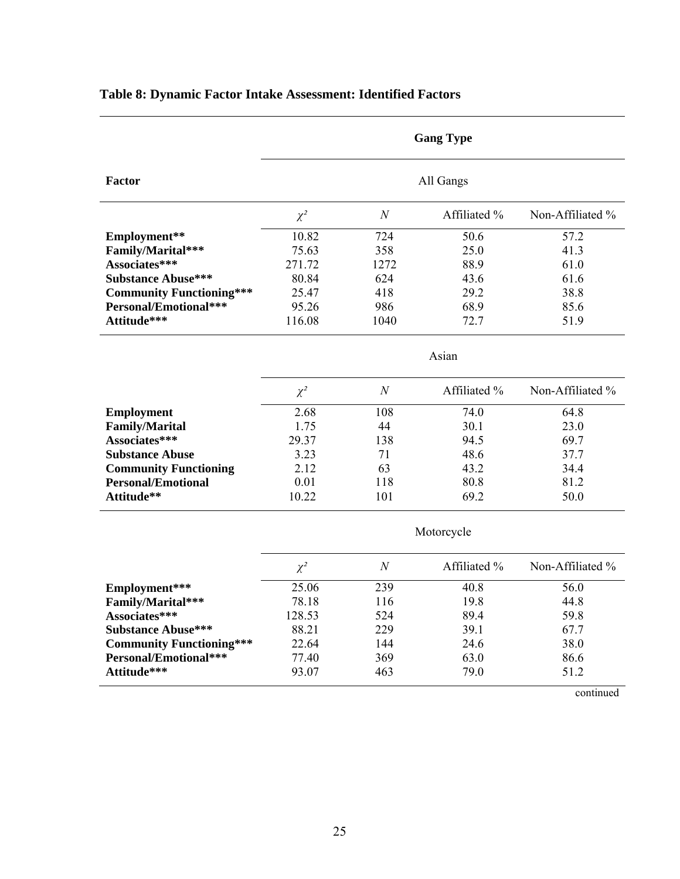**Table 8: Dynamic Factor Intake Assessment: Identified Factors**

| Factor | Gang Type | | | |
|---|---|---|---|---|
| | All Gangs | | | |
| | $\chi^2$ | $N$ | Affiliated % | Non-Affiliated % |
| **Employment\*\*** | 10.82 | 724 | 50.6 | 57.2 |
| **Family/Marital\*\*\*** | 75.63 | 358 | 25.0 | 41.3 |
| **Associates\*\*\*** | 271.72 | 1272 | 88.9 | 61.0 |
| **Substance Abuse\*\*\*** | 80.84 | 624 | 43.6 | 61.6 |
| **Community Functioning\*\*\*** | 25.47 | 418 | 29.2 | 38.8 |
| **Personal/Emotional\*\*\*** | 95.26 | 986 | 68.9 | 85.6 |
| **Attitude\*\*\*** | 116.08 | 1040 | 72.7 | 51.9 |
| | Asian | | | |
| | $\chi^2$ | $N$ | Affiliated % | Non-Affiliated % |
| **Employment** | 2.68 | 108 | 74.0 | 64.8 |
| **Family/Marital** | 1.75 | 44 | 30.1 | 23.0 |
| **Associates\*\*\*** | 29.37 | 138 | 94.5 | 69.7 |
| **Substance Abuse** | 3.23 | 71 | 48.6 | 37.7 |
| **Community Functioning** | 2.12 | 63 | 43.2 | 34.4 |
| **Personal/Emotional** | 0.01 | 118 | 80.8 | 81.2 |
| **Attitude\*\*** | 10.22 | 101 | 69.2 | 50.0 |
| | Motorcycle | | | |
| | $\chi^2$ | $N$ | Affiliated % | Non-Affiliated % |
| **Employment\*\*\*** | 25.06 | 239 | 40.8 | 56.0 |
| **Family/Marital\*\*\*** | 78.18 | 116 | 19.8 | 44.8 |
| **Associates\*\*\*** | 128.53 | 524 | 89.4 | 59.8 |
| **Substance Abuse\*\*\*** | 88.21 | 229 | 39.1 | 67.7 |
| **Community Functioning\*\*\*** | 22.64 | 144 | 24.6 | 38.0 |
| **Personal/Emotional\*\*\*** | 77.40 | 369 | 63.0 | 86.6 |
| **Attitude\*\*\*** | 93.07 | 463 | 79.0 | 51.2 |

continued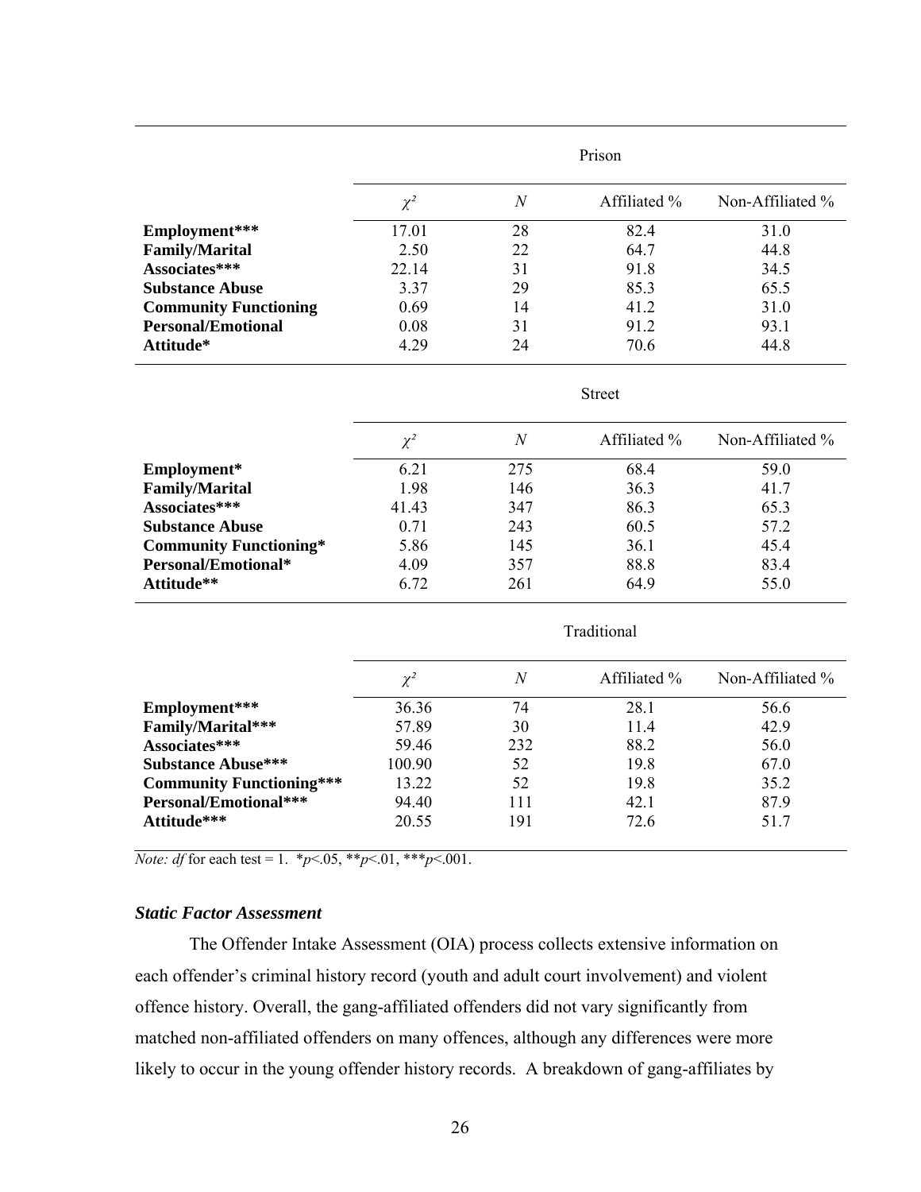| | Prison | | | |
|---|---|---|---|---|
| | $\chi^2$ | $N$ | Affiliated % | Non-Affiliated % |
| **Employment*** ** | 17.01 | 28 | 82.4 | 31.0 |
| **Family/Marital** | 2.50 | 22 | 64.7 | 44.8 |
| **Associates*** ** | 22.14 | 31 | 91.8 | 34.5 |
| **Substance Abuse** | 3.37 | 29 | 85.3 | 65.5 |
| **Community Functioning** | 0.69 | 14 | 41.2 | 31.0 |
| **Personal/Emotional** | 0.08 | 31 | 91.2 | 93.1 |
| **Attitude*** | 4.29 | 24 | 70.6 | 44.8 |
| | **Street** | | | |
| | $\chi^2$ | $N$ | Affiliated % | Non-Affiliated % |
| **Employment*** | 6.21 | 275 | 68.4 | 59.0 |
| **Family/Marital** | 1.98 | 146 | 36.3 | 41.7 |
| **Associates*** ** | 41.43 | 347 | 86.3 | 65.3 |
| **Substance Abuse** | 0.71 | 243 | 60.5 | 57.2 |
| **Community Functioning*** | 5.86 | 145 | 36.1 | 45.4 |
| **Personal/Emotional*** | 4.09 | 357 | 88.8 | 83.4 |
| **Attitude** ** | 6.72 | 261 | 64.9 | 55.0 |
| | **Traditional** | | | |
| | $\chi^2$ | $N$ | Affiliated % | Non-Affiliated % |
| **Employment*** ** | 36.36 | 74 | 28.1 | 56.6 |
| **Family/Marital*** ** | 57.89 | 30 | 11.4 | 42.9 |
| **Associates*** ** | 59.46 | 232 | 88.2 | 56.0 |
| **Substance Abuse*** ** | 100.90 | 52 | 19.8 | 67.0 |
| **Community Functioning*** ** | 13.22 | 52 | 19.8 | 35.2 |
| **Personal/Emotional*** ** | 94.40 | 111 | 42.1 | 87.9 |
| **Attitude*** ** | 20.55 | 191 | 72.6 | 51.7 |

*Note: df* for each test = 1. *$p$<.05, **$p$<.01, ***$p$<.001.

### *Static Factor Assessment*

The Offender Intake Assessment (OIA) process collects extensive information on each offender's criminal history record (youth and adult court involvement) and violent offence history. Overall, the gang-affiliated offenders did not vary significantly from matched non-affiliated offenders on many offences, although any differences were more likely to occur in the young offender history records. A breakdown of gang-affiliates by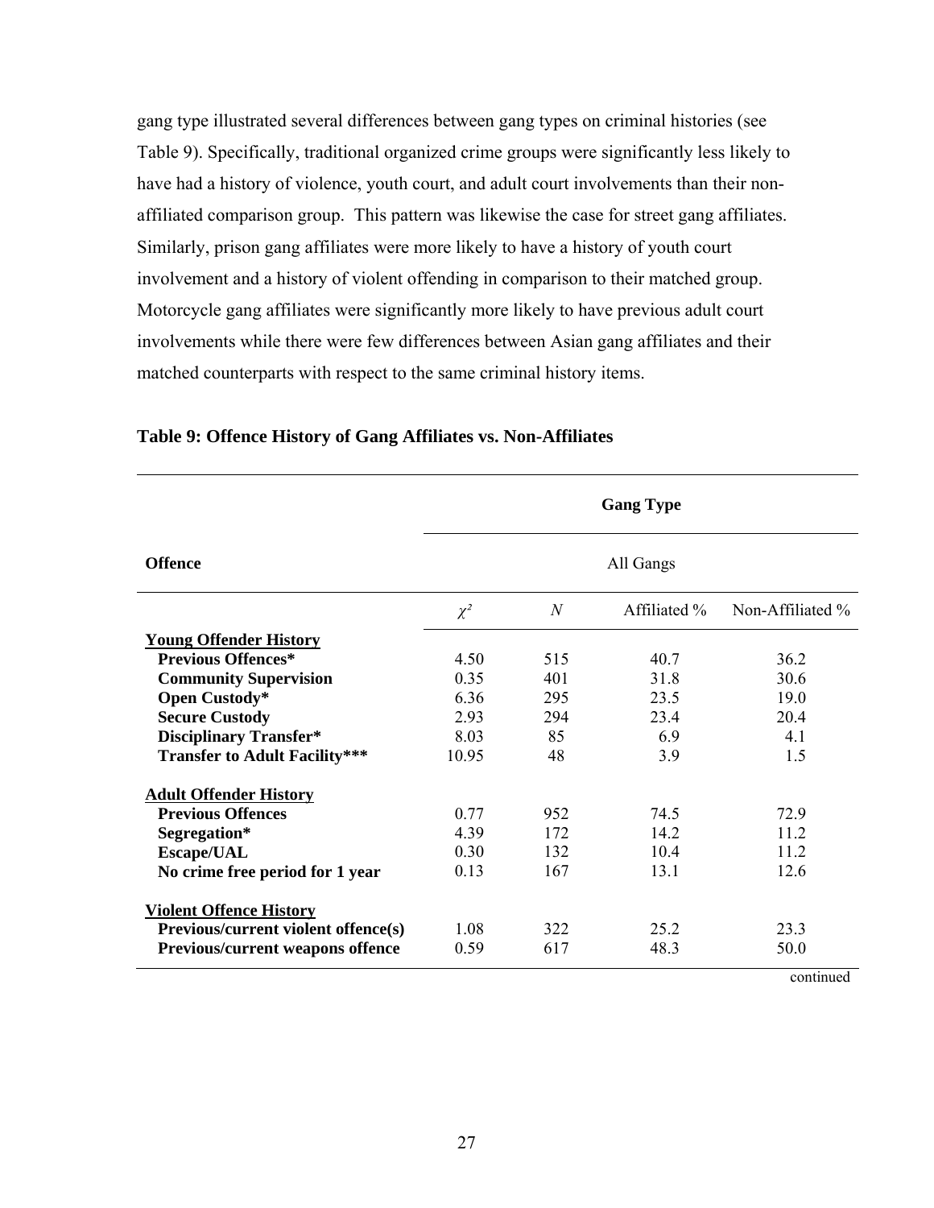gang type illustrated several differences between gang types on criminal histories (see Table 9). Specifically, traditional organized crime groups were significantly less likely to have had a history of violence, youth court, and adult court involvements than their non-affiliated comparison group. This pattern was likewise the case for street gang affiliates. Similarly, prison gang affiliates were more likely to have a history of youth court involvement and a history of violent offending in comparison to their matched group. Motorcycle gang affiliates were significantly more likely to have previous adult court involvements while there were few differences between Asian gang affiliates and their matched counterparts with respect to the same criminal history items.

**Table 9: Offence History of Gang Affiliates vs. Non-Affiliates**

| **Offence** | **Gang Type** | | | |
|---|---|---|---|---|
| | All Gangs | | | |
| | $\chi^2$ | $N$ | Affiliated % | Non-Affiliated % |
| **Young Offender History** | | | | |
| **Previous Offences*** | 4.50 | 515 | 40.7 | 36.2 |
| **Community Supervision** | 0.35 | 401 | 31.8 | 30.6 |
| **Open Custody*** | 6.36 | 295 | 23.5 | 19.0 |
| **Secure Custody** | 2.93 | 294 | 23.4 | 20.4 |
| **Disciplinary Transfer*** | 8.03 | 85 | 6.9 | 4.1 |
| **Transfer to Adult Facility***** | 10.95 | 48 | 3.9 | 1.5 |
| **Adult Offender History** | | | | |
| **Previous Offences** | 0.77 | 952 | 74.5 | 72.9 |
| **Segregation*** | 4.39 | 172 | 14.2 | 11.2 |
| **Escape/UAL** | 0.30 | 132 | 10.4 | 11.2 |
| **No crime free period for 1 year** | 0.13 | 167 | 13.1 | 12.6 |
| **Violent Offence History** | | | | |
| **Previous/current violent offence(s)** | 1.08 | 322 | 25.2 | 23.3 |
| **Previous/current weapons offence** | 0.59 | 617 | 48.3 | 50.0 |

continued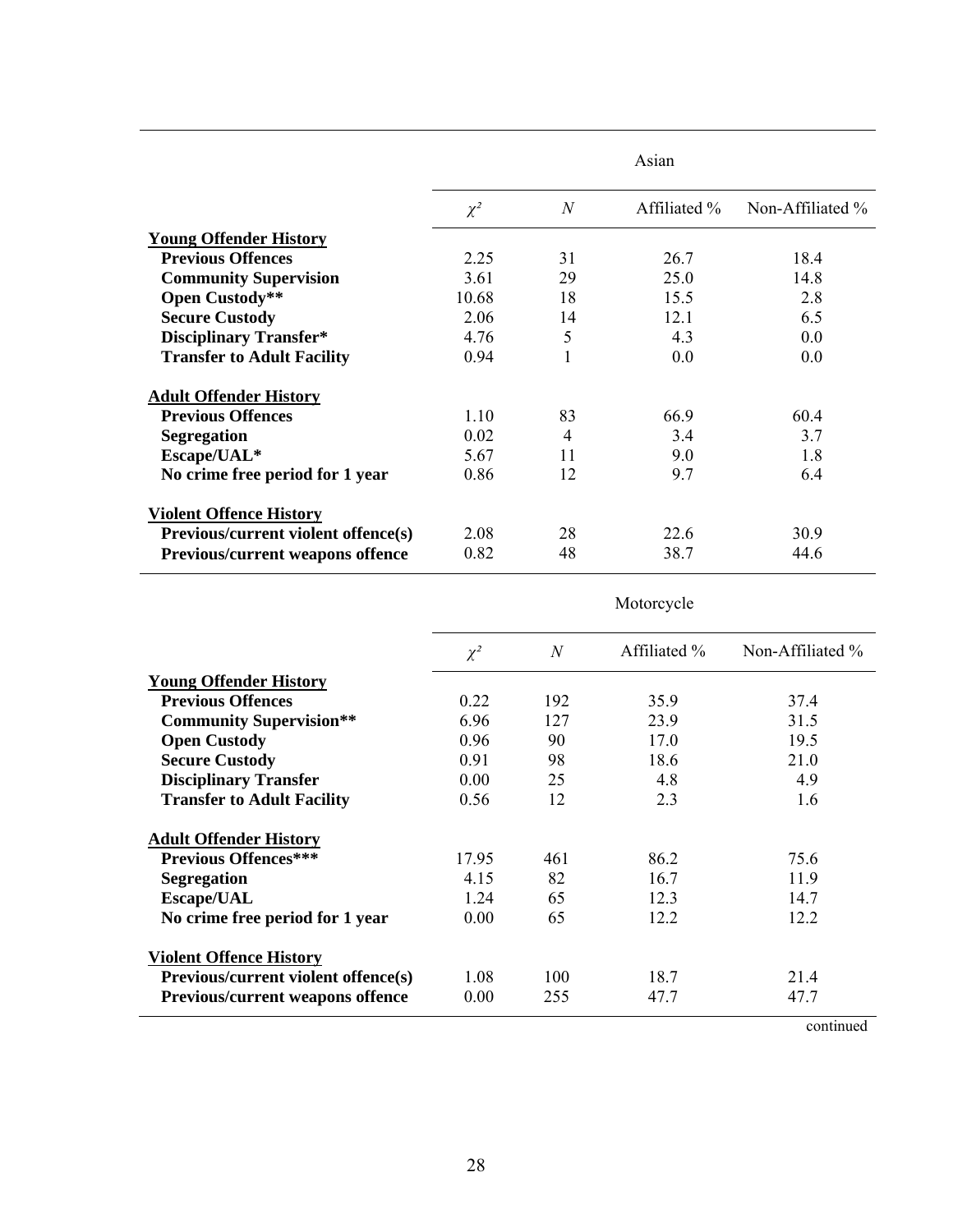| | Asian | | | |
|---|---|---|---|---|
| | $\chi^2$ | $N$ | Affiliated % | Non-Affiliated % |
| **Young Offender History** | | | | |
| **Previous Offences** | 2.25 | 31 | 26.7 | 18.4 |
| **Community Supervision** | 3.61 | 29 | 25.0 | 14.8 |
| **Open Custody**** | 10.68 | 18 | 15.5 | 2.8 |
| **Secure Custody** | 2.06 | 14 | 12.1 | 6.5 |
| **Disciplinary Transfer*** | 4.76 | 5 | 4.3 | 0.0 |
| **Transfer to Adult Facility** | 0.94 | 1 | 0.0 | 0.0 |
| **Adult Offender History** | | | | |
| **Previous Offences** | 1.10 | 83 | 66.9 | 60.4 |
| **Segregation** | 0.02 | 4 | 3.4 | 3.7 |
| **Escape/UAL*** | 5.67 | 11 | 9.0 | 1.8 |
| **No crime free period for 1 year** | 0.86 | 12 | 9.7 | 6.4 |
| **Violent Offence History** | | | | |
| **Previous/current violent offence(s)** | 2.08 | 28 | 22.6 | 30.9 |
| **Previous/current weapons offence** | 0.82 | 48 | 38.7 | 44.6 |

| | Motorcycle | | | |
|---|---|---|---|---|
| | $\chi^2$ | $N$ | Affiliated % | Non-Affiliated % |
| **Young Offender History** | | | | |
| **Previous Offences** | 0.22 | 192 | 35.9 | 37.4 |
| **Community Supervision**** | 6.96 | 127 | 23.9 | 31.5 |
| **Open Custody** | 0.96 | 90 | 17.0 | 19.5 |
| **Secure Custody** | 0.91 | 98 | 18.6 | 21.0 |
| **Disciplinary Transfer** | 0.00 | 25 | 4.8 | 4.9 |
| **Transfer to Adult Facility** | 0.56 | 12 | 2.3 | 1.6 |
| **Adult Offender History** | | | | |
| **Previous Offences***** | 17.95 | 461 | 86.2 | 75.6 |
| **Segregation** | 4.15 | 82 | 16.7 | 11.9 |
| **Escape/UAL** | 1.24 | 65 | 12.3 | 14.7 |
| **No crime free period for 1 year** | 0.00 | 65 | 12.2 | 12.2 |
| **Violent Offence History** | | | | |
| **Previous/current violent offence(s)** | 1.08 | 100 | 18.7 | 21.4 |
| **Previous/current weapons offence** | 0.00 | 255 | 47.7 | 47.7 |

continued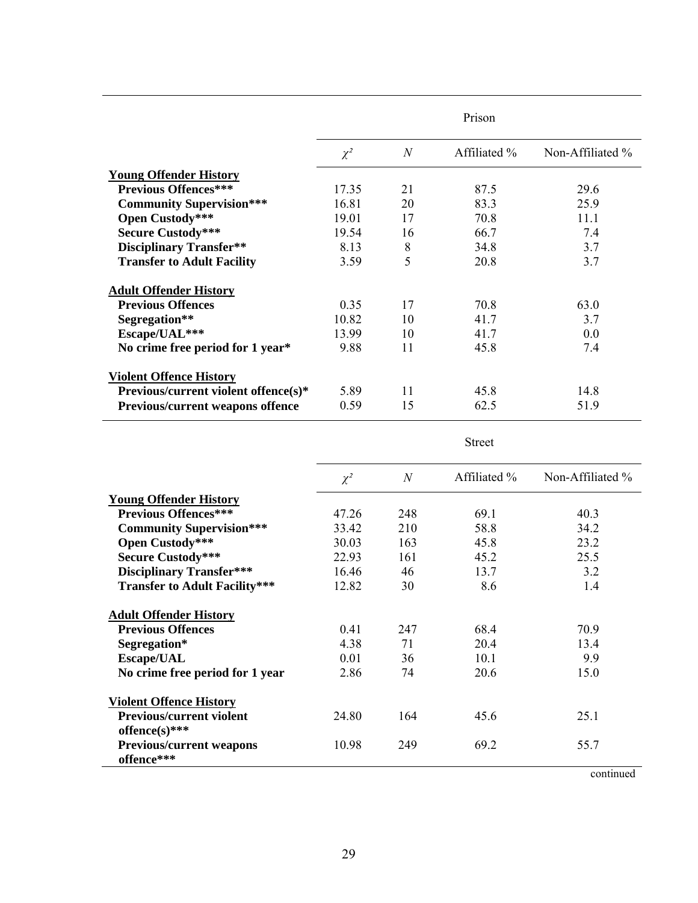| | Prison | | | |
|---|---|---|---|---|
| | $\chi^2$ | *N* | Affiliated % | Non-Affiliated % |
| **Young Offender History** | | | | |
| **Previous Offences*** ** | 17.35 | 21 | 87.5 | 29.6 |
| **Community Supervision*** ** | 16.81 | 20 | 83.3 | 25.9 |
| **Open Custody*** ** | 19.01 | 17 | 70.8 | 11.1 |
| **Secure Custody*** ** | 19.54 | 16 | 66.7 | 7.4 |
| **Disciplinary Transfer** ** | 8.13 | 8 | 34.8 | 3.7 |
| **Transfer to Adult Facility** | 3.59 | 5 | 20.8 | 3.7 |
| **Adult Offender History** | | | | |
| **Previous Offences** | 0.35 | 17 | 70.8 | 63.0 |
| **Segregation** ** | 10.82 | 10 | 41.7 | 3.7 |
| **Escape/UAL*** ** | 13.99 | 10 | 41.7 | 0.0 |
| **No crime free period for 1 year*** | 9.88 | 11 | 45.8 | 7.4 |
| **Violent Offence History** | | | | |
| **Previous/current violent offence(s)*** | 5.89 | 11 | 45.8 | 14.8 |
| **Previous/current weapons offence** | 0.59 | 15 | 62.5 | 51.9 |

| | Street | | | |
|---|---|---|---|---|
| | $\chi^2$ | *N* | Affiliated % | Non-Affiliated % |
| **Young Offender History** | | | | |
| **Previous Offences*** ** | 47.26 | 248 | 69.1 | 40.3 |
| **Community Supervision*** ** | 33.42 | 210 | 58.8 | 34.2 |
| **Open Custody*** ** | 30.03 | 163 | 45.8 | 23.2 |
| **Secure Custody*** ** | 22.93 | 161 | 45.2 | 25.5 |
| **Disciplinary Transfer*** ** | 16.46 | 46 | 13.7 | 3.2 |
| **Transfer to Adult Facility*** ** | 12.82 | 30 | 8.6 | 1.4 |
| **Adult Offender History** | | | | |
| **Previous Offences** | 0.41 | 247 | 68.4 | 70.9 |
| **Segregation*** | 4.38 | 71 | 20.4 | 13.4 |
| **Escape/UAL** | 0.01 | 36 | 10.1 | 9.9 |
| **No crime free period for 1 year** | 2.86 | 74 | 20.6 | 15.0 |
| **Violent Offence History** | | | | |
| **Previous/current violent offence(s)*** ** | 24.80 | 164 | 45.6 | 25.1 |
| **Previous/current weapons offence*** ** | 10.98 | 249 | 69.2 | 55.7 |

continued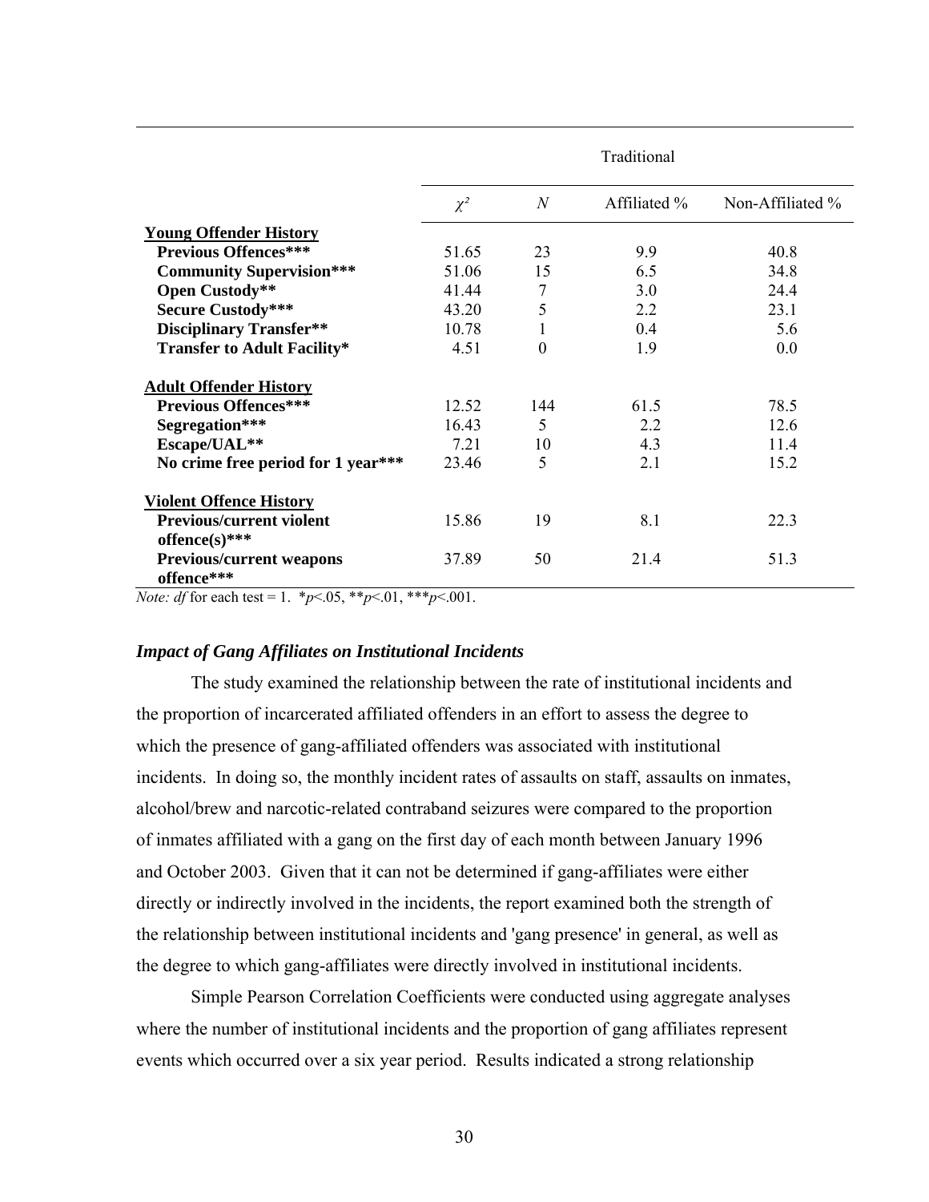| | Traditional | | | |
|---|---|---|---|---|
| | $\chi^2$ | *N* | Affiliated % | Non-Affiliated % |
| **Young Offender History** | | | | |
| **Previous Offences*** ** | 51.65 | 23 | 9.9 | 40.8 |
| **Community Supervision*** ** | 51.06 | 15 | 6.5 | 34.8 |
| **Open Custody** ** | 41.44 | 7 | 3.0 | 24.4 |
| **Secure Custody*** ** | 43.20 | 5 | 2.2 | 23.1 |
| **Disciplinary Transfer** ** | 10.78 | 1 | 0.4 | 5.6 |
| **Transfer to Adult Facility* ** | 4.51 | 0 | 1.9 | 0.0 |
| **Adult Offender History** | | | | |
| **Previous Offences*** ** | 12.52 | 144 | 61.5 | 78.5 |
| **Segregation*** ** | 16.43 | 5 | 2.2 | 12.6 |
| **Escape/UAL** ** | 7.21 | 10 | 4.3 | 11.4 |
| **No crime free period for 1 year*** ** | 23.46 | 5 | 2.1 | 15.2 |
| **Violent Offence History** | | | | |
| **Previous/current violent offence(s)*** ** | 15.86 | 19 | 8.1 | 22.3 |
| **Previous/current weapons offence*** ** | 37.89 | 50 | 21.4 | 51.3 |

*Note: df* for each test = 1. $*p<.05$, $**p<.01$, $***p<.001$.

### *Impact of Gang Affiliates on Institutional Incidents*

The study examined the relationship between the rate of institutional incidents and the proportion of incarcerated affiliated offenders in an effort to assess the degree to which the presence of gang-affiliated offenders was associated with institutional incidents. In doing so, the monthly incident rates of assaults on staff, assaults on inmates, alcohol/brew and narcotic-related contraband seizures were compared to the proportion of inmates affiliated with a gang on the first day of each month between January 1996 and October 2003. Given that it can not be determined if gang-affiliates were either directly or indirectly involved in the incidents, the report examined both the strength of the relationship between institutional incidents and 'gang presence' in general, as well as the degree to which gang-affiliates were directly involved in institutional incidents.

Simple Pearson Correlation Coefficients were conducted using aggregate analyses where the number of institutional incidents and the proportion of gang affiliates represent events which occurred over a six year period. Results indicated a strong relationship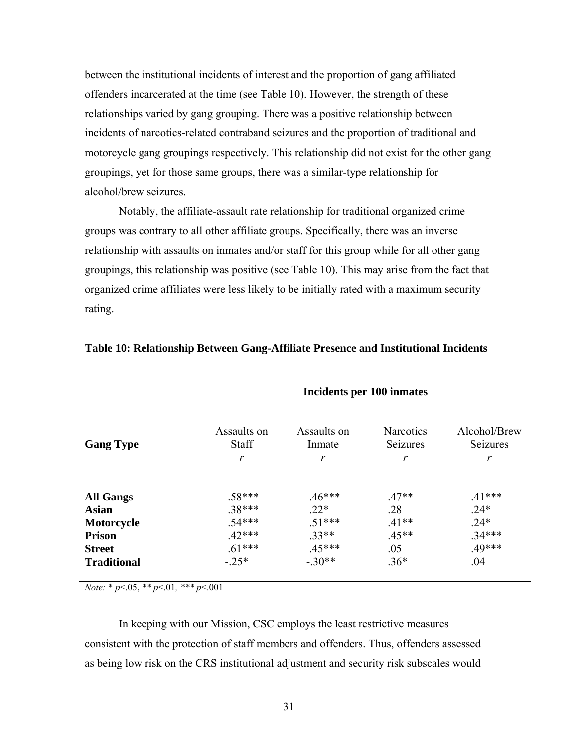between the institutional incidents of interest and the proportion of gang affiliated offenders incarcerated at the time (see Table 10). However, the strength of these relationships varied by gang grouping. There was a positive relationship between incidents of narcotics-related contraband seizures and the proportion of traditional and motorcycle gang groupings respectively. This relationship did not exist for the other gang groupings, yet for those same groups, there was a similar-type relationship for alcohol/brew seizures.

Notably, the affiliate-assault rate relationship for traditional organized crime groups was contrary to all other affiliate groups. Specifically, there was an inverse relationship with assaults on inmates and/or staff for this group while for all other gang groupings, this relationship was positive (see Table 10). This may arise from the fact that organized crime affiliates were less likely to be initially rated with a maximum security rating.

**Table 10: Relationship Between Gang-Affiliate Presence and Institutional Incidents**

| | Incidents per 100 inmates | | | |
|---|---|---|---|---|
| **Gang Type** | Assaults on Staff *r* | Assaults on Inmate *r* | Narcotics Seizures *r* | Alcohol/Brew Seizures *r* |
| **All Gangs** | .58*** | .46*** | .47** | .41*** |
| **Asian** | .38*** | .22* | .28 | .24* |
| **Motorcycle** | .54*** | .51*** | .41** | .24* |
| **Prison** | .42*** | .33** | .45** | .34*** |
| **Street** | .61*** | .45*** | .05 | .49*** |
| **Traditional** | -.25* | -.30** | .36* | .04 |

*Note:* * $p$<.05, ** $p$<.01, *** $p$<.001

In keeping with our Mission, CSC employs the least restrictive measures consistent with the protection of staff members and offenders. Thus, offenders assessed as being low risk on the CRS institutional adjustment and security risk subscales would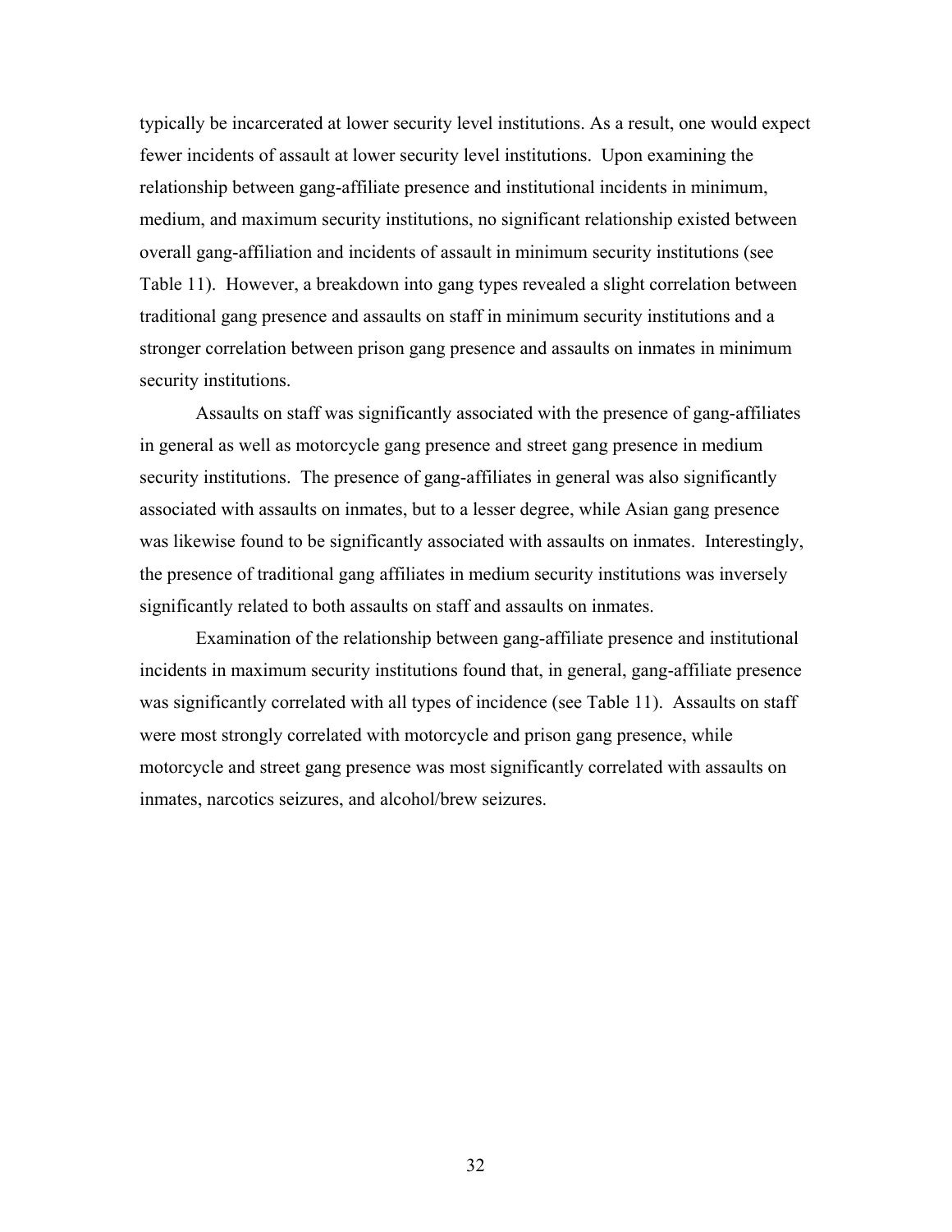typically be incarcerated at lower security level institutions. As a result, one would expect fewer incidents of assault at lower security level institutions. Upon examining the relationship between gang-affiliate presence and institutional incidents in minimum, medium, and maximum security institutions, no significant relationship existed between overall gang-affiliation and incidents of assault in minimum security institutions (see Table 11). However, a breakdown into gang types revealed a slight correlation between traditional gang presence and assaults on staff in minimum security institutions and a stronger correlation between prison gang presence and assaults on inmates in minimum security institutions.

Assaults on staff was significantly associated with the presence of gang-affiliates in general as well as motorcycle gang presence and street gang presence in medium security institutions. The presence of gang-affiliates in general was also significantly associated with assaults on inmates, but to a lesser degree, while Asian gang presence was likewise found to be significantly associated with assaults on inmates. Interestingly, the presence of traditional gang affiliates in medium security institutions was inversely significantly related to both assaults on staff and assaults on inmates.

Examination of the relationship between gang-affiliate presence and institutional incidents in maximum security institutions found that, in general, gang-affiliate presence was significantly correlated with all types of incidence (see Table 11). Assaults on staff were most strongly correlated with motorcycle and prison gang presence, while motorcycle and street gang presence was most significantly correlated with assaults on inmates, narcotics seizures, and alcohol/brew seizures.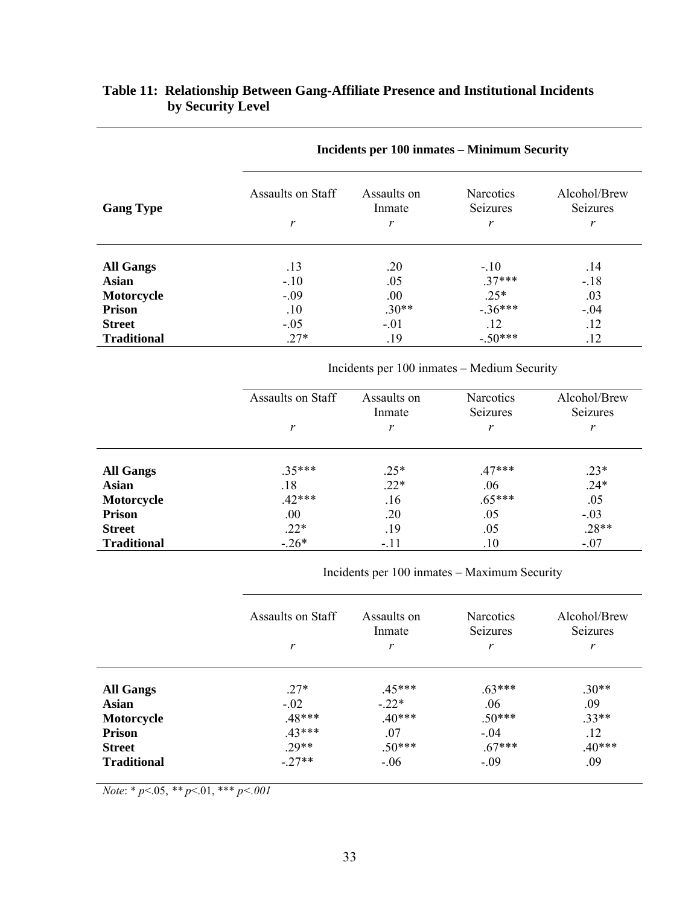**Table 11: Relationship Between Gang-Affiliate Presence and Institutional Incidents by Security Level**

| Gang Type | Incidents per 100 inmates – Minimum Security | | | |
|---|---|---|---|---|
| | Assaults on Staff | Assaults on Inmate | Narcotics Seizures | Alcohol/Brew Seizures |
| | *r* | *r* | *r* | *r* |
| **All Gangs** | .13 | .20 | -.10 | .14 |
| **Asian** | -.10 | .05 | .37*** | -.18 |
| **Motorcycle** | -.09 | .00 | .25* | .03 |
| **Prison** | .10 | .30** | -.36*** | -.04 |
| **Street** | -.05 | -.01 | .12 | .12 |
| **Traditional** | .27* | .19 | -.50*** | .12 |
| | **Incidents per 100 inmates – Medium Security** | | | |
| | Assaults on Staff | Assaults on Inmate | Narcotics Seizures | Alcohol/Brew Seizures |
| | *r* | *r* | *r* | *r* |
| **All Gangs** | .35*** | .25* | .47*** | .23* |
| **Asian** | .18 | .22* | .06 | .24* |
| **Motorcycle** | .42*** | .16 | .65*** | .05 |
| **Prison** | .00 | .20 | .05 | -.03 |
| **Street** | .22* | .19 | .05 | .28** |
| **Traditional** | -.26* | -.11 | .10 | -.07 |
| | **Incidents per 100 inmates – Maximum Security** | | | |
| | Assaults on Staff | Assaults on Inmate | Narcotics Seizures | Alcohol/Brew Seizures |
| | *r* | *r* | *r* | *r* |
| **All Gangs** | .27* | .45*** | .63*** | .30** |
| **Asian** | -.02 | -.22* | .06 | .09 |
| **Motorcycle** | .48*** | .40*** | .50*** | .33** |
| **Prison** | .43*** | .07 | -.04 | .12 |
| **Street** | .29** | .50*** | .67*** | .40*** |
| **Traditional** | -.27** | -.06 | -.09 | .09 |

*Note*: * $p<.05$, ** $p<.01$, *** $p<.001$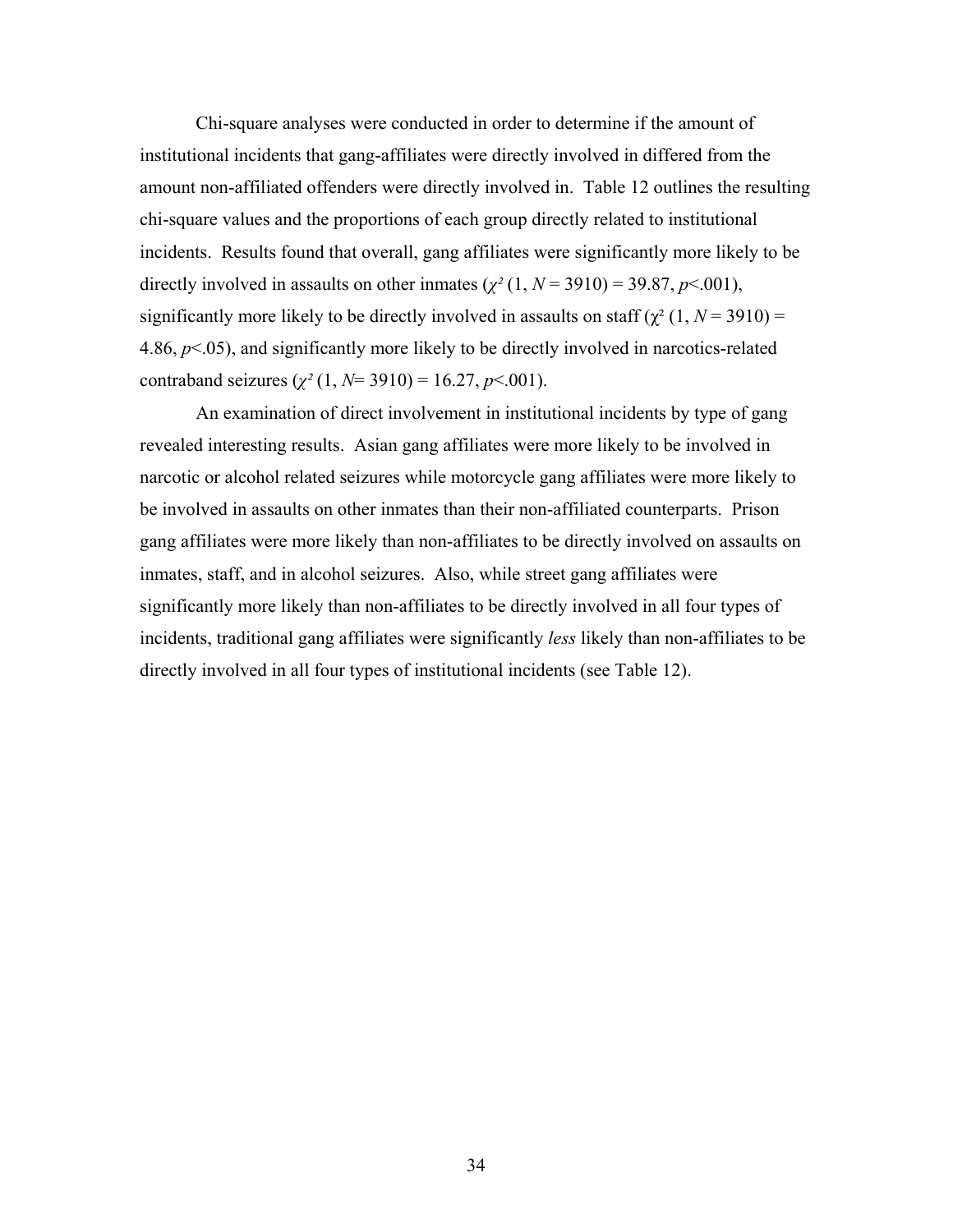Chi-square analyses were conducted in order to determine if the amount of institutional incidents that gang-affiliates were directly involved in differed from the amount non-affiliated offenders were directly involved in. Table 12 outlines the resulting chi-square values and the proportions of each group directly related to institutional incidents. Results found that overall, gang affiliates were significantly more likely to be directly involved in assaults on other inmates ($\chi^2$ (1, $N$ = 3910) = 39.87, $p$<.001), significantly more likely to be directly involved in assaults on staff ($\chi^2$ (1, $N$ = 3910) = 4.86, $p$<.05), and significantly more likely to be directly involved in narcotics-related contraband seizures ($\chi^2$ (1, $N$= 3910) = 16.27, $p$<.001).

An examination of direct involvement in institutional incidents by type of gang revealed interesting results. Asian gang affiliates were more likely to be involved in narcotic or alcohol related seizures while motorcycle gang affiliates were more likely to be involved in assaults on other inmates than their non-affiliated counterparts. Prison gang affiliates were more likely than non-affiliates to be directly involved on assaults on inmates, staff, and in alcohol seizures. Also, while street gang affiliates were significantly more likely than non-affiliates to be directly involved in all four types of incidents, traditional gang affiliates were significantly *less* likely than non-affiliates to be directly involved in all four types of institutional incidents (see Table 12).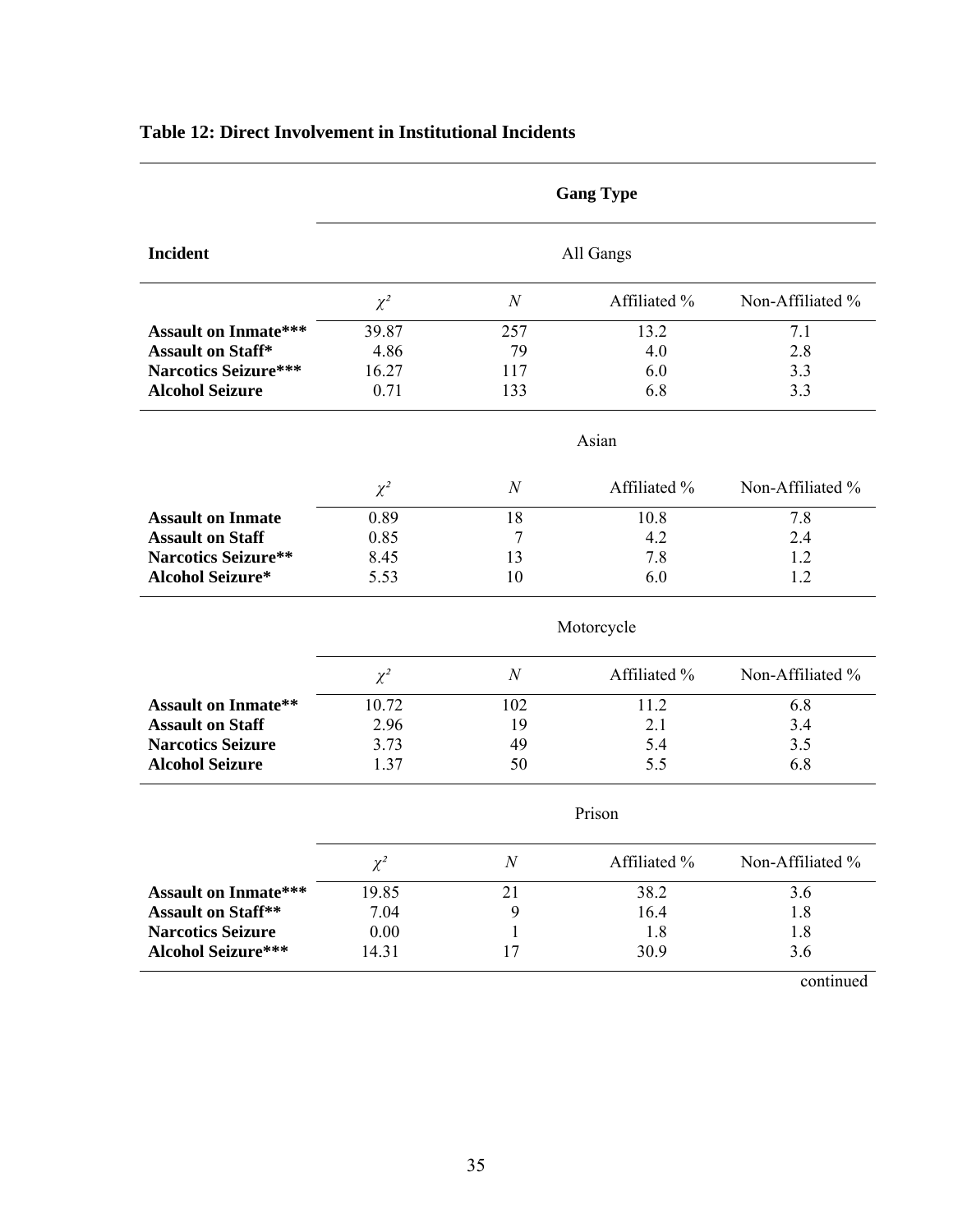**Table 12: Direct Involvement in Institutional Incidents**

| Incident | Gang Type | | | |
|---|---|---|---|---|
| | All Gangs | | | |
| | $\chi^2$ | $N$ | Affiliated % | Non-Affiliated % |
| **Assault on Inmate*** ** | 39.87 | 257 | 13.2 | 7.1 |
| **Assault on Staff*** | 4.86 | 79 | 4.0 | 2.8 |
| **Narcotics Seizure*** ** | 16.27 | 117 | 6.0 | 3.3 |
| **Alcohol Seizure** | 0.71 | 133 | 6.8 | 3.3 |
| | Asian | | | |
| | $\chi^2$ | $N$ | Affiliated % | Non-Affiliated % |
| **Assault on Inmate** | 0.89 | 18 | 10.8 | 7.8 |
| **Assault on Staff** | 0.85 | 7 | 4.2 | 2.4 |
| **Narcotics Seizure** ** | 8.45 | 13 | 7.8 | 1.2 |
| **Alcohol Seizure*** | 5.53 | 10 | 6.0 | 1.2 |
| | Motorcycle | | | |
| | $\chi^2$ | $N$ | Affiliated % | Non-Affiliated % |
| **Assault on Inmate** ** | 10.72 | 102 | 11.2 | 6.8 |
| **Assault on Staff** | 2.96 | 19 | 2.1 | 3.4 |
| **Narcotics Seizure** | 3.73 | 49 | 5.4 | 3.5 |
| **Alcohol Seizure** | 1.37 | 50 | 5.5 | 6.8 |
| | Prison | | | |
| | $\chi^2$ | $N$ | Affiliated % | Non-Affiliated % |
| **Assault on Inmate*** ** | 19.85 | 21 | 38.2 | 3.6 |
| **Assault on Staff** ** | 7.04 | 9 | 16.4 | 1.8 |
| **Narcotics Seizure** | 0.00 | 1 | 1.8 | 1.8 |
| **Alcohol Seizure*** ** | 14.31 | 17 | 30.9 | 3.6 |

continued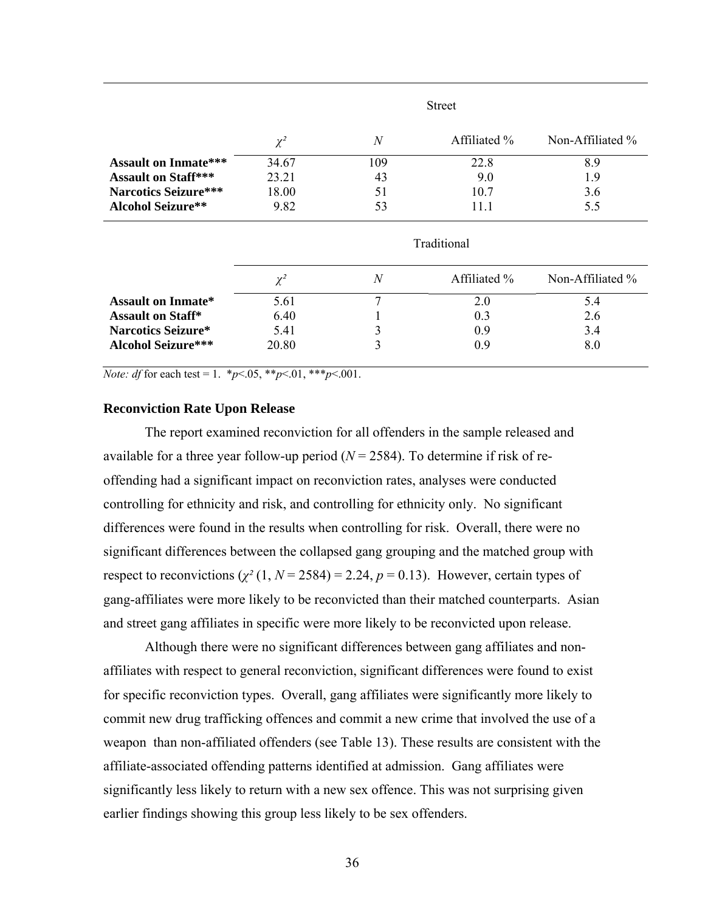| | Street | | | |
|---|---|---|---|---|
| | $\chi^2$ | $N$ | Affiliated % | Non-Affiliated % |
| **Assault on Inmate*** | 34.67 | 109 | 22.8 | 8.9 |
| **Assault on Staff*** | 23.21 | 43 | 9.0 | 1.9 |
| **Narcotics Seizure*** | 18.00 | 51 | 10.7 | 3.6 |
| **Alcohol Seizure** | 9.82 | 53 | 11.1 | 5.5 |
| | Traditional | | | |
| | $\chi^2$ | $N$ | Affiliated % | Non-Affiliated % |
| **Assault on Inmate*** | 5.61 | 7 | 2.0 | 5.4 |
| **Assault on Staff*** | 6.40 | 1 | 0.3 | 2.6 |
| **Narcotics Seizure*** | 5.41 | 3 | 0.9 | 3.4 |
| **Alcohol Seizure*** | 20.80 | 3 | 0.9 | 8.0 |

*Note: df* for each test = 1. *$p<.05$, **$p<.01$, ***$p<.001$.

### Reconviction Rate Upon Release

The report examined reconviction for all offenders in the sample released and available for a three year follow-up period ($N = 2584$). To determine if risk of re-offending had a significant impact on reconviction rates, analyses were conducted controlling for ethnicity and risk, and controlling for ethnicity only. No significant differences were found in the results when controlling for risk. Overall, there were no significant differences between the collapsed gang grouping and the matched group with respect to reconvictions ($\chi^2$ (1, $N = 2584$) = 2.24, $p = 0.13$). However, certain types of gang-affiliates were more likely to be reconvicted than their matched counterparts. Asian and street gang affiliates in specific were more likely to be reconvicted upon release.

Although there were no significant differences between gang affiliates and non-affiliates with respect to general reconviction, significant differences were found to exist for specific reconviction types. Overall, gang affiliates were significantly more likely to commit new drug trafficking offences and commit a new crime that involved the use of a weapon than non-affiliated offenders (see Table 13). These results are consistent with the affiliate-associated offending patterns identified at admission. Gang affiliates were significantly less likely to return with a new sex offence. This was not surprising given earlier findings showing this group less likely to be sex offenders.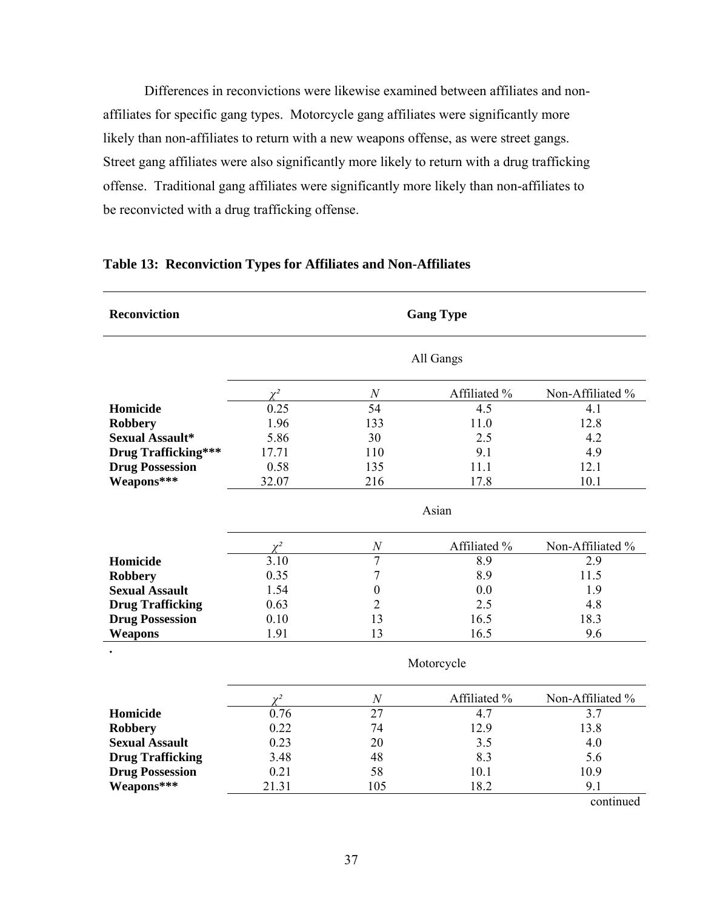Differences in reconvictions were likewise examined between affiliates and non-affiliates for specific gang types. Motorcycle gang affiliates were significantly more likely than non-affiliates to return with a new weapons offense, as were street gangs. Street gang affiliates were also significantly more likely to return with a drug trafficking offense. Traditional gang affiliates were significantly more likely than non-affiliates to be reconvicted with a drug trafficking offense.

**Table 13: Reconviction Types for Affiliates and Non-Affiliates**

| **Reconviction** | **Gang Type** | | | |
|---|---|---|---|---|
| | All Gangs | | | |
| | $\chi^2$ | $N$ | Affiliated % | Non-Affiliated % |
| **Homicide** | 0.25 | 54 | 4.5 | 4.1 |
| **Robbery** | 1.96 | 133 | 11.0 | 12.8 |
| **Sexual Assault*** | 5.86 | 30 | 2.5 | 4.2 |
| **Drug Trafficking***** | 17.71 | 110 | 9.1 | 4.9 |
| **Drug Possession** | 0.58 | 135 | 11.1 | 12.1 |
| **Weapons***** | 32.07 | 216 | 17.8 | 10.1 |
| | Asian | | | |
| | $\chi^2$ | $N$ | Affiliated % | Non-Affiliated % |
| **Homicide** | 3.10 | 7 | 8.9 | 2.9 |
| **Robbery** | 0.35 | 7 | 8.9 | 11.5 |
| **Sexual Assault** | 1.54 | 0 | 0.0 | 1.9 |
| **Drug Trafficking** | 0.63 | 2 | 2.5 | 4.8 |
| **Drug Possession** | 0.10 | 13 | 16.5 | 18.3 |
| **Weapons** | 1.91 | 13 | 16.5 | 9.6 |
| | Motorcycle | | | |
| | $\chi^2$ | $N$ | Affiliated % | Non-Affiliated % |
| **Homicide** | 0.76 | 27 | 4.7 | 3.7 |
| **Robbery** | 0.22 | 74 | 12.9 | 13.8 |
| **Sexual Assault** | 0.23 | 20 | 3.5 | 4.0 |
| **Drug Trafficking** | 3.48 | 48 | 8.3 | 5.6 |
| **Drug Possession** | 0.21 | 58 | 10.1 | 10.9 |
| **Weapons***** | 21.31 | 105 | 18.2 | 9.1 |

continued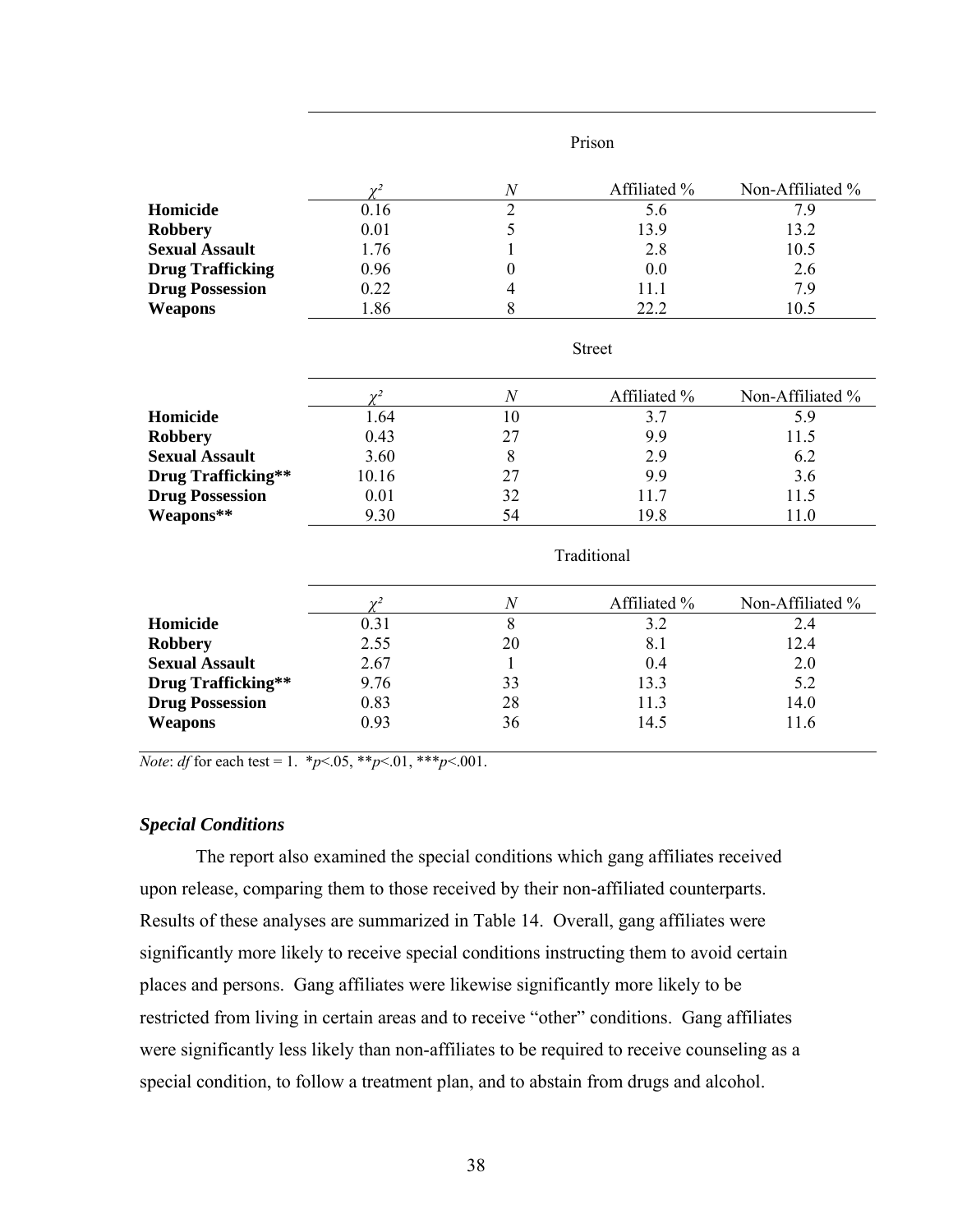| | Prison | | | |
|---|---|---|---|---|
| | $\chi^2$ | $N$ | Affiliated % | Non-Affiliated % |
| **Homicide** | 0.16 | 2 | 5.6 | 7.9 |
| **Robbery** | 0.01 | 5 | 13.9 | 13.2 |
| **Sexual Assault** | 1.76 | 1 | 2.8 | 10.5 |
| **Drug Trafficking** | 0.96 | 0 | 0.0 | 2.6 |
| **Drug Possession** | 0.22 | 4 | 11.1 | 7.9 |
| **Weapons** | 1.86 | 8 | 22.2 | 10.5 |
| | Street | | | |
| | $\chi^2$ | $N$ | Affiliated % | Non-Affiliated % |
| **Homicide** | 1.64 | 10 | 3.7 | 5.9 |
| **Robbery** | 0.43 | 27 | 9.9 | 11.5 |
| **Sexual Assault** | 3.60 | 8 | 2.9 | 6.2 |
| **Drug Trafficking\*\*** | 10.16 | 27 | 9.9 | 3.6 |
| **Drug Possession** | 0.01 | 32 | 11.7 | 11.5 |
| **Weapons\*\*** | 9.30 | 54 | 19.8 | 11.0 |
| | Traditional | | | |
| | $\chi^2$ | $N$ | Affiliated % | Non-Affiliated % |
| **Homicide** | 0.31 | 8 | 3.2 | 2.4 |
| **Robbery** | 2.55 | 20 | 8.1 | 12.4 |
| **Sexual Assault** | 2.67 | 1 | 0.4 | 2.0 |
| **Drug Trafficking\*\*** | 9.76 | 33 | 13.3 | 5.2 |
| **Drug Possession** | 0.83 | 28 | 11.3 | 14.0 |
| **Weapons** | 0.93 | 36 | 14.5 | 11.6 |

*Note*: *df* for each test = 1. \**p*<.05, \*\**p*<.01, \*\*\**p*<.001.

### *Special Conditions*

The report also examined the special conditions which gang affiliates received upon release, comparing them to those received by their non-affiliated counterparts. Results of these analyses are summarized in Table 14. Overall, gang affiliates were significantly more likely to receive special conditions instructing them to avoid certain places and persons. Gang affiliates were likewise significantly more likely to be restricted from living in certain areas and to receive "other" conditions. Gang affiliates were significantly less likely than non-affiliates to be required to receive counseling as a special condition, to follow a treatment plan, and to abstain from drugs and alcohol.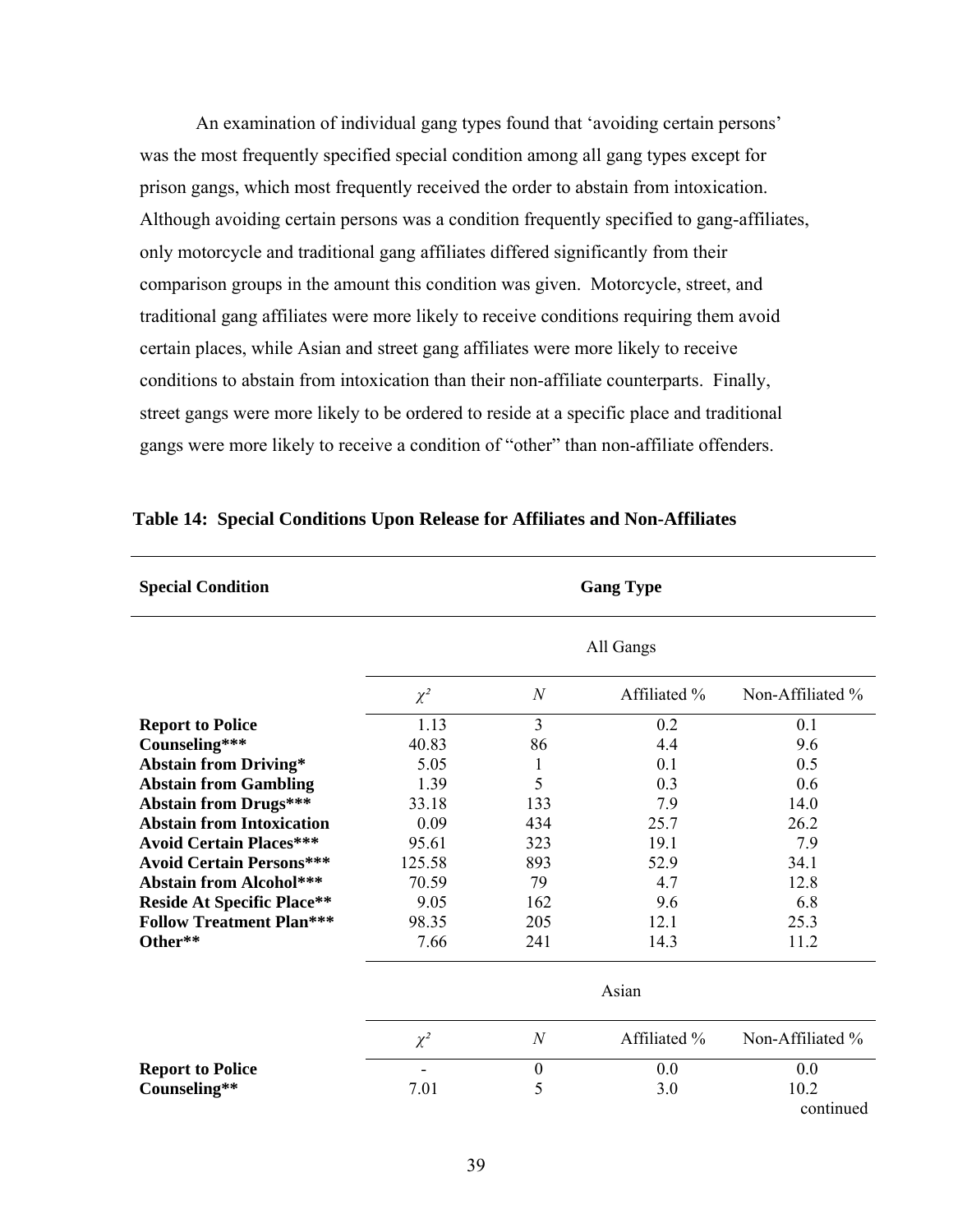An examination of individual gang types found that 'avoiding certain persons' was the most frequently specified special condition among all gang types except for prison gangs, which most frequently received the order to abstain from intoxication. Although avoiding certain persons was a condition frequently specified to gang-affiliates, only motorcycle and traditional gang affiliates differed significantly from their comparison groups in the amount this condition was given. Motorcycle, street, and traditional gang affiliates were more likely to receive conditions requiring them avoid certain places, while Asian and street gang affiliates were more likely to receive conditions to abstain from intoxication than their non-affiliate counterparts. Finally, street gangs were more likely to be ordered to reside at a specific place and traditional gangs were more likely to receive a condition of "other" than non-affiliate offenders.

**Table 14: Special Conditions Upon Release for Affiliates and Non-Affiliates**

| **Special Condition** | **Gang Type** | | | |
|---|---|---|---|---|
| | All Gangs | | | |
| | $\chi^2$ | $N$ | Affiliated % | Non-Affiliated % |
| **Report to Police** | 1.13 | 3 | 0.2 | 0.1 |
| **Counseling*** ** | 40.83 | 86 | 4.4 | 9.6 |
| **Abstain from Driving*** | 5.05 | 1 | 0.1 | 0.5 |
| **Abstain from Gambling** | 1.39 | 5 | 0.3 | 0.6 |
| **Abstain from Drugs***** | 33.18 | 133 | 7.9 | 14.0 |
| **Abstain from Intoxication** | 0.09 | 434 | 25.7 | 26.2 |
| **Avoid Certain Places***** | 95.61 | 323 | 19.1 | 7.9 |
| **Avoid Certain Persons***** | 125.58 | 893 | 52.9 | 34.1 |
| **Abstain from Alcohol***** | 70.59 | 79 | 4.7 | 12.8 |
| **Reside At Specific Place**** | 9.05 | 162 | 9.6 | 6.8 |
| **Follow Treatment Plan***** | 98.35 | 205 | 12.1 | 25.3 |
| **Other**** | 7.66 | 241 | 14.3 | 11.2 |
| | Asian | | | |
| | $\chi^2$ | $N$ | Affiliated % | Non-Affiliated % |
| **Report to Police** | - | 0 | 0.0 | 0.0 |
| **Counseling**** | 7.01 | 5 | 3.0 | 10.2 |

continued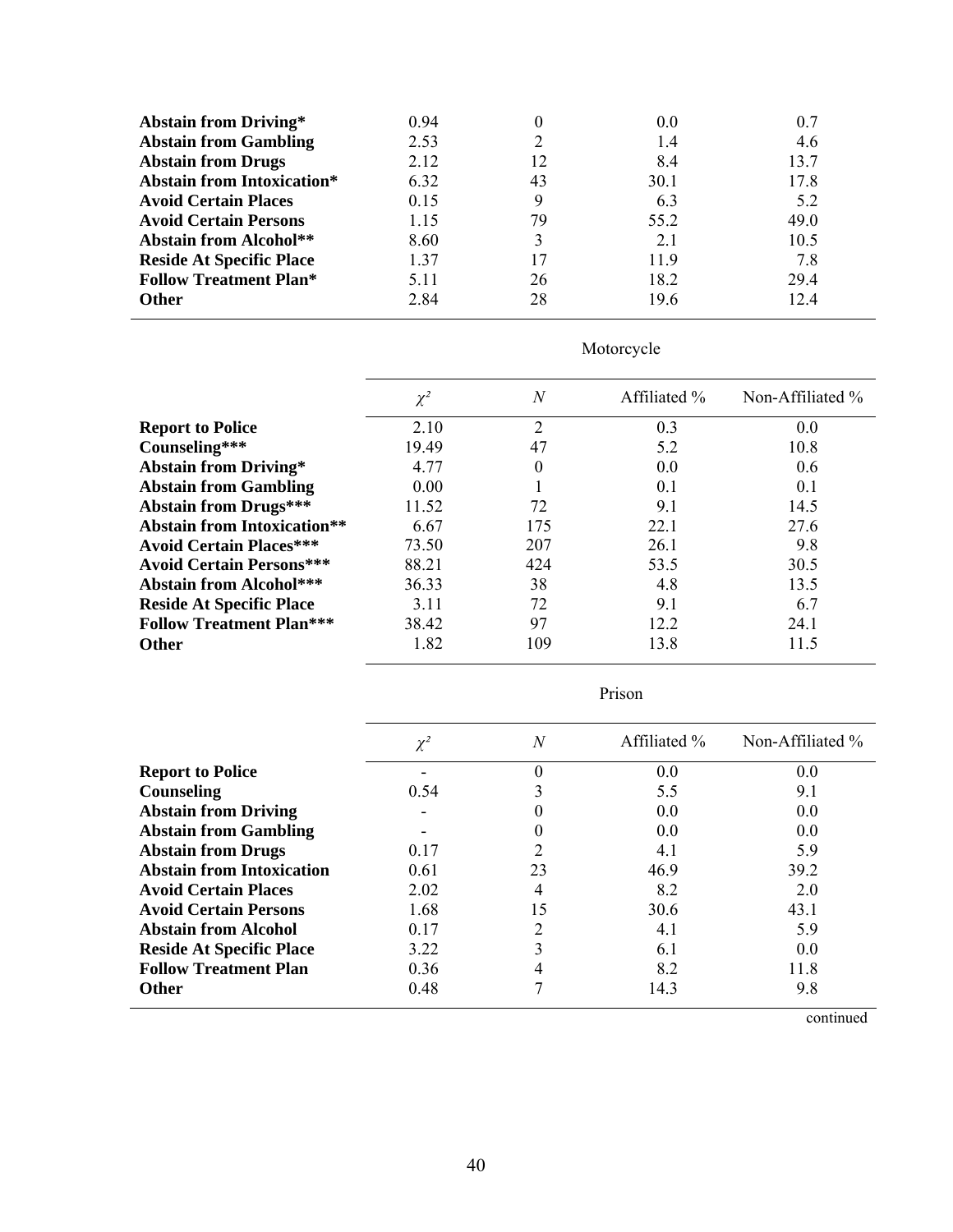| | $\chi^2$ | $N$ | Affiliated % | Non-Affiliated % |
|---|---|---|---|---|
| **Abstain from Driving*** | 0.94 | 0 | 0.0 | 0.7 |
| **Abstain from Gambling** | 2.53 | 2 | 1.4 | 4.6 |
| **Abstain from Drugs** | 2.12 | 12 | 8.4 | 13.7 |
| **Abstain from Intoxication*** | 6.32 | 43 | 30.1 | 17.8 |
| **Avoid Certain Places** | 0.15 | 9 | 6.3 | 5.2 |
| **Avoid Certain Persons** | 1.15 | 79 | 55.2 | 49.0 |
| **Abstain from Alcohol**** | 8.60 | 3 | 2.1 | 10.5 |
| **Reside At Specific Place** | 1.37 | 17 | 11.9 | 7.8 |
| **Follow Treatment Plan*** | 5.11 | 26 | 18.2 | 29.4 |
| **Other** | 2.84 | 28 | 19.6 | 12.4 |

| | Motorcycle | | | |
|---|---|---|---|---|
| | $\chi^2$ | $N$ | Affiliated % | Non-Affiliated % |
| **Report to Police** | 2.10 | 2 | 0.3 | 0.0 |
| **Counseling***** | 19.49 | 47 | 5.2 | 10.8 |
| **Abstain from Driving*** | 4.77 | 0 | 0.0 | 0.6 |
| **Abstain from Gambling** | 0.00 | 1 | 0.1 | 0.1 |
| **Abstain from Drugs***** | 11.52 | 72 | 9.1 | 14.5 |
| **Abstain from Intoxication**** | 6.67 | 175 | 22.1 | 27.6 |
| **Avoid Certain Places***** | 73.50 | 207 | 26.1 | 9.8 |
| **Avoid Certain Persons***** | 88.21 | 424 | 53.5 | 30.5 |
| **Abstain from Alcohol***** | 36.33 | 38 | 4.8 | 13.5 |
| **Reside At Specific Place** | 3.11 | 72 | 9.1 | 6.7 |
| **Follow Treatment Plan***** | 38.42 | 97 | 12.2 | 24.1 |
| **Other** | 1.82 | 109 | 13.8 | 11.5 |

| | Prison | | | |
|---|---|---|---|---|
| | $\chi^2$ | $N$ | Affiliated % | Non-Affiliated % |
| **Report to Police** | - | 0 | 0.0 | 0.0 |
| **Counseling** | 0.54 | 3 | 5.5 | 9.1 |
| **Abstain from Driving** | - | 0 | 0.0 | 0.0 |
| **Abstain from Gambling** | - | 0 | 0.0 | 0.0 |
| **Abstain from Drugs** | 0.17 | 2 | 4.1 | 5.9 |
| **Abstain from Intoxication** | 0.61 | 23 | 46.9 | 39.2 |
| **Avoid Certain Places** | 2.02 | 4 | 8.2 | 2.0 |
| **Avoid Certain Persons** | 1.68 | 15 | 30.6 | 43.1 |
| **Abstain from Alcohol** | 0.17 | 2 | 4.1 | 5.9 |
| **Reside At Specific Place** | 3.22 | 3 | 6.1 | 0.0 |
| **Follow Treatment Plan** | 0.36 | 4 | 8.2 | 11.8 |
| **Other** | 0.48 | 7 | 14.3 | 9.8 |

continued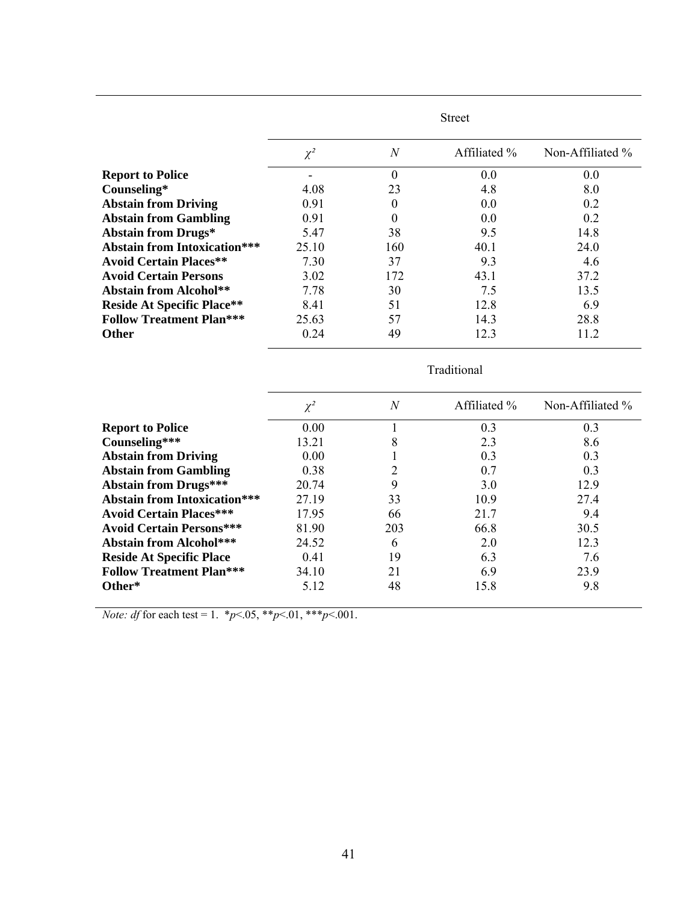| | Street | | | |
|---|---|---|---|---|
| | $\chi^2$ | $N$ | Affiliated % | Non-Affiliated % |
| **Report to Police** | - | 0 | 0.0 | 0.0 |
| **Counseling*** | 4.08 | 23 | 4.8 | 8.0 |
| **Abstain from Driving** | 0.91 | 0 | 0.0 | 0.2 |
| **Abstain from Gambling** | 0.91 | 0 | 0.0 | 0.2 |
| **Abstain from Drugs*** | 5.47 | 38 | 9.5 | 14.8 |
| **Abstain from Intoxication***** | 25.10 | 160 | 40.1 | 24.0 |
| **Avoid Certain Places**** | 7.30 | 37 | 9.3 | 4.6 |
| **Avoid Certain Persons** | 3.02 | 172 | 43.1 | 37.2 |
| **Abstain from Alcohol**** | 7.78 | 30 | 7.5 | 13.5 |
| **Reside At Specific Place**** | 8.41 | 51 | 12.8 | 6.9 |
| **Follow Treatment Plan***** | 25.63 | 57 | 14.3 | 28.8 |
| **Other** | 0.24 | 49 | 12.3 | 11.2 |

| | Traditional | | | |
|---|---|---|---|---|
| | $\chi^2$ | $N$ | Affiliated % | Non-Affiliated % |
| **Report to Police** | 0.00 | 1 | 0.3 | 0.3 |
| **Counseling***** | 13.21 | 8 | 2.3 | 8.6 |
| **Abstain from Driving** | 0.00 | 1 | 0.3 | 0.3 |
| **Abstain from Gambling** | 0.38 | 2 | 0.7 | 0.3 |
| **Abstain from Drugs***** | 20.74 | 9 | 3.0 | 12.9 |
| **Abstain from Intoxication***** | 27.19 | 33 | 10.9 | 27.4 |
| **Avoid Certain Places***** | 17.95 | 66 | 21.7 | 9.4 |
| **Avoid Certain Persons***** | 81.90 | 203 | 66.8 | 30.5 |
| **Abstain from Alcohol***** | 24.52 | 6 | 2.0 | 12.3 |
| **Reside At Specific Place** | 0.41 | 19 | 6.3 | 7.6 |
| **Follow Treatment Plan***** | 34.10 | 21 | 6.9 | 23.9 |
| **Other*** | 5.12 | 48 | 15.8 | 9.8 |

*Note: df* for each test = 1. *$p<.05$, **$p<.01$, ***$p<.001$.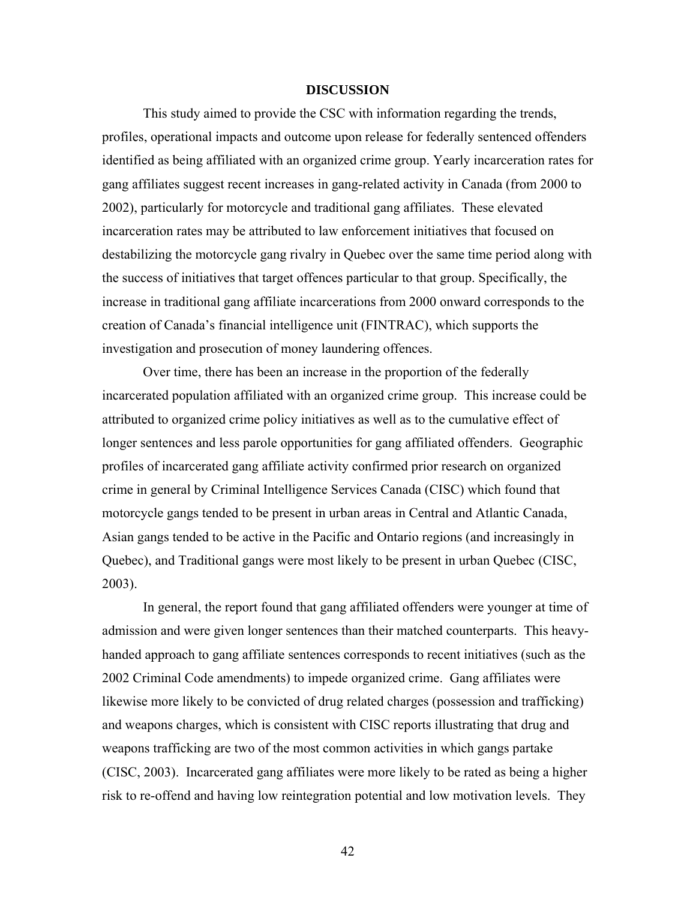# DISCUSSION

This study aimed to provide the CSC with information regarding the trends, profiles, operational impacts and outcome upon release for federally sentenced offenders identified as being affiliated with an organized crime group. Yearly incarceration rates for gang affiliates suggest recent increases in gang-related activity in Canada (from 2000 to 2002), particularly for motorcycle and traditional gang affiliates. These elevated incarceration rates may be attributed to law enforcement initiatives that focused on destabilizing the motorcycle gang rivalry in Quebec over the same time period along with the success of initiatives that target offences particular to that group. Specifically, the increase in traditional gang affiliate incarcerations from 2000 onward corresponds to the creation of Canada's financial intelligence unit (FINTRAC), which supports the investigation and prosecution of money laundering offences.

Over time, there has been an increase in the proportion of the federally incarcerated population affiliated with an organized crime group. This increase could be attributed to organized crime policy initiatives as well as to the cumulative effect of longer sentences and less parole opportunities for gang affiliated offenders. Geographic profiles of incarcerated gang affiliate activity confirmed prior research on organized crime in general by Criminal Intelligence Services Canada (CISC) which found that motorcycle gangs tended to be present in urban areas in Central and Atlantic Canada, Asian gangs tended to be active in the Pacific and Ontario regions (and increasingly in Quebec), and Traditional gangs were most likely to be present in urban Quebec (CISC, 2003).

In general, the report found that gang affiliated offenders were younger at time of admission and were given longer sentences than their matched counterparts. This heavy-handed approach to gang affiliate sentences corresponds to recent initiatives (such as the 2002 Criminal Code amendments) to impede organized crime. Gang affiliates were likewise more likely to be convicted of drug related charges (possession and trafficking) and weapons charges, which is consistent with CISC reports illustrating that drug and weapons trafficking are two of the most common activities in which gangs partake (CISC, 2003). Incarcerated gang affiliates were more likely to be rated as being a higher risk to re-offend and having low reintegration potential and low motivation levels. They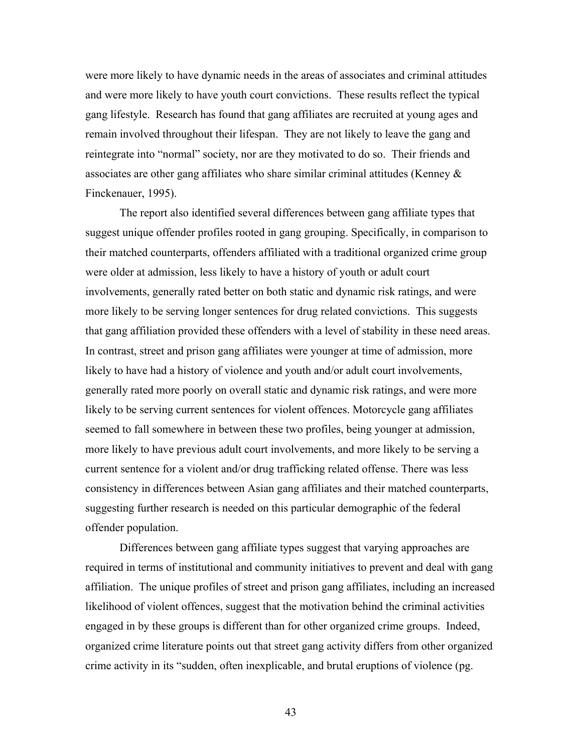were more likely to have dynamic needs in the areas of associates and criminal attitudes and were more likely to have youth court convictions. These results reflect the typical gang lifestyle. Research has found that gang affiliates are recruited at young ages and remain involved throughout their lifespan. They are not likely to leave the gang and reintegrate into "normal" society, nor are they motivated to do so. Their friends and associates are other gang affiliates who share similar criminal attitudes (Kenney & Finckenauer, 1995).

The report also identified several differences between gang affiliate types that suggest unique offender profiles rooted in gang grouping. Specifically, in comparison to their matched counterparts, offenders affiliated with a traditional organized crime group were older at admission, less likely to have a history of youth or adult court involvements, generally rated better on both static and dynamic risk ratings, and were more likely to be serving longer sentences for drug related convictions. This suggests that gang affiliation provided these offenders with a level of stability in these need areas. In contrast, street and prison gang affiliates were younger at time of admission, more likely to have had a history of violence and youth and/or adult court involvements, generally rated more poorly on overall static and dynamic risk ratings, and were more likely to be serving current sentences for violent offences. Motorcycle gang affiliates seemed to fall somewhere in between these two profiles, being younger at admission, more likely to have previous adult court involvements, and more likely to be serving a current sentence for a violent and/or drug trafficking related offense. There was less consistency in differences between Asian gang affiliates and their matched counterparts, suggesting further research is needed on this particular demographic of the federal offender population.

Differences between gang affiliate types suggest that varying approaches are required in terms of institutional and community initiatives to prevent and deal with gang affiliation. The unique profiles of street and prison gang affiliates, including an increased likelihood of violent offences, suggest that the motivation behind the criminal activities engaged in by these groups is different than for other organized crime groups. Indeed, organized crime literature points out that street gang activity differs from other organized crime activity in its "sudden, often inexplicable, and brutal eruptions of violence (pg.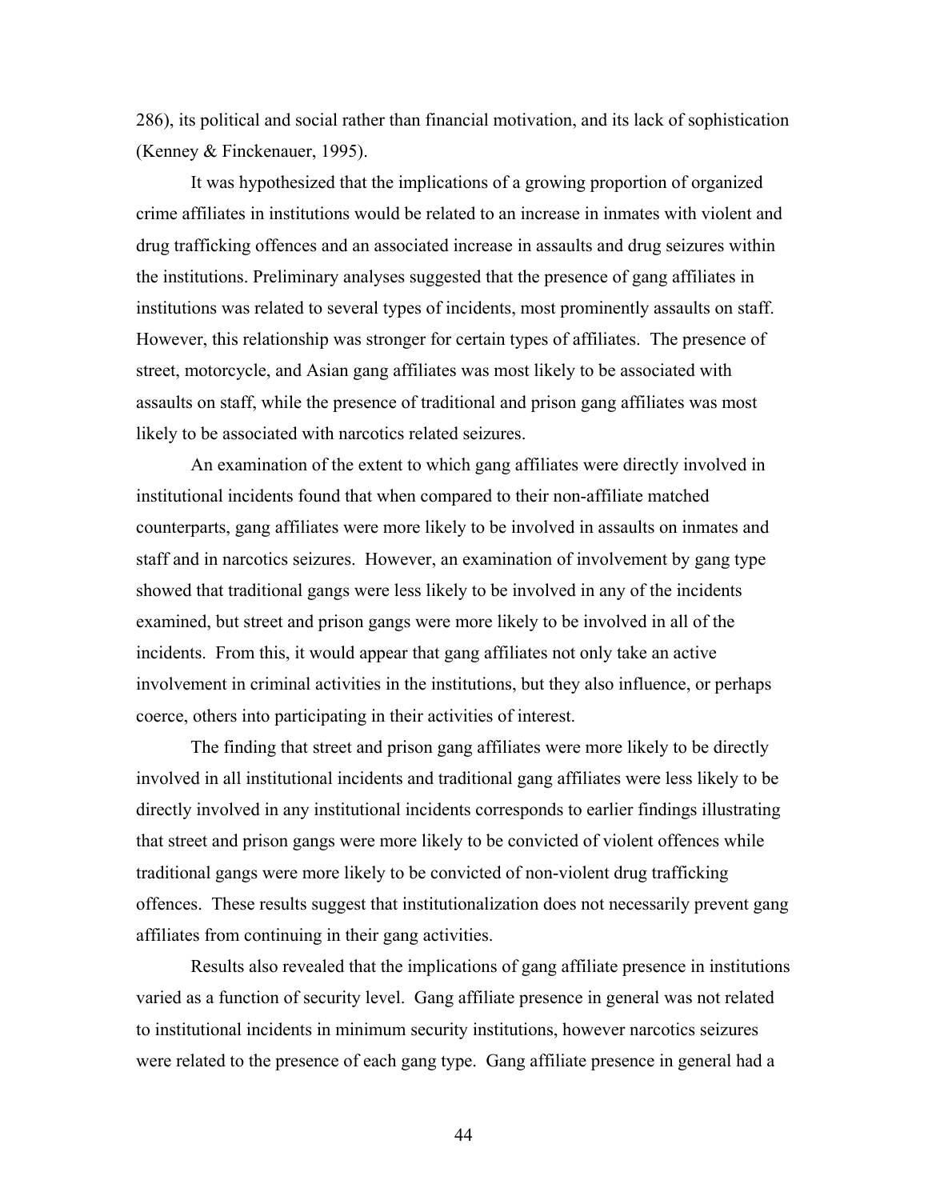286), its political and social rather than financial motivation, and its lack of sophistication (Kenney & Finckenauer, 1995).

It was hypothesized that the implications of a growing proportion of organized crime affiliates in institutions would be related to an increase in inmates with violent and drug trafficking offences and an associated increase in assaults and drug seizures within the institutions. Preliminary analyses suggested that the presence of gang affiliates in institutions was related to several types of incidents, most prominently assaults on staff. However, this relationship was stronger for certain types of affiliates. The presence of street, motorcycle, and Asian gang affiliates was most likely to be associated with assaults on staff, while the presence of traditional and prison gang affiliates was most likely to be associated with narcotics related seizures.

An examination of the extent to which gang affiliates were directly involved in institutional incidents found that when compared to their non-affiliate matched counterparts, gang affiliates were more likely to be involved in assaults on inmates and staff and in narcotics seizures. However, an examination of involvement by gang type showed that traditional gangs were less likely to be involved in any of the incidents examined, but street and prison gangs were more likely to be involved in all of the incidents. From this, it would appear that gang affiliates not only take an active involvement in criminal activities in the institutions, but they also influence, or perhaps coerce, others into participating in their activities of interest.

The finding that street and prison gang affiliates were more likely to be directly involved in all institutional incidents and traditional gang affiliates were less likely to be directly involved in any institutional incidents corresponds to earlier findings illustrating that street and prison gangs were more likely to be convicted of violent offences while traditional gangs were more likely to be convicted of non-violent drug trafficking offences. These results suggest that institutionalization does not necessarily prevent gang affiliates from continuing in their gang activities.

Results also revealed that the implications of gang affiliate presence in institutions varied as a function of security level. Gang affiliate presence in general was not related to institutional incidents in minimum security institutions, however narcotics seizures were related to the presence of each gang type. Gang affiliate presence in general had a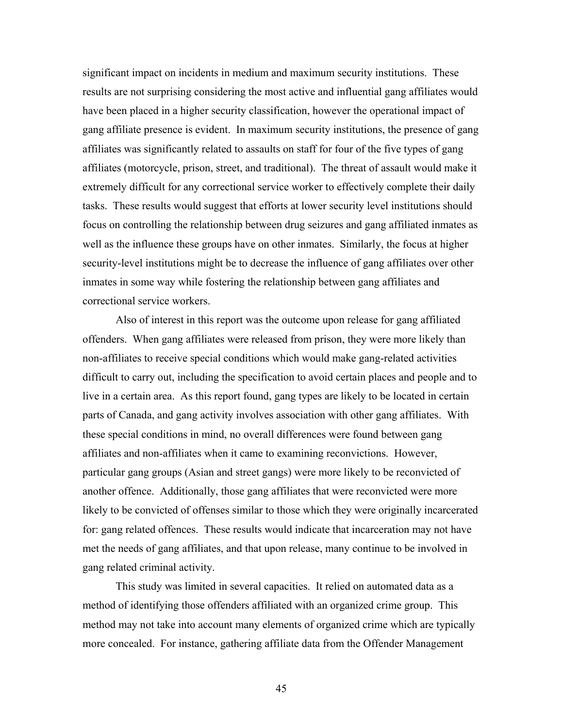significant impact on incidents in medium and maximum security institutions. These results are not surprising considering the most active and influential gang affiliates would have been placed in a higher security classification, however the operational impact of gang affiliate presence is evident. In maximum security institutions, the presence of gang affiliates was significantly related to assaults on staff for four of the five types of gang affiliates (motorcycle, prison, street, and traditional). The threat of assault would make it extremely difficult for any correctional service worker to effectively complete their daily tasks. These results would suggest that efforts at lower security level institutions should focus on controlling the relationship between drug seizures and gang affiliated inmates as well as the influence these groups have on other inmates. Similarly, the focus at higher security-level institutions might be to decrease the influence of gang affiliates over other inmates in some way while fostering the relationship between gang affiliates and correctional service workers.

Also of interest in this report was the outcome upon release for gang affiliated offenders. When gang affiliates were released from prison, they were more likely than non-affiliates to receive special conditions which would make gang-related activities difficult to carry out, including the specification to avoid certain places and people and to live in a certain area. As this report found, gang types are likely to be located in certain parts of Canada, and gang activity involves association with other gang affiliates. With these special conditions in mind, no overall differences were found between gang affiliates and non-affiliates when it came to examining reconvictions. However, particular gang groups (Asian and street gangs) were more likely to be reconvicted of another offence. Additionally, those gang affiliates that were reconvicted were more likely to be convicted of offenses similar to those which they were originally incarcerated for: gang related offences. These results would indicate that incarceration may not have met the needs of gang affiliates, and that upon release, many continue to be involved in gang related criminal activity.

This study was limited in several capacities. It relied on automated data as a method of identifying those offenders affiliated with an organized crime group. This method may not take into account many elements of organized crime which are typically more concealed. For instance, gathering affiliate data from the Offender Management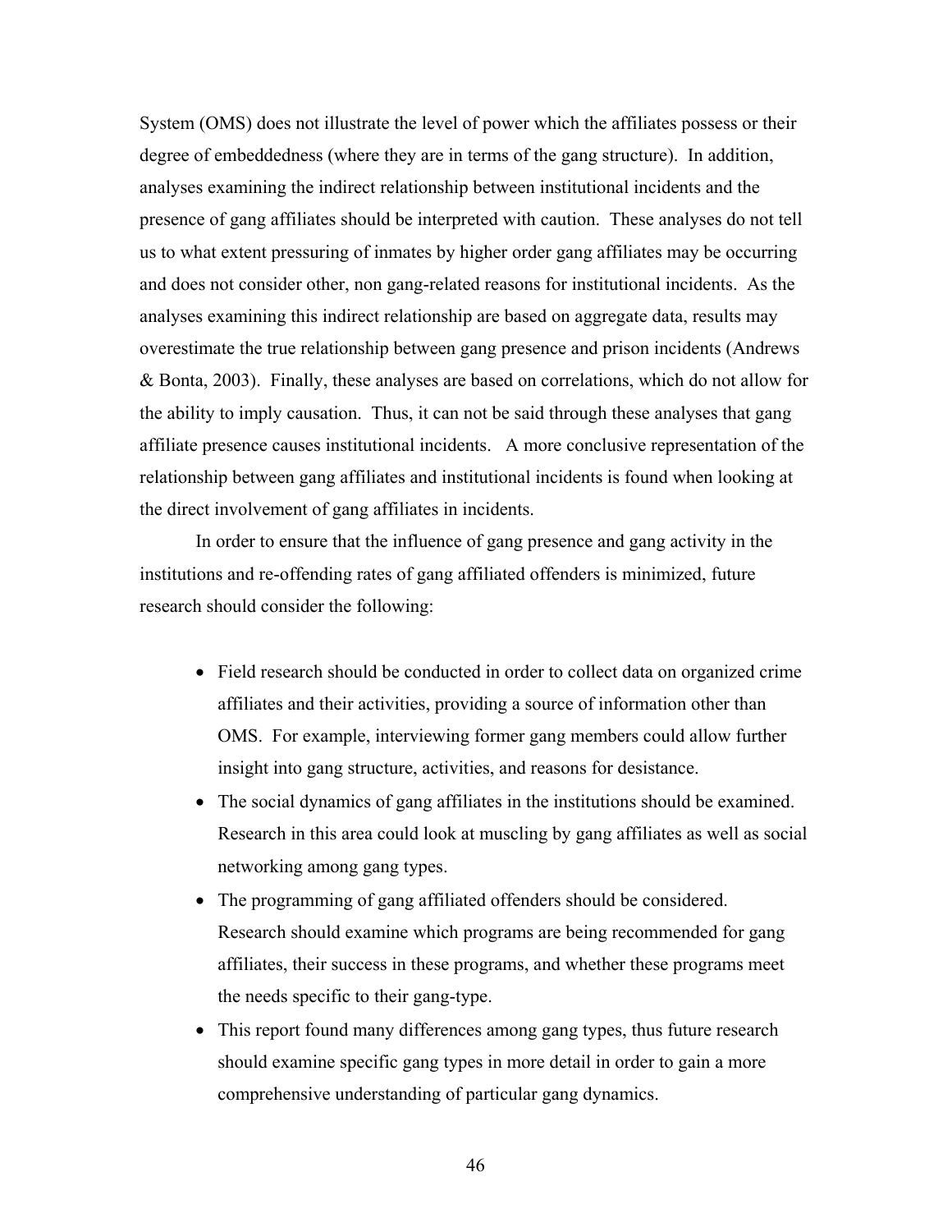System (OMS) does not illustrate the level of power which the affiliates possess or their degree of embeddedness (where they are in terms of the gang structure). In addition, analyses examining the indirect relationship between institutional incidents and the presence of gang affiliates should be interpreted with caution. These analyses do not tell us to what extent pressuring of inmates by higher order gang affiliates may be occurring and does not consider other, non gang-related reasons for institutional incidents. As the analyses examining this indirect relationship are based on aggregate data, results may overestimate the true relationship between gang presence and prison incidents (Andrews & Bonta, 2003). Finally, these analyses are based on correlations, which do not allow for the ability to imply causation. Thus, it can not be said through these analyses that gang affiliate presence causes institutional incidents. A more conclusive representation of the relationship between gang affiliates and institutional incidents is found when looking at the direct involvement of gang affiliates in incidents.

In order to ensure that the influence of gang presence and gang activity in the institutions and re-offending rates of gang affiliated offenders is minimized, future research should consider the following:

- Field research should be conducted in order to collect data on organized crime affiliates and their activities, providing a source of information other than OMS. For example, interviewing former gang members could allow further insight into gang structure, activities, and reasons for desistance.
- The social dynamics of gang affiliates in the institutions should be examined. Research in this area could look at muscling by gang affiliates as well as social networking among gang types.
- The programming of gang affiliated offenders should be considered. Research should examine which programs are being recommended for gang affiliates, their success in these programs, and whether these programs meet the needs specific to their gang-type.
- This report found many differences among gang types, thus future research should examine specific gang types in more detail in order to gain a more comprehensive understanding of particular gang dynamics.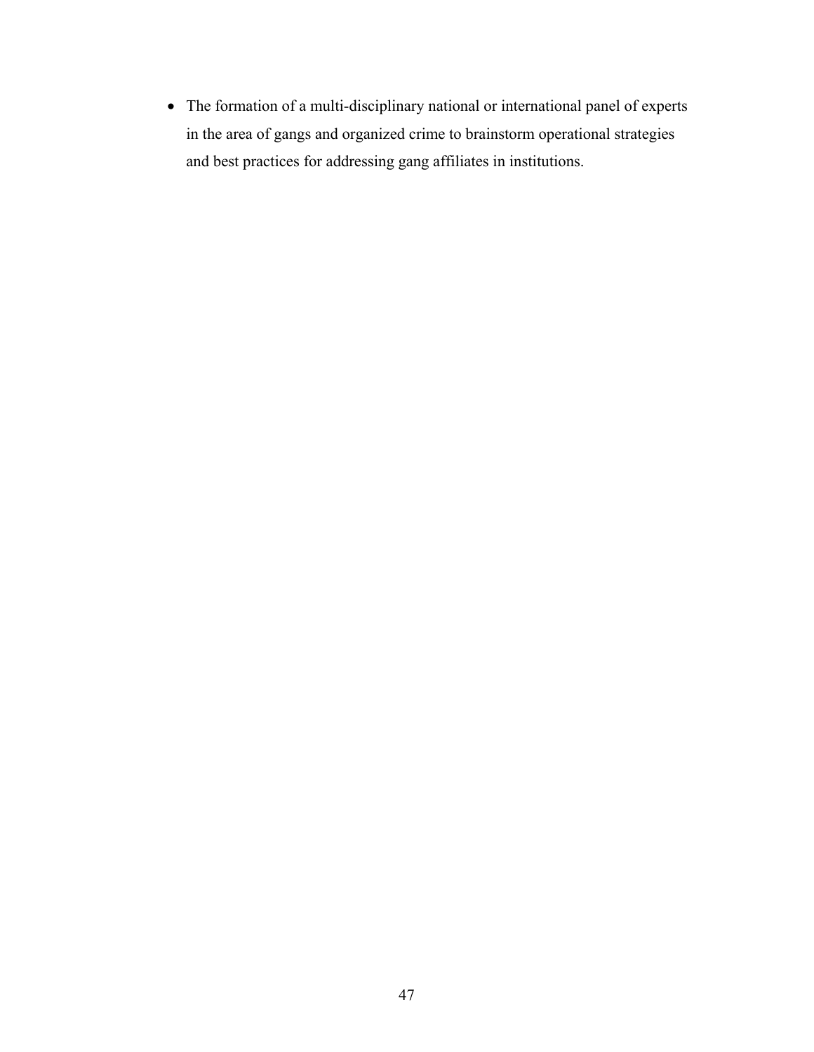- The formation of a multi-disciplinary national or international panel of experts in the area of gangs and organized crime to brainstorm operational strategies and best practices for addressing gang affiliates in institutions.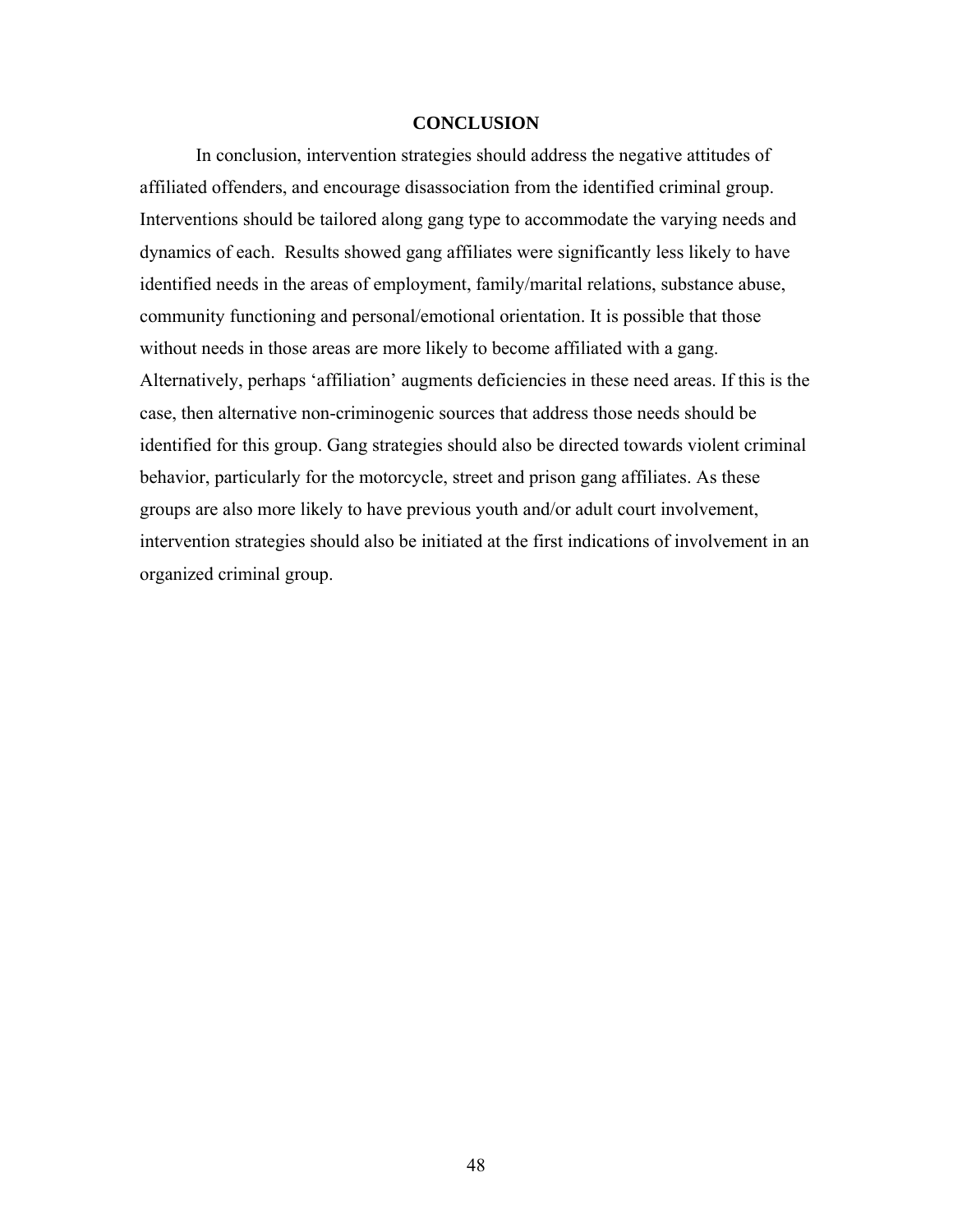## CONCLUSION

In conclusion, intervention strategies should address the negative attitudes of affiliated offenders, and encourage disassociation from the identified criminal group. Interventions should be tailored along gang type to accommodate the varying needs and dynamics of each. Results showed gang affiliates were significantly less likely to have identified needs in the areas of employment, family/marital relations, substance abuse, community functioning and personal/emotional orientation. It is possible that those without needs in those areas are more likely to become affiliated with a gang. Alternatively, perhaps 'affiliation' augments deficiencies in these need areas. If this is the case, then alternative non-criminogenic sources that address those needs should be identified for this group. Gang strategies should also be directed towards violent criminal behavior, particularly for the motorcycle, street and prison gang affiliates. As these groups are also more likely to have previous youth and/or adult court involvement, intervention strategies should also be initiated at the first indications of involvement in an organized criminal group.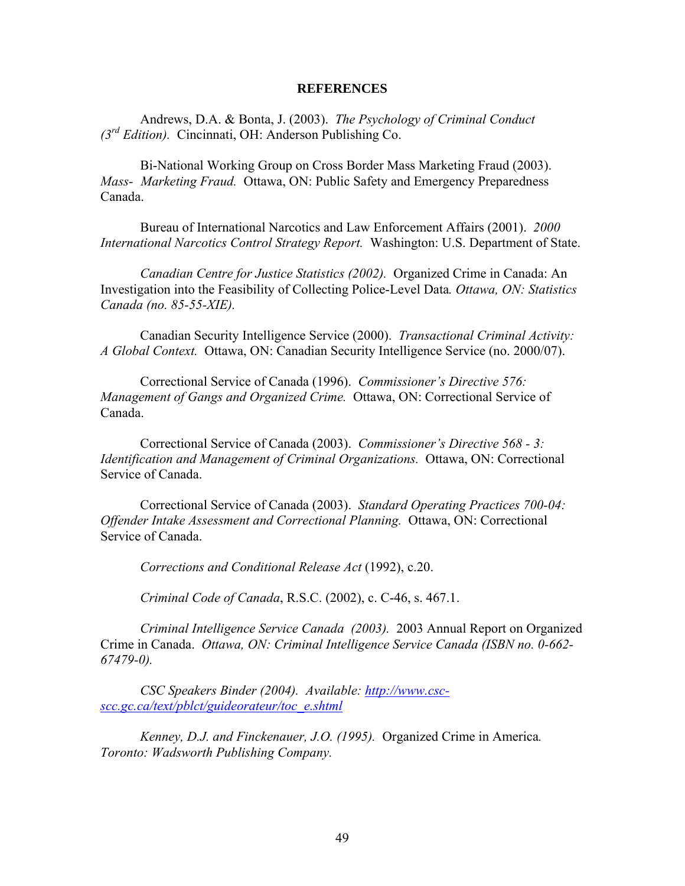# REFERENCES

Andrews, D.A. & Bonta, J. (2003). *The Psychology of Criminal Conduct (3rd Edition).* Cincinnati, OH: Anderson Publishing Co.

Bi-National Working Group on Cross Border Mass Marketing Fraud (2003). *Mass- Marketing Fraud.* Ottawa, ON: Public Safety and Emergency Preparedness Canada.

Bureau of International Narcotics and Law Enforcement Affairs (2001). *2000 International Narcotics Control Strategy Report.* Washington: U.S. Department of State.

*Canadian Centre for Justice Statistics (2002).* Organized Crime in Canada: An Investigation into the Feasibility of Collecting Police-Level Data*. Ottawa, ON: Statistics Canada (no. 85-55-XIE).*

Canadian Security Intelligence Service (2000). *Transactional Criminal Activity: A Global Context.* Ottawa, ON: Canadian Security Intelligence Service (no. 2000/07).

Correctional Service of Canada (1996). *Commissioner's Directive 576: Management of Gangs and Organized Crime.* Ottawa, ON: Correctional Service of Canada.

Correctional Service of Canada (2003). *Commissioner's Directive 568 - 3: Identification and Management of Criminal Organizations.* Ottawa, ON: Correctional Service of Canada.

Correctional Service of Canada (2003). *Standard Operating Practices 700-04: Offender Intake Assessment and Correctional Planning.* Ottawa, ON: Correctional Service of Canada.

*Corrections and Conditional Release Act* (1992), c.20.

*Criminal Code of Canada*, R.S.C. (2002), c. C-46, s. 467.1.

*Criminal Intelligence Service Canada (2003).* 2003 Annual Report on Organized Crime in Canada. *Ottawa, ON: Criminal Intelligence Service Canada (ISBN no. 0-662-67479-0).*

*CSC Speakers Binder (2004). Available: http://www.csc-scc.gc.ca/text/pblct/guideorateur/toc_e.shtml*

*Kenney, D.J. and Finckenauer, J.O. (1995).* Organized Crime in America*. Toronto: Wadsworth Publishing Company.*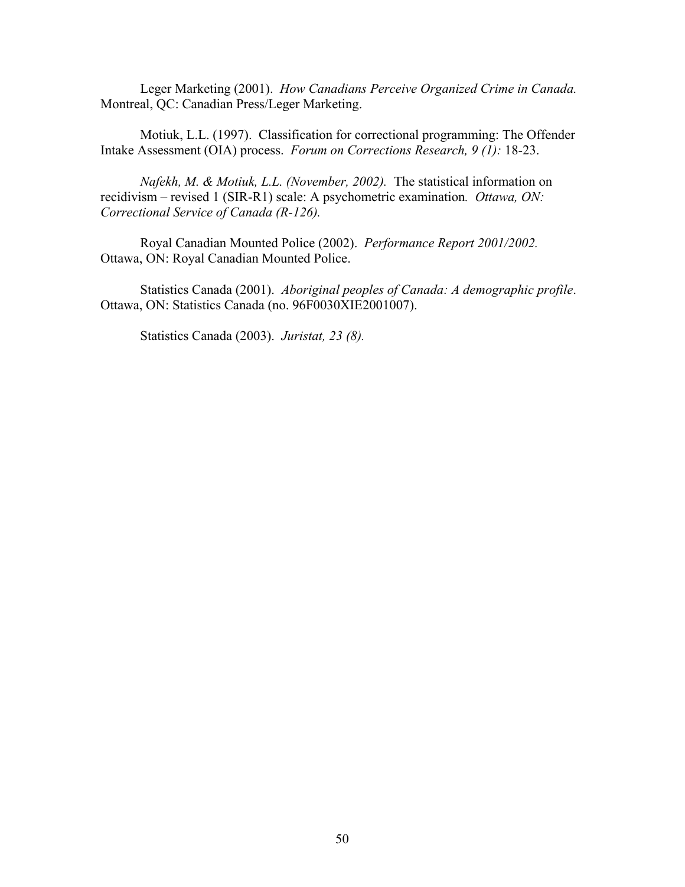Leger Marketing (2001). *How Canadians Perceive Organized Crime in Canada.* Montreal, QC: Canadian Press/Leger Marketing.

Motiuk, L.L. (1997). Classification for correctional programming: The Offender Intake Assessment (OIA) process. *Forum on Corrections Research, 9 (1):* 18-23.

*Nafekh, M. & Motiuk, L.L. (November, 2002).* The statistical information on recidivism – revised 1 (SIR-R1) scale: A psychometric examination*. Ottawa, ON: Correctional Service of Canada (R-126).*

Royal Canadian Mounted Police (2002). *Performance Report 2001/2002.* Ottawa, ON: Royal Canadian Mounted Police.

Statistics Canada (2001). *Aboriginal peoples of Canada: A demographic profile*. Ottawa, ON: Statistics Canada (no. 96F0030XIE2001007).

Statistics Canada (2003). *Juristat, 23 (8).*